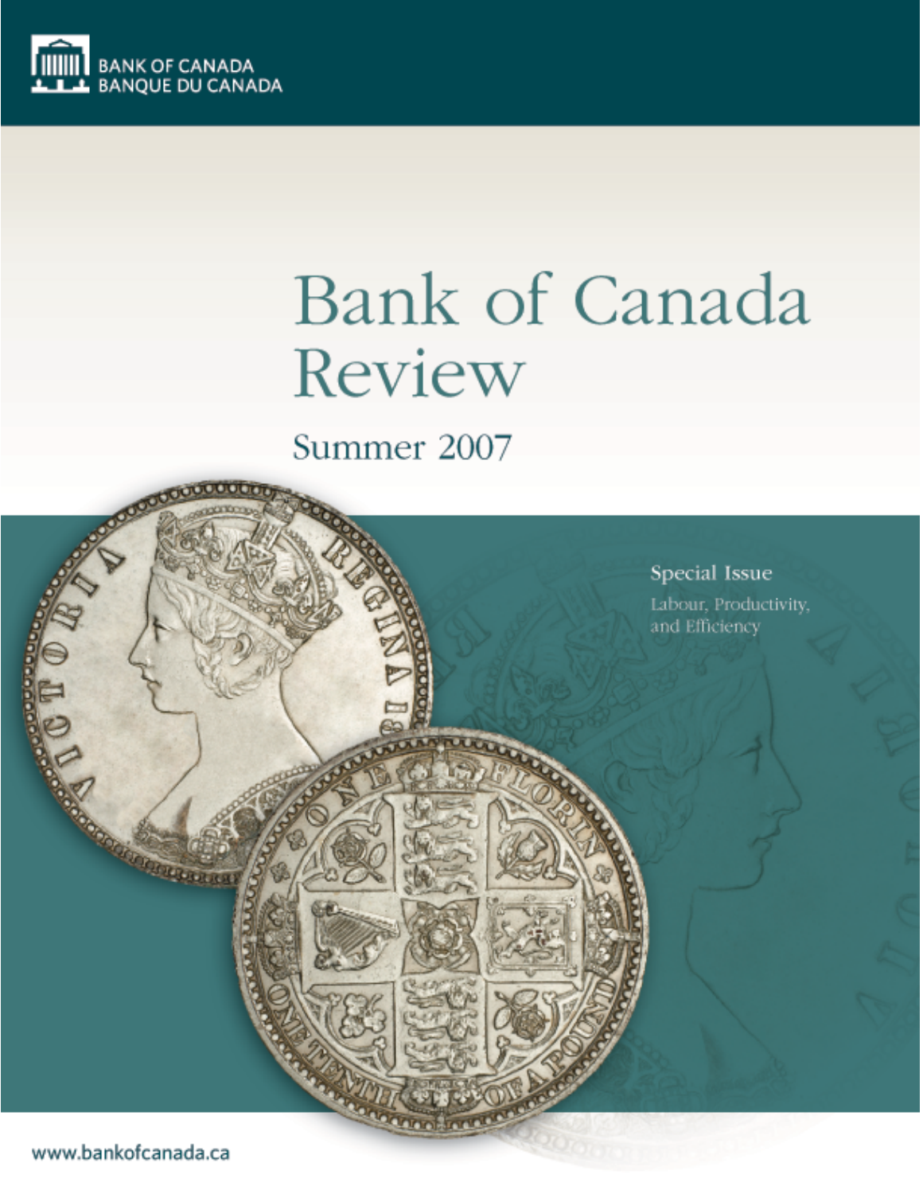BANK OF CANADA
BANQUE DU CANADA

# Bank of Canada Review

## Summer 2007

**Special Issue**

Labour, Productivity, and Efficiency

www.bankofcanada.ca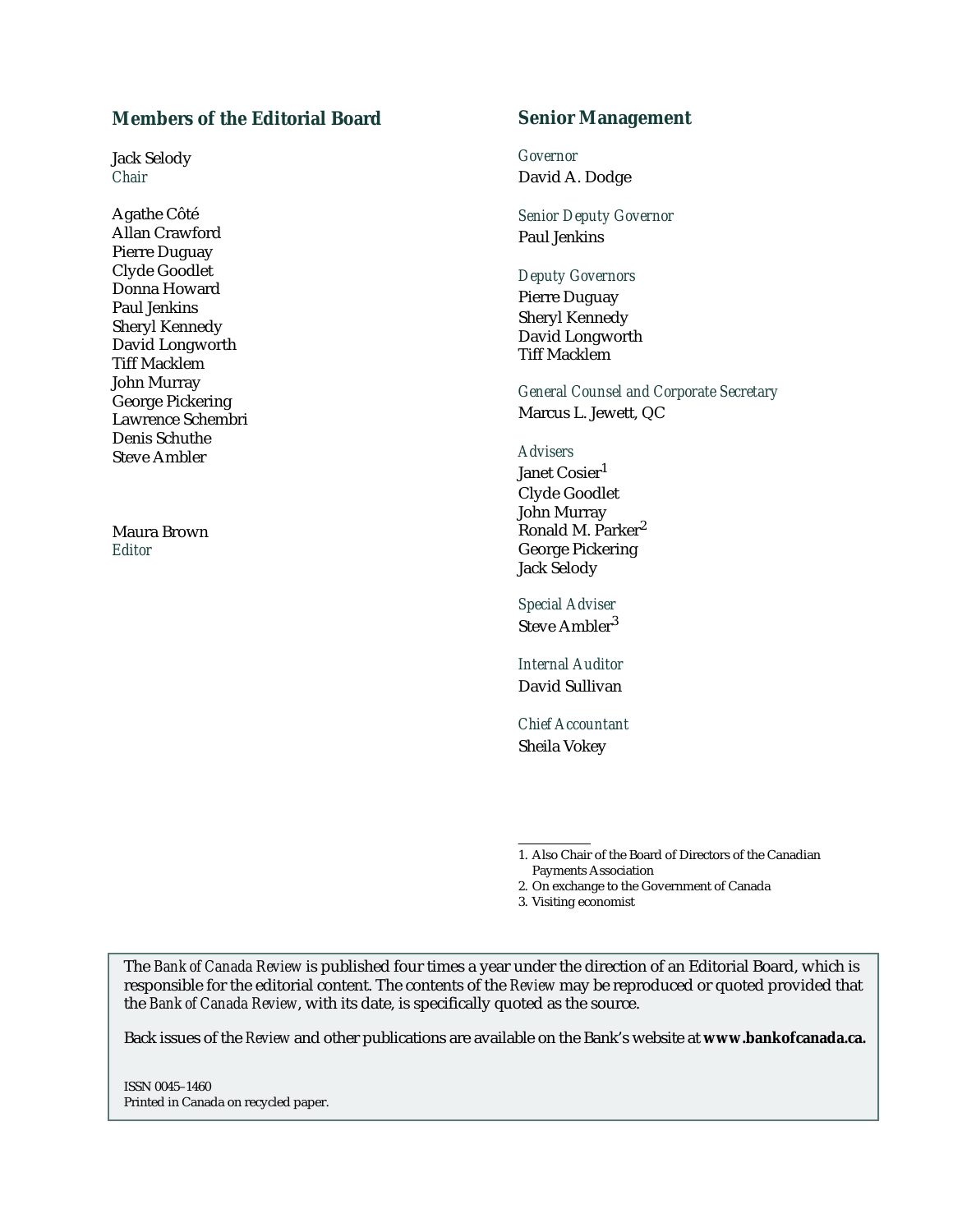## Members of the Editorial Board

Jack Selody
*Chair*

Agathe Côté
Allan Crawford
Pierre Duguay
Clyde Goodlet
Donna Howard
Paul Jenkins
Sheryl Kennedy
David Longworth
Tiff Macklem
John Murray
George Pickering
Lawrence Schembri
Denis Schuthe
Steve Ambler

Maura Brown
*Editor*

## Senior Management

*Governor*
David A. Dodge

*Senior Deputy Governor*
Paul Jenkins

*Deputy Governors*
Pierre Duguay
Sheryl Kennedy
David Longworth
Tiff Macklem

*General Counsel and Corporate Secretary*
Marcus L. Jewett, QC

*Advisers*
Janet Cosier[1]
Clyde Goodlet
John Murray
Ronald M. Parker[2]
George Pickering
Jack Selody

*Special Adviser*
Steve Ambler[3]

*Internal Auditor*
David Sullivan

*Chief Accountant*
Sheila Vokey

1. Also Chair of the Board of Directors of the Canadian Payments Association
2. On exchange to the Government of Canada
3. Visiting economist

The *Bank of Canada Review* is published four times a year under the direction of an Editorial Board, which is responsible for the editorial content. The contents of the *Review* may be reproduced or quoted provided that the *Bank of Canada Review*, with its date, is specifically quoted as the source.

Back issues of the *Review* and other publications are available on the Bank's website at **www.bankofcanada.ca.**

ISSN 0045–1460
Printed in Canada on recycled paper.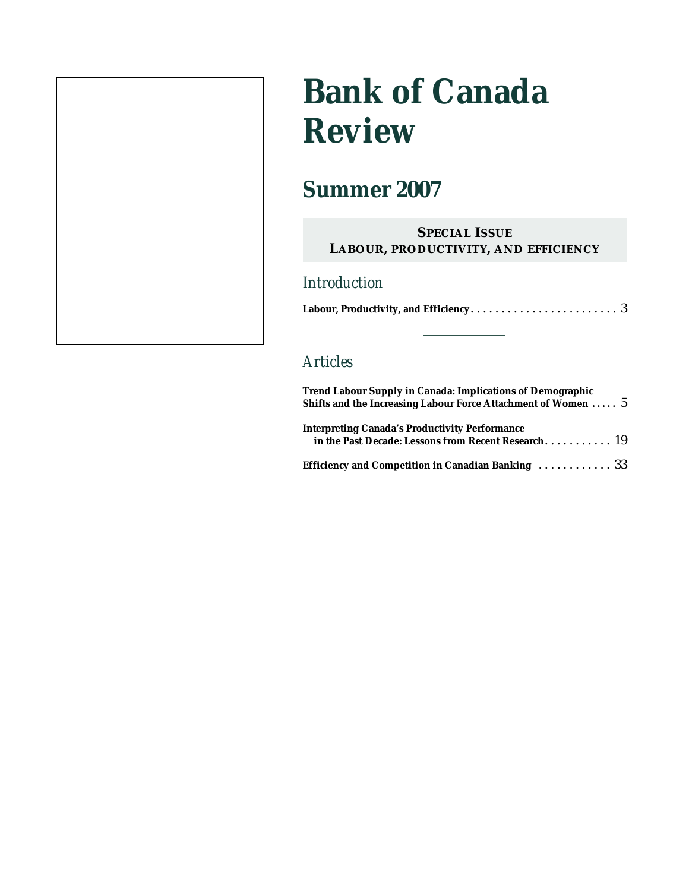# Bank of Canada Review

## Summer 2007

**SPECIAL ISSUE**
**LABOUR, PRODUCTIVITY, AND EFFICIENCY**

### *Introduction*

**Labour, Productivity, and Efficiency** . . . . . . . . . . . . . . . . . . . . . . . . 3

### *Articles*

**Trend Labour Supply in Canada: Implications of Demographic Shifts and the Increasing Labour Force Attachment of Women** . . . . . 5

**Interpreting Canada's Productivity Performance in the Past Decade: Lessons from Recent Research** . . . . . . . . . . . 19

**Efficiency and Competition in Canadian Banking** . . . . . . . . . . . . 33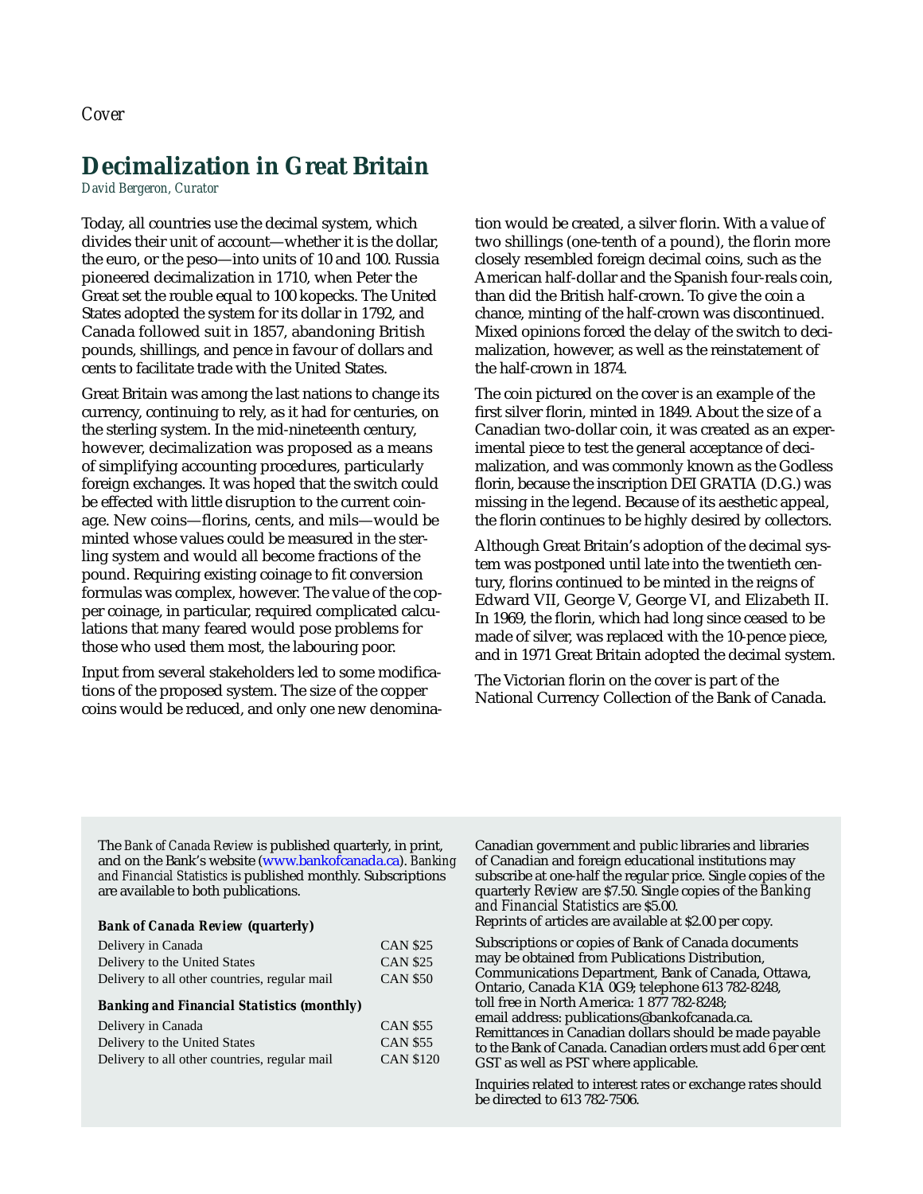*Cover*

# Decimalization in Great Britain

*David Bergeron, Curator*

Today, all countries use the decimal system, which divides their unit of account—whether it is the dollar, the euro, or the peso—into units of 10 and 100. Russia pioneered decimalization in 1710, when Peter the Great set the rouble equal to 100 kopecks. The United States adopted the system for its dollar in 1792, and Canada followed suit in 1857, abandoning British pounds, shillings, and pence in favour of dollars and cents to facilitate trade with the United States.

Great Britain was among the last nations to change its currency, continuing to rely, as it had for centuries, on the sterling system. In the mid-nineteenth century, however, decimalization was proposed as a means of simplifying accounting procedures, particularly foreign exchanges. It was hoped that the switch could be effected with little disruption to the current coinage. New coins—florins, cents, and mils—would be minted whose values could be measured in the sterling system and would all become fractions of the pound. Requiring existing coinage to fit conversion formulas was complex, however. The value of the copper coinage, in particular, required complicated calculations that many feared would pose problems for those who used them most, the labouring poor.

Input from several stakeholders led to some modifications of the proposed system. The size of the copper coins would be reduced, and only one new denomination would be created, a silver florin. With a value of two shillings (one-tenth of a pound), the florin more closely resembled foreign decimal coins, such as the American half-dollar and the Spanish four-reals coin, than did the British half-crown. To give the coin a chance, minting of the half-crown was discontinued. Mixed opinions forced the delay of the switch to decimalization, however, as well as the reinstatement of the half-crown in 1874.

The coin pictured on the cover is an example of the first silver florin, minted in 1849. About the size of a Canadian two-dollar coin, it was created as an experimental piece to test the general acceptance of decimalization, and was commonly known as the Godless florin, because the inscription DEI GRATIA (D.G.) was missing in the legend. Because of its aesthetic appeal, the florin continues to be highly desired by collectors.

Although Great Britain's adoption of the decimal system was postponed until late into the twentieth century, florins continued to be minted in the reigns of Edward VII, George V, George VI, and Elizabeth II. In 1969, the florin, which had long since ceased to be made of silver, was replaced with the 10-pence piece, and in 1971 Great Britain adopted the decimal system.

The Victorian florin on the cover is part of the National Currency Collection of the Bank of Canada.

---

The *Bank of Canada Review* is published quarterly, in print, and on the Bank's website (www.bankofcanada.ca). *Banking and Financial Statistics* is published monthly. Subscriptions are available to both publications.

***Bank of Canada Review* (quarterly)**

| | |
|---|---|
| Delivery in Canada | CAN $25 |
| Delivery to the United States | CAN $25 |
| Delivery to all other countries, regular mail | CAN $50 |

***Banking and Financial Statistics* (monthly)**

| | |
|---|---|
| Delivery in Canada | CAN $55 |
| Delivery to the United States | CAN $55 |
| Delivery to all other countries, regular mail | CAN $120 |

Canadian government and public libraries and libraries of Canadian and foreign educational institutions may subscribe at one-half the regular price. Single copies of the quarterly *Review* are $7.50. Single copies of the *Banking and Financial Statistics* are $5.00.
Reprints of articles are available at $2.00 per copy.

Subscriptions or copies of Bank of Canada documents may be obtained from Publications Distribution, Communications Department, Bank of Canada, Ottawa, Ontario, Canada K1A 0G9; telephone 613 782-8248, toll free in North America: 1 877 782-8248; email address: publications@bankofcanada.ca. Remittances in Canadian dollars should be made payable to the Bank of Canada. Canadian orders must add 6 per cent GST as well as PST where applicable.

Inquiries related to interest rates or exchange rates should be directed to 613 782-7506.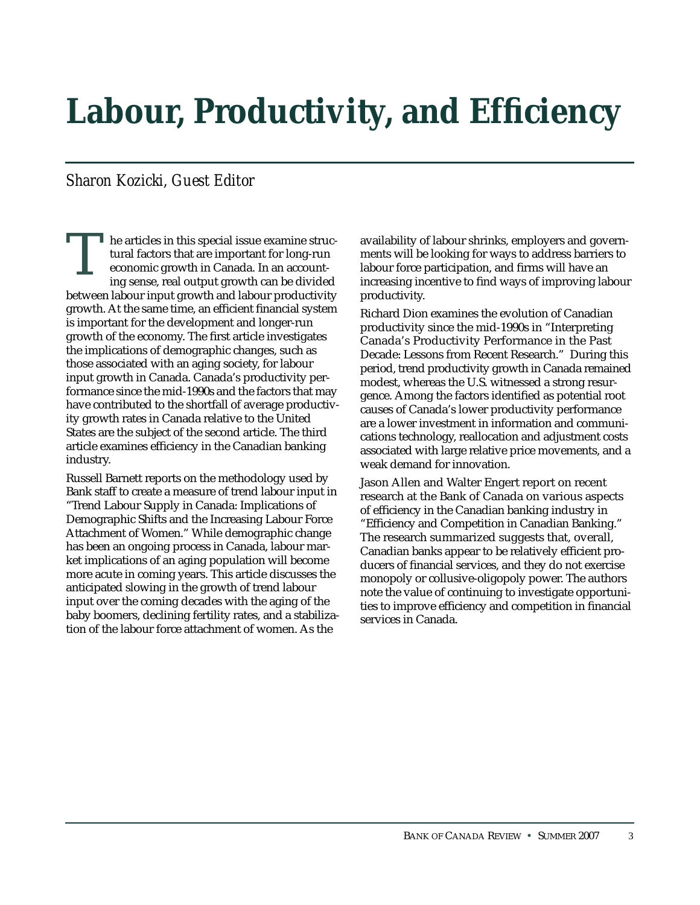# Labour, Productivity, and Efficiency

*Sharon Kozicki, Guest Editor*

The articles in this special issue examine structural factors that are important for long-run economic growth in Canada. In an accounting sense, real output growth can be divided between labour input growth and labour productivity growth. At the same time, an efficient financial system is important for the development and longer-run growth of the economy. The first article investigates the implications of demographic changes, such as those associated with an aging society, for labour input growth in Canada. Canada's productivity performance since the mid-1990s and the factors that may have contributed to the shortfall of average productivity growth rates in Canada relative to the United States are the subject of the second article. The third article examines efficiency in the Canadian banking industry.

Russell Barnett reports on the methodology used by Bank staff to create a measure of trend labour input in "Trend Labour Supply in Canada: Implications of Demographic Shifts and the Increasing Labour Force Attachment of Women." While demographic change has been an ongoing process in Canada, labour market implications of an aging population will become more acute in coming years. This article discusses the anticipated slowing in the growth of trend labour input over the coming decades with the aging of the baby boomers, declining fertility rates, and a stabilization of the labour force attachment of women. As the availability of labour shrinks, employers and governments will be looking for ways to address barriers to labour force participation, and firms will have an increasing incentive to find ways of improving labour productivity.

Richard Dion examines the evolution of Canadian productivity since the mid-1990s in "Interpreting Canada's Productivity Performance in the Past Decade: Lessons from Recent Research." During this period, trend productivity growth in Canada remained modest, whereas the U.S. witnessed a strong resurgence. Among the factors identified as potential root causes of Canada's lower productivity performance are a lower investment in information and communications technology, reallocation and adjustment costs associated with large relative price movements, and a weak demand for innovation.

Jason Allen and Walter Engert report on recent research at the Bank of Canada on various aspects of efficiency in the Canadian banking industry in "Efficiency and Competition in Canadian Banking." The research summarized suggests that, overall, Canadian banks appear to be relatively efficient producers of financial services, and they do not exercise monopoly or collusive-oligopoly power. The authors note the value of continuing to investigate opportunities to improve efficiency and competition in financial services in Canada.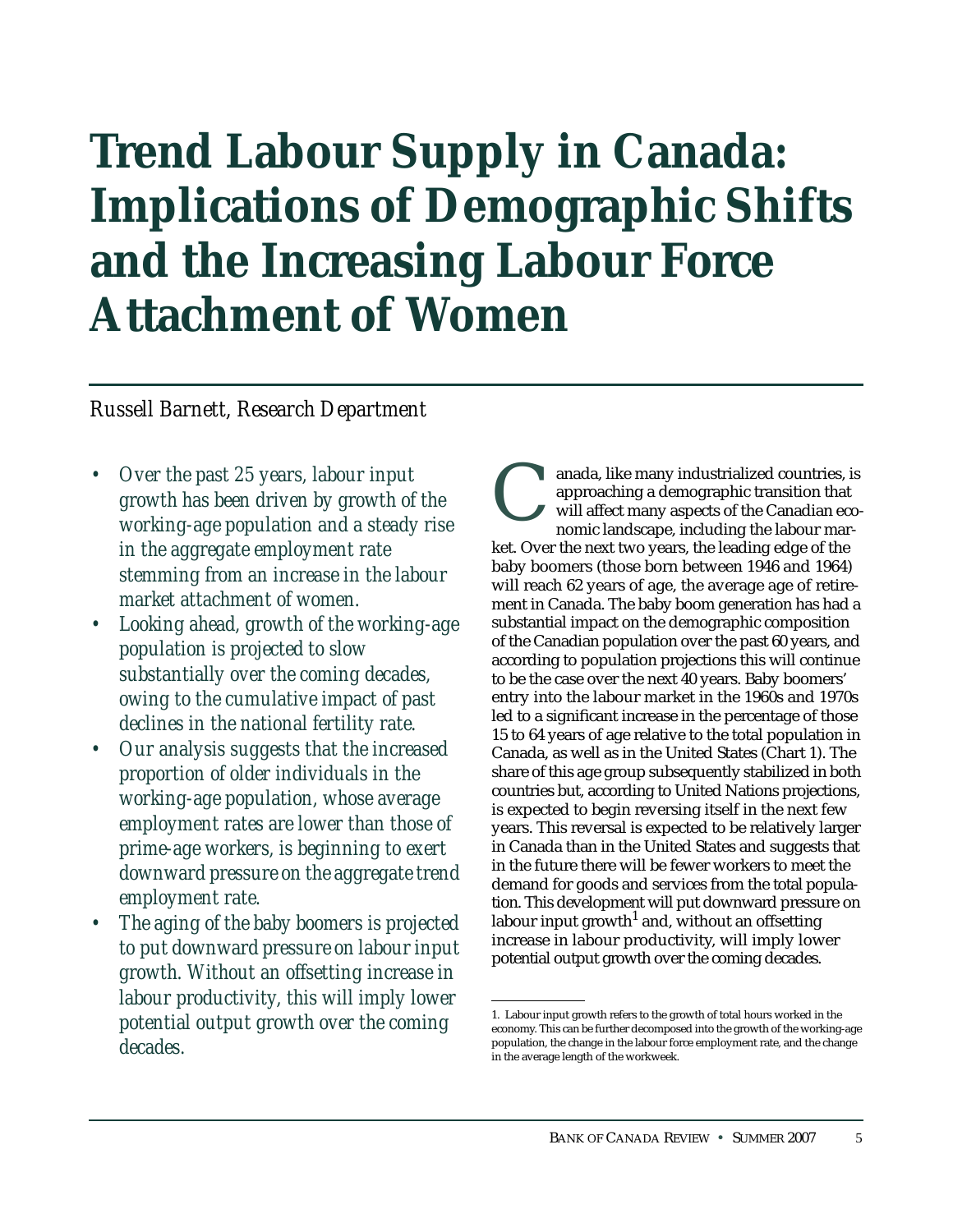# Trend Labour Supply in Canada: Implications of Demographic Shifts and the Increasing Labour Force Attachment of Women

*Russell Barnett, Research Department*

- *Over the past 25 years, labour input growth has been driven by growth of the working-age population and a steady rise in the aggregate employment rate stemming from an increase in the labour market attachment of women.*
- *Looking ahead, growth of the working-age population is projected to slow substantially over the coming decades, owing to the cumulative impact of past declines in the national fertility rate.*
- *Our analysis suggests that the increased proportion of older individuals in the working-age population, whose average employment rates are lower than those of prime-age workers, is beginning to exert downward pressure on the aggregate trend employment rate.*
- *The aging of the baby boomers is projected to put downward pressure on labour input growth. Without an offsetting increase in labour productivity, this will imply lower potential output growth over the coming decades.*

Canada, like many industrialized countries, is approaching a demographic transition that will affect many aspects of the Canadian economic landscape, including the labour market. Over the next two years, the leading edge of the baby boomers (those born between 1946 and 1964) will reach 62 years of age, the average age of retirement in Canada. The baby boom generation has had a substantial impact on the demographic composition of the Canadian population over the past 60 years, and according to population projections this will continue to be the case over the next 40 years. Baby boomers' entry into the labour market in the 1960s and 1970s led to a significant increase in the percentage of those 15 to 64 years of age relative to the total population in Canada, as well as in the United States (Chart 1). The share of this age group subsequently stabilized in both countries but, according to United Nations projections, is expected to begin reversing itself in the next few years. This reversal is expected to be relatively larger in Canada than in the United States and suggests that in the future there will be fewer workers to meet the demand for goods and services from the total population. This development will put downward pressure on labour input growth[1] and, without an offsetting increase in labour productivity, will imply lower potential output growth over the coming decades.

1. Labour input growth refers to the growth of total hours worked in the economy. This can be further decomposed into the growth of the working-age population, the change in the labour force employment rate, and the change in the average length of the workweek.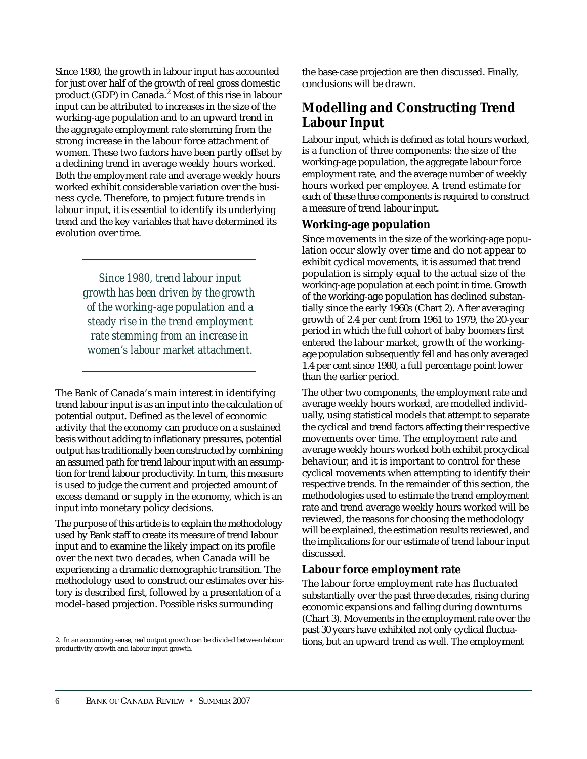Since 1980, the growth in labour input has accounted for just over half of the growth of real gross domestic product (GDP) in Canada.[2] Most of this rise in labour input can be attributed to increases in the size of the working-age population and to an upward trend in the aggregate employment rate stemming from the strong increase in the labour force attachment of women. These two factors have been partly offset by a declining trend in average weekly hours worked. Both the employment rate and average weekly hours worked exhibit considerable variation over the business cycle. Therefore, to project future trends in labour input, it is essential to identify its underlying trend and the key variables that have determined its evolution over time.

*Since 1980, trend labour input growth has been driven by the growth of the working-age population and a steady rise in the trend employment rate stemming from an increase in women's labour market attachment.*

The Bank of Canada's main interest in identifying trend labour input is as an input into the calculation of potential output. Defined as the level of economic activity that the economy can produce on a sustained basis without adding to inflationary pressures, potential output has traditionally been constructed by combining an assumed path for trend labour input with an assumption for trend labour productivity. In turn, this measure is used to judge the current and projected amount of excess demand or supply in the economy, which is an input into monetary policy decisions.

The purpose of this article is to explain the methodology used by Bank staff to create its measure of trend labour input and to examine the likely impact on its profile over the next two decades, when Canada will be experiencing a dramatic demographic transition. The methodology used to construct our estimates over history is described first, followed by a presentation of a model-based projection. Possible risks surrounding the base-case projection are then discussed. Finally, conclusions will be drawn.

## Modelling and Constructing Trend Labour Input

Labour input, which is defined as total hours worked, is a function of three components: the size of the working-age population, the aggregate labour force employment rate, and the average number of weekly hours worked per employee. A trend estimate for each of these three components is required to construct a measure of trend labour input.

### Working-age population

Since movements in the size of the working-age population occur slowly over time and do not appear to exhibit cyclical movements, it is assumed that trend population is simply equal to the actual size of the working-age population at each point in time. Growth of the working-age population has declined substantially since the early 1960s (Chart 2). After averaging growth of 2.4 per cent from 1961 to 1979, the 20-year period in which the full cohort of baby boomers first entered the labour market, growth of the working-age population subsequently fell and has only averaged 1.4 per cent since 1980, a full percentage point lower than the earlier period.

The other two components, the employment rate and average weekly hours worked, are modelled individually, using statistical models that attempt to separate the cyclical and trend factors affecting their respective movements over time. The employment rate and average weekly hours worked both exhibit procyclical behaviour, and it is important to control for these cyclical movements when attempting to identify their respective trends. In the remainder of this section, the methodologies used to estimate the trend employment rate and trend average weekly hours worked will be reviewed, the reasons for choosing the methodology will be explained, the estimation results reviewed, and the implications for our estimate of trend labour input discussed.

### Labour force employment rate

The labour force employment rate has fluctuated substantially over the past three decades, rising during economic expansions and falling during downturns (Chart 3). Movements in the employment rate over the past 30 years have exhibited not only cyclical fluctuations, but an upward trend as well. The employment

---

2. In an accounting sense, real output growth can be divided between labour productivity growth and labour input growth.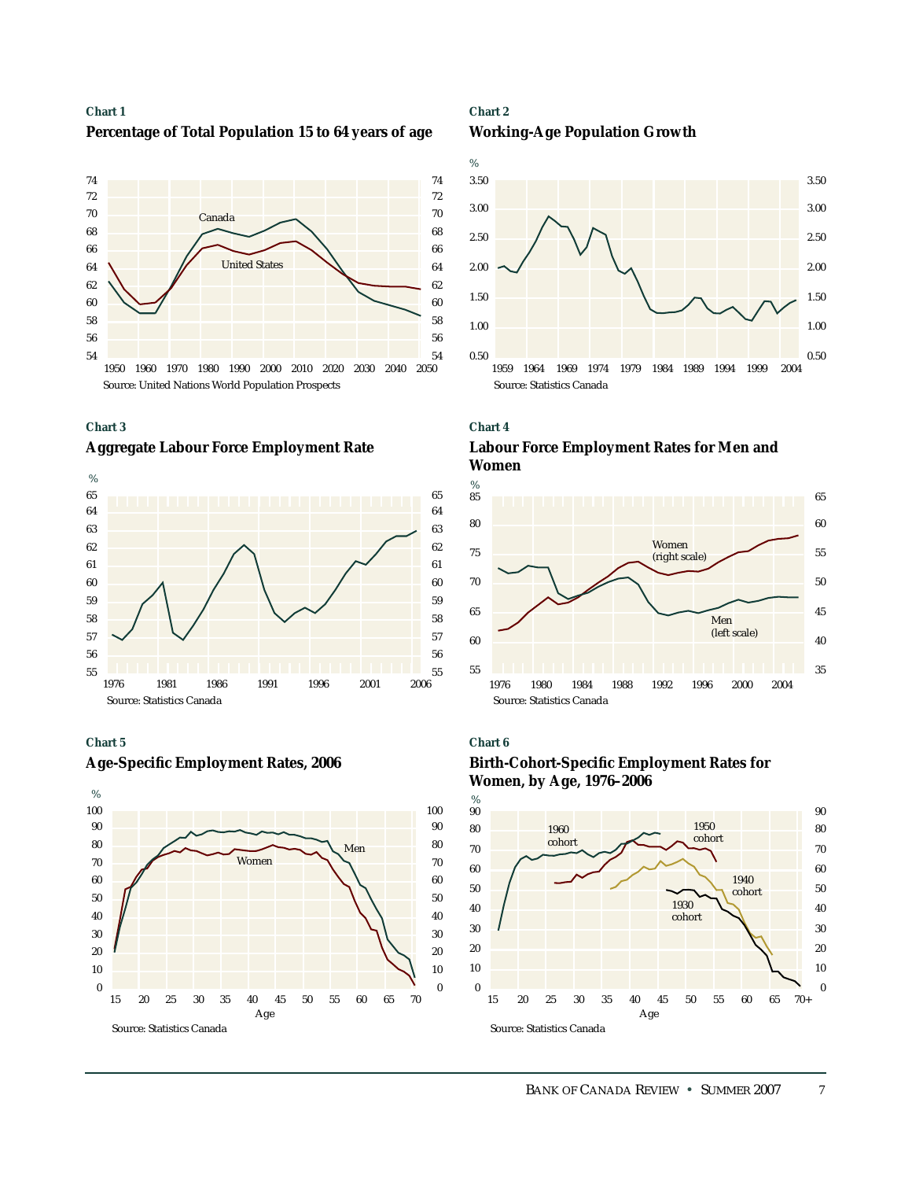**Chart 1**

**Percentage of Total Population 15 to 64 years of age**

Source: United Nations World Population Prospects

**Chart 2**

**Working-Age Population Growth**

Source: Statistics Canada

**Chart 3**

**Aggregate Labour Force Employment Rate**

Source: Statistics Canada

**Chart 4**

**Labour Force Employment Rates for Men and Women**

Source: Statistics Canada

**Chart 5**

**Age-Specific Employment Rates, 2006**

Source: Statistics Canada

**Chart 6**

**Birth-Cohort-Specific Employment Rates for Women, by Age, 1976–2006**

Source: Statistics Canada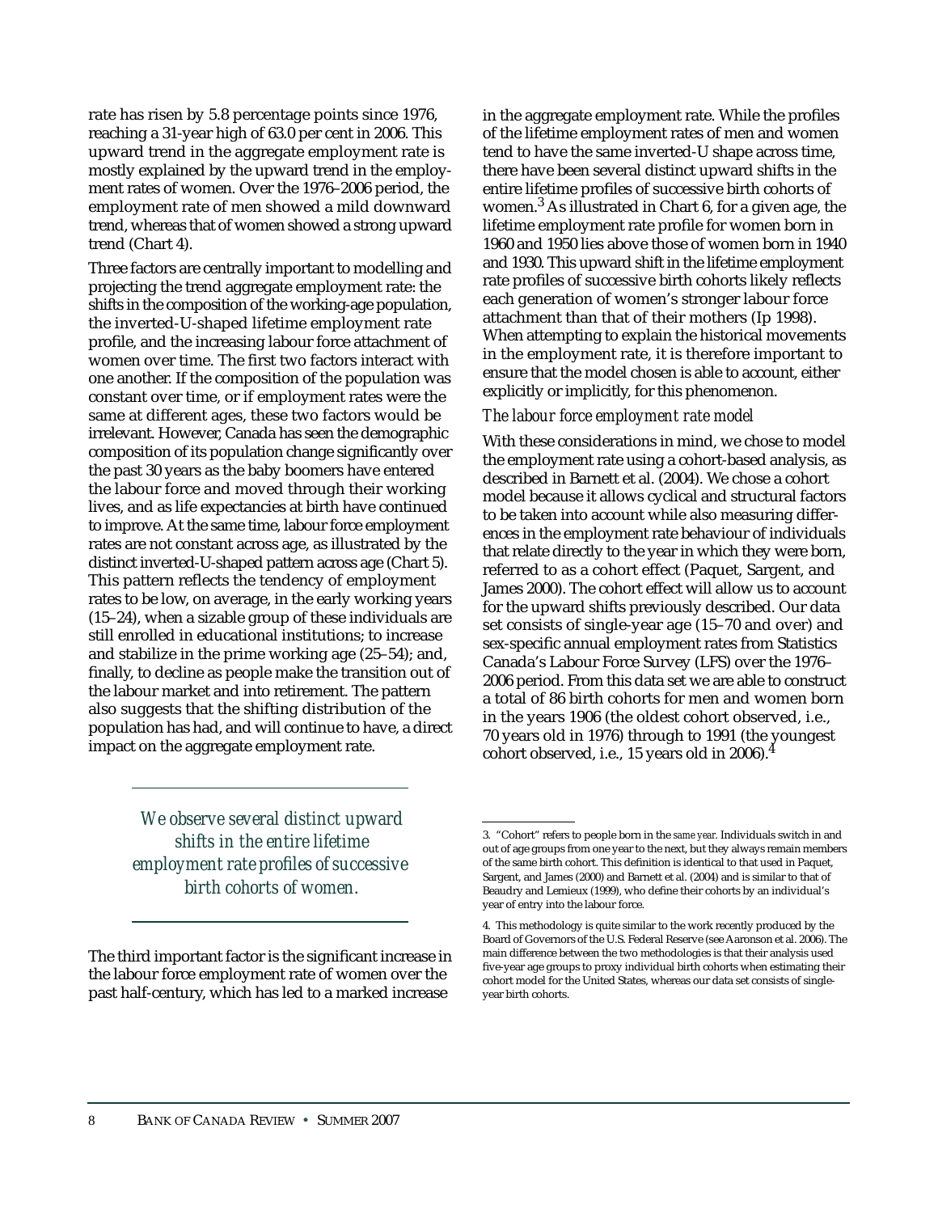rate has risen by 5.8 percentage points since 1976, reaching a 31-year high of 63.0 per cent in 2006. This upward trend in the aggregate employment rate is mostly explained by the upward trend in the employment rates of women. Over the 1976–2006 period, the employment rate of men showed a mild downward trend, whereas that of women showed a strong upward trend (Chart 4).

Three factors are centrally important to modelling and projecting the trend aggregate employment rate: the shifts in the composition of the working-age population, the inverted-U-shaped lifetime employment rate profile, and the increasing labour force attachment of women over time. The first two factors interact with one another. If the composition of the population was constant over time, or if employment rates were the same at different ages, these two factors would be irrelevant. However, Canada has seen the demographic composition of its population change significantly over the past 30 years as the baby boomers have entered the labour force and moved through their working lives, and as life expectancies at birth have continued to improve. At the same time, labour force employment rates are not constant across age, as illustrated by the distinct inverted-U-shaped pattern across age (Chart 5). This pattern reflects the tendency of employment rates to be low, on average, in the early working years (15–24), when a sizable group of these individuals are still enrolled in educational institutions; to increase and stabilize in the prime working age (25–54); and, finally, to decline as people make the transition out of the labour market and into retirement. The pattern also suggests that the shifting distribution of the population has had, and will continue to have, a direct impact on the aggregate employment rate.

*We observe several distinct upward shifts in the entire lifetime employment rate profiles of successive birth cohorts of women.*

The third important factor is the significant increase in the labour force employment rate of women over the past half-century, which has led to a marked increase in the aggregate employment rate. While the profiles of the lifetime employment rates of men and women tend to have the same inverted-U shape across time, there have been several distinct upward shifts in the entire lifetime profiles of successive birth cohorts of women.[3] As illustrated in Chart 6, for a given age, the lifetime employment rate profile for women born in 1960 and 1950 lies above those of women born in 1940 and 1930. This upward shift in the lifetime employment rate profiles of successive birth cohorts likely reflects each generation of women's stronger labour force attachment than that of their mothers (Ip 1998). When attempting to explain the historical movements in the employment rate, it is therefore important to ensure that the model chosen is able to account, either explicitly or implicitly, for this phenomenon.

### *The labour force employment rate model*

With these considerations in mind, we chose to model the employment rate using a cohort-based analysis, as described in Barnett et al. (2004). We chose a cohort model because it allows cyclical and structural factors to be taken into account while also measuring differences in the employment rate behaviour of individuals that relate directly to the year in which they were born, referred to as a cohort effect (Paquet, Sargent, and James 2000). The cohort effect will allow us to account for the upward shifts previously described. Our data set consists of single-year age (15–70 and over) and sex-specific annual employment rates from Statistics Canada's Labour Force Survey (LFS) over the 1976–2006 period. From this data set we are able to construct a total of 86 birth cohorts for men and women born in the years 1906 (the oldest cohort observed, i.e., 70 years old in 1976) through to 1991 (the youngest cohort observed, i.e., 15 years old in 2006).[4]

---

3. "Cohort" refers to people born in the *same year*. Individuals switch in and out of age groups from one year to the next, but they always remain members of the same birth cohort. This definition is identical to that used in Paquet, Sargent, and James (2000) and Barnett et al. (2004) and is similar to that of Beaudry and Lemieux (1999), who define their cohorts by an individual's year of entry into the labour force.

4. This methodology is quite similar to the work recently produced by the Board of Governors of the U.S. Federal Reserve (see Aaronson et al. 2006). The main difference between the two methodologies is that their analysis used five-year age groups to proxy individual birth cohorts when estimating their cohort model for the United States, whereas our data set consists of single-year birth cohorts.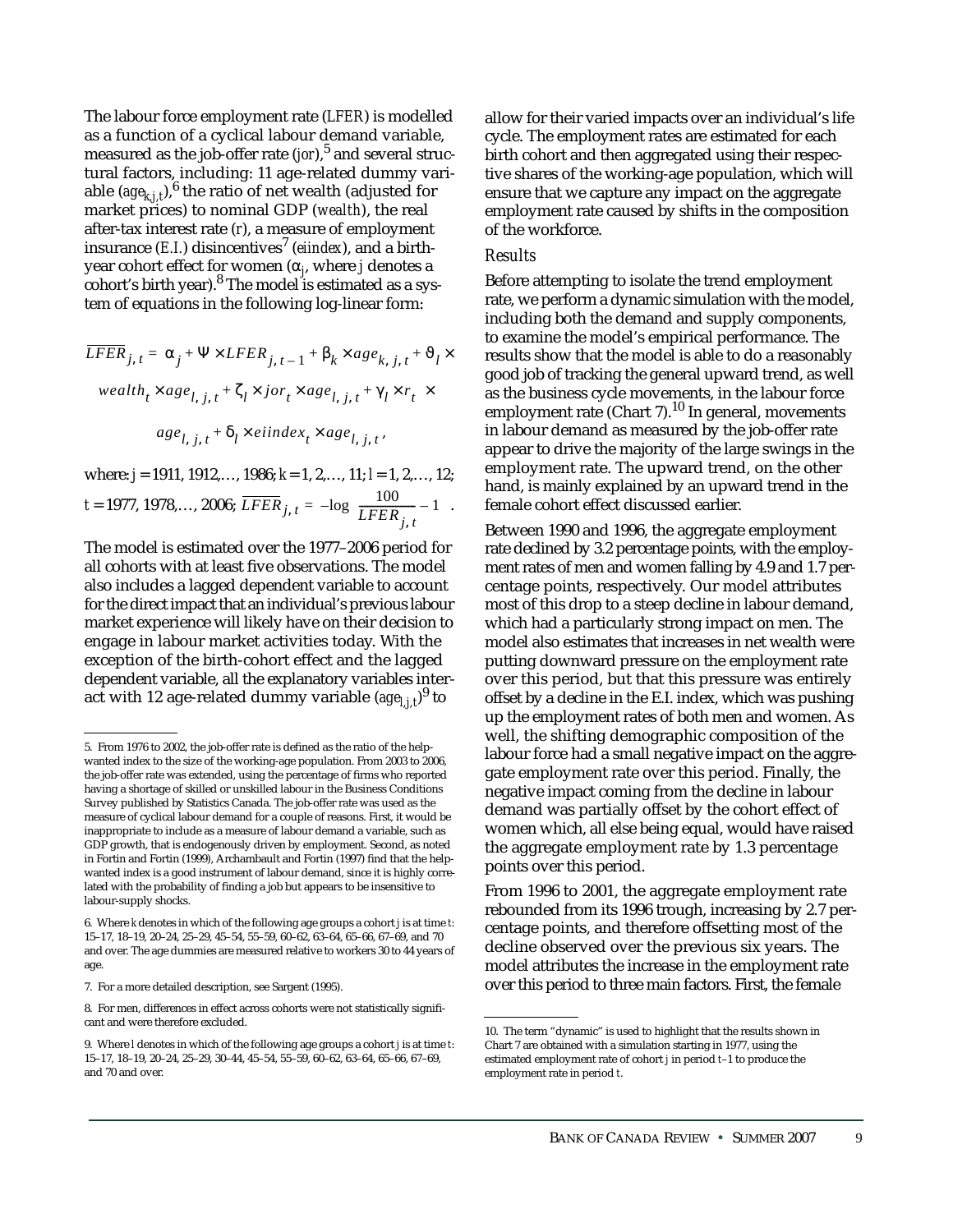The labour force employment rate (*LFER*) is modelled as a function of a cyclical labour demand variable, measured as the job-offer rate (*jor*),[5] and several structural factors, including: 11 age-related dummy variable ($age_{k,j,t}$),[6] the ratio of net wealth (adjusted for market prices) to nominal GDP (*wealth*), the real after-tax interest rate (*r*), a measure of employment insurance (*E.I.*) disincentives[7] (*eiindex*), and a birth-year cohort effect for women ($\alpha_j$, where *j* denotes a cohort's birth year).[8] The model is estimated as a system of equations in the following log-linear form:

$$\overline{LFER}_{j,t} = \alpha_j + \Psi \times LFER_{j,t-1} + \beta_k \times age_{k,j,t} + \vartheta_l \times wealth_t \times age_{l,j,t} + \zeta_l \times jor_t \times age_{l,j,t} + \gamma_l \times r_t \times age_{l,j,t} + \delta_l \times eiindex_t \times age_{l,j,t},$$

where: $j = 1911, 1912, \ldots, 1986$; $k = 1, 2, \ldots, 11$; $l = 1, 2, \ldots, 12$; $t = 1977, 1978, \ldots, 2006$; $\overline{LFER}_{j,t} = -\log\left(\frac{100}{LFER_{j,t}} - 1\right)$.

The model is estimated over the 1977–2006 period for all cohorts with at least five observations. The model also includes a lagged dependent variable to account for the direct impact that an individual's previous labour market experience will likely have on their decision to engage in labour market activities today. With the exception of the birth-cohort effect and the lagged dependent variable, all the explanatory variables interact with 12 age-related dummy variable ($age_{l,j,t}$)[9] to allow for their varied impacts over an individual's life cycle. The employment rates are estimated for each birth cohort and then aggregated using their respective shares of the working-age population, which will ensure that we capture any impact on the aggregate employment rate caused by shifts in the composition of the workforce.

### *Results*

Before attempting to isolate the trend employment rate, we perform a dynamic simulation with the model, including both the demand and supply components, to examine the model's empirical performance. The results show that the model is able to do a reasonably good job of tracking the general upward trend, as well as the business cycle movements, in the labour force employment rate (Chart 7).[10] In general, movements in labour demand as measured by the job-offer rate appear to drive the majority of the large swings in the employment rate. The upward trend, on the other hand, is mainly explained by an upward trend in the female cohort effect discussed earlier.

Between 1990 and 1996, the aggregate employment rate declined by 3.2 percentage points, with the employment rates of men and women falling by 4.9 and 1.7 percentage points, respectively. Our model attributes most of this drop to a steep decline in labour demand, which had a particularly strong impact on men. The model also estimates that increases in net wealth were putting downward pressure on the employment rate over this period, but that this pressure was entirely offset by a decline in the E.I. index, which was pushing up the employment rates of both men and women. As well, the shifting demographic composition of the labour force had a small negative impact on the aggregate employment rate over this period. Finally, the negative impact coming from the decline in labour demand was partially offset by the cohort effect of women which, all else being equal, would have raised the aggregate employment rate by 1.3 percentage points over this period.

From 1996 to 2001, the aggregate employment rate rebounded from its 1996 trough, increasing by 2.7 percentage points, and therefore offsetting most of the decline observed over the previous six years. The model attributes the increase in the employment rate over this period to three main factors. First, the female

---

5. From 1976 to 2002, the job-offer rate is defined as the ratio of the help-wanted index to the size of the working-age population. From 2003 to 2006, the job-offer rate was extended, using the percentage of firms who reported having a shortage of skilled or unskilled labour in the Business Conditions Survey published by Statistics Canada. The job-offer rate was used as the measure of cyclical labour demand for a couple of reasons. First, it would be inappropriate to include as a measure of labour demand a variable, such as GDP growth, that is endogenously driven by employment. Second, as noted in Fortin and Fortin (1999), Archambault and Fortin (1997) find that the help-wanted index is a good instrument of labour demand, since it is highly correlated with the probability of finding a job but appears to be insensitive to labour-supply shocks.

6. Where *k* denotes in which of the following age groups a cohort *j* is at time *t*: 15–17, 18–19, 20–24, 25–29, 45–54, 55–59, 60–62, 63–64, 65–66, 67–69, and 70 and over. The age dummies are measured relative to workers 30 to 44 years of age.

7. For a more detailed description, see Sargent (1995).

8. For men, differences in effect across cohorts were not statistically significant and were therefore excluded.

9. Where *l* denotes in which of the following age groups a cohort *j* is at time *t*: 15–17, 18–19, 20–24, 25–29, 30–44, 45–54, 55–59, 60–62, 63–64, 65–66, 67–69, and 70 and over.

10. The term "dynamic" is used to highlight that the results shown in Chart 7 are obtained with a simulation starting in 1977, using the estimated employment rate of cohort *j* in period *t*–1 to produce the employment rate in period *t*.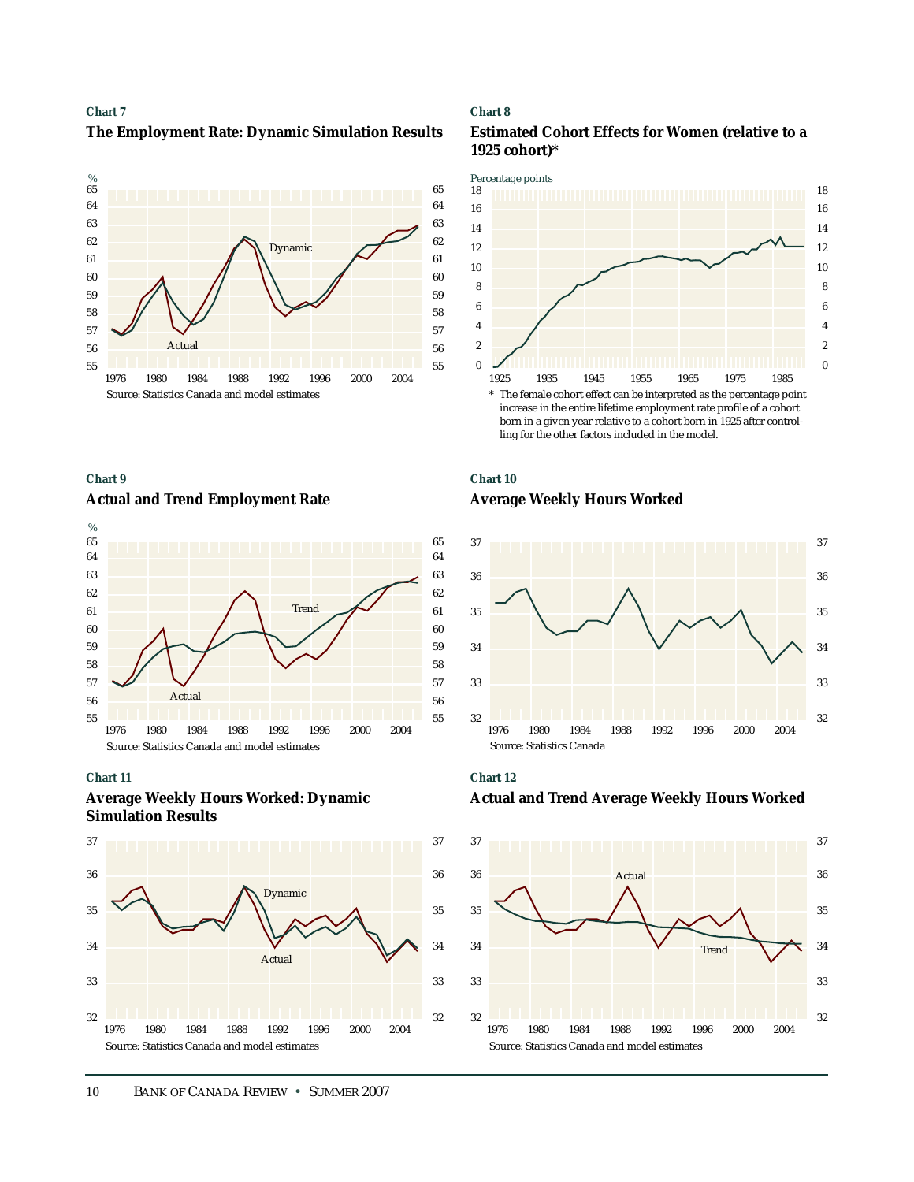**Chart 7**

**The Employment Rate: Dynamic Simulation Results**

Source: Statistics Canada and model estimates

**Chart 8**

**Estimated Cohort Effects for Women (relative to a 1925 cohort)***

* The female cohort effect can be interpreted as the percentage point increase in the entire lifetime employment rate profile of a cohort born in a given year relative to a cohort born in 1925 after controlling for the other factors included in the model.

**Chart 9**

**Actual and Trend Employment Rate**

Source: Statistics Canada and model estimates

**Chart 10**

**Average Weekly Hours Worked**

Source: Statistics Canada

**Chart 11**

**Average Weekly Hours Worked: Dynamic Simulation Results**

Source: Statistics Canada and model estimates

**Chart 12**

**Actual and Trend Average Weekly Hours Worked**

Source: Statistics Canada and model estimates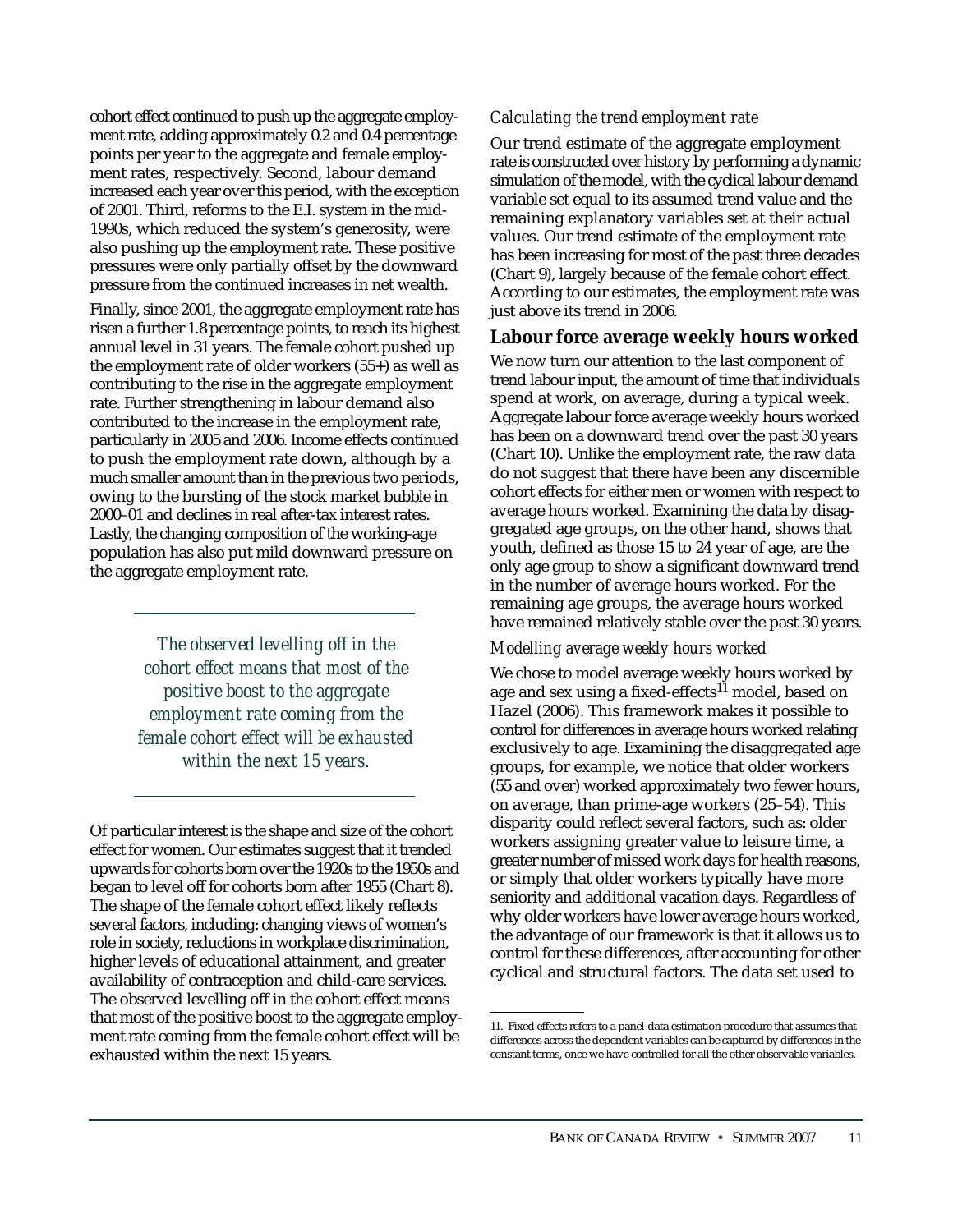cohort effect continued to push up the aggregate employment rate, adding approximately 0.2 and 0.4 percentage points per year to the aggregate and female employment rates, respectively. Second, labour demand increased each year over this period, with the exception of 2001. Third, reforms to the E.I. system in the mid-1990s, which reduced the system's generosity, were also pushing up the employment rate. These positive pressures were only partially offset by the downward pressure from the continued increases in net wealth.

Finally, since 2001, the aggregate employment rate has risen a further 1.8 percentage points, to reach its highest annual level in 31 years. The female cohort pushed up the employment rate of older workers (55+) as well as contributing to the rise in the aggregate employment rate. Further strengthening in labour demand also contributed to the increase in the employment rate, particularly in 2005 and 2006. Income effects continued to push the employment rate down, although by a much smaller amount than in the previous two periods, owing to the bursting of the stock market bubble in 2000–01 and declines in real after-tax interest rates. Lastly, the changing composition of the working-age population has also put mild downward pressure on the aggregate employment rate.

> *The observed levelling off in the cohort effect means that most of the positive boost to the aggregate employment rate coming from the female cohort effect will be exhausted within the next 15 years.*

Of particular interest is the shape and size of the cohort effect for women. Our estimates suggest that it trended upwards for cohorts born over the 1920s to the 1950s and began to level off for cohorts born after 1955 (Chart 8). The shape of the female cohort effect likely reflects several factors, including: changing views of women's role in society, reductions in workplace discrimination, higher levels of educational attainment, and greater availability of contraception and child-care services. The observed levelling off in the cohort effect means that most of the positive boost to the aggregate employment rate coming from the female cohort effect will be exhausted within the next 15 years.

### *Calculating the trend employment rate*

Our trend estimate of the aggregate employment rate is constructed over history by performing a dynamic simulation of the model, with the cyclical labour demand variable set equal to its assumed trend value and the remaining explanatory variables set at their actual values. Our trend estimate of the employment rate has been increasing for most of the past three decades (Chart 9), largely because of the female cohort effect. According to our estimates, the employment rate was just above its trend in 2006.

## Labour force average weekly hours worked

We now turn our attention to the last component of trend labour input, the amount of time that individuals spend at work, on average, during a typical week. Aggregate labour force average weekly hours worked has been on a downward trend over the past 30 years (Chart 10). Unlike the employment rate, the raw data do not suggest that there have been any discernible cohort effects for either men or women with respect to average hours worked. Examining the data by disaggregated age groups, on the other hand, shows that youth, defined as those 15 to 24 year of age, are the only age group to show a significant downward trend in the number of average hours worked. For the remaining age groups, the average hours worked have remained relatively stable over the past 30 years.

### *Modelling average weekly hours worked*

We chose to model average weekly hours worked by age and sex using a fixed-effects[11] model, based on Hazel (2006). This framework makes it possible to control for differences in average hours worked relating exclusively to age. Examining the disaggregated age groups, for example, we notice that older workers (55 and over) worked approximately two fewer hours, on average, than prime-age workers (25–54). This disparity could reflect several factors, such as: older workers assigning greater value to leisure time, a greater number of missed work days for health reasons, or simply that older workers typically have more seniority and additional vacation days. Regardless of why older workers have lower average hours worked, the advantage of our framework is that it allows us to control for these differences, after accounting for other cyclical and structural factors. The data set used to

11. Fixed effects refers to a panel-data estimation procedure that assumes that differences across the dependent variables can be captured by differences in the constant terms, once we have controlled for all the other observable variables.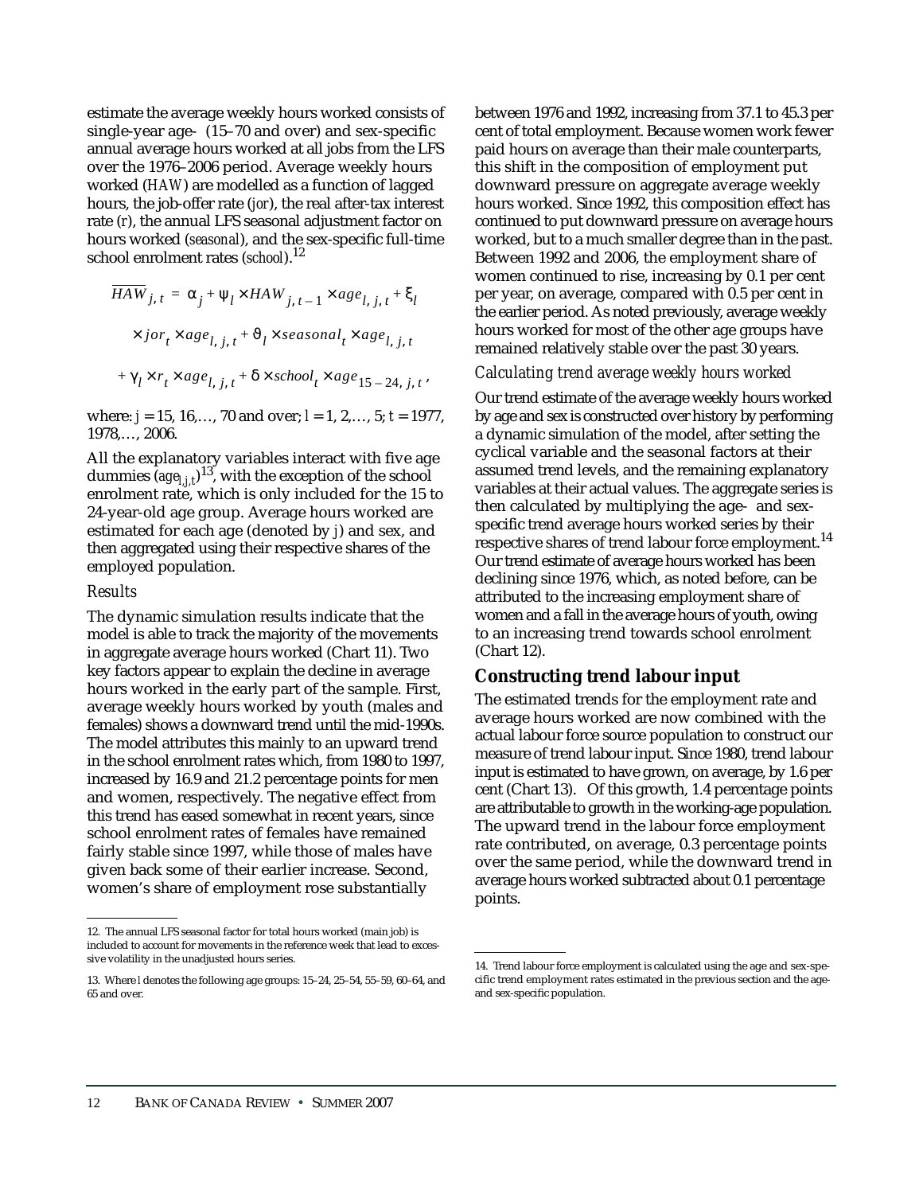estimate the average weekly hours worked consists of single-year age- (15–70 and over) and sex-specific annual average hours worked at all jobs from the LFS over the 1976–2006 period. Average weekly hours worked (*HAW*) are modelled as a function of lagged hours, the job-offer rate (*jor*), the real after-tax interest rate (*r*), the annual LFS seasonal adjustment factor on hours worked (*seasonal*), and the sex-specific full-time school enrolment rates (*school*).[12]

$$\overline{HAW}_{j,t} = \alpha_j + \psi_l \times HAW_{j,t-1} \times age_{l,j,t} + \xi_l \times jor_t \times age_{l,j,t} + \vartheta_l \times seasonal_t \times age_{l,j,t} + \gamma_l \times r_t \times age_{l,j,t} + \delta \times school_t \times age_{15-24,j,t},$$

where: $j$ = 15, 16,…, 70 and over; $l$ = 1, 2,…, 5; $t$ = 1977, 1978,…, 2006.

All the explanatory variables interact with five age dummies ($age_{l,j,t}$)[13], with the exception of the school enrolment rate, which is only included for the 15 to 24-year-old age group. Average hours worked are estimated for each age (denoted by $j$) and sex, and then aggregated using their respective shares of the employed population.

### *Results*

The dynamic simulation results indicate that the model is able to track the majority of the movements in aggregate average hours worked (Chart 11). Two key factors appear to explain the decline in average hours worked in the early part of the sample. First, average weekly hours worked by youth (males and females) shows a downward trend until the mid-1990s. The model attributes this mainly to an upward trend in the school enrolment rates which, from 1980 to 1997, increased by 16.9 and 21.2 percentage points for men and women, respectively. The negative effect from this trend has eased somewhat in recent years, since school enrolment rates of females have remained fairly stable since 1997, while those of males have given back some of their earlier increase. Second, women's share of employment rose substantially between 1976 and 1992, increasing from 37.1 to 45.3 per cent of total employment. Because women work fewer paid hours on average than their male counterparts, this shift in the composition of employment put downward pressure on aggregate average weekly hours worked. Since 1992, this composition effect has continued to put downward pressure on average hours worked, but to a much smaller degree than in the past. Between 1992 and 2006, the employment share of women continued to rise, increasing by 0.1 per cent per year, on average, compared with 0.5 per cent in the earlier period. As noted previously, average weekly hours worked for most of the other age groups have remained relatively stable over the past 30 years.

### *Calculating trend average weekly hours worked*

Our trend estimate of the average weekly hours worked by age and sex is constructed over history by performing a dynamic simulation of the model, after setting the cyclical variable and the seasonal factors at their assumed trend levels, and the remaining explanatory variables at their actual values. The aggregate series is then calculated by multiplying the age- and sex-specific trend average hours worked series by their respective shares of trend labour force employment.[14] Our trend estimate of average hours worked has been declining since 1976, which, as noted before, can be attributed to the increasing employment share of women and a fall in the average hours of youth, owing to an increasing trend towards school enrolment (Chart 12).

## **Constructing trend labour input**

The estimated trends for the employment rate and average hours worked are now combined with the actual labour force source population to construct our measure of trend labour input. Since 1980, trend labour input is estimated to have grown, on average, by 1.6 per cent (Chart 13). Of this growth, 1.4 percentage points are attributable to growth in the working-age population. The upward trend in the labour force employment rate contributed, on average, 0.3 percentage points over the same period, while the downward trend in average hours worked subtracted about 0.1 percentage points.

---

12. The annual LFS seasonal factor for total hours worked (main job) is included to account for movements in the reference week that lead to excessive volatility in the unadjusted hours series.

13. Where $l$ denotes the following age groups: 15–24, 25–54, 55–59, 60–64, and 65 and over.

14. Trend labour force employment is calculated using the age and sex-specific trend employment rates estimated in the previous section and the age- and sex-specific population.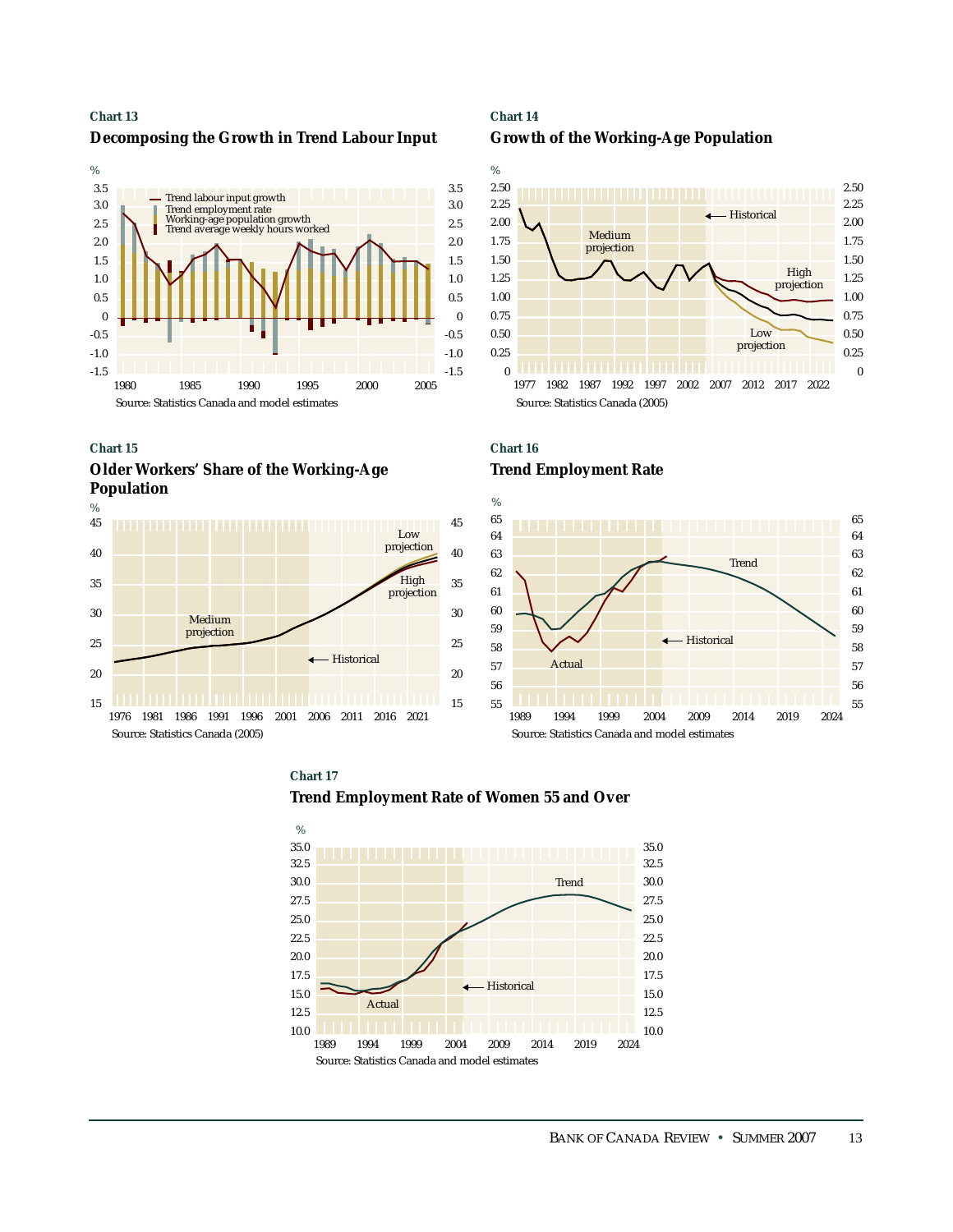**Chart 13**

**Decomposing the Growth in Trend Labour Input**

%

- Trend labour input growth
- Trend employment rate
- Working-age population growth
- Trend average weekly hours worked

Source: Statistics Canada and model estimates

**Chart 14**

**Growth of the Working-Age Population**

%

Historical

Medium projection

High projection

Low projection

Source: Statistics Canada (2005)

**Chart 15**

**Older Workers' Share of the Working-Age Population**

%

Low projection

High projection

Medium projection

Historical

Source: Statistics Canada (2005)

**Chart 16**

**Trend Employment Rate**

%

Trend

Historical

Actual

Source: Statistics Canada and model estimates

**Chart 17**

**Trend Employment Rate of Women 55 and Over**

%

Trend

Historical

Actual

Source: Statistics Canada and model estimates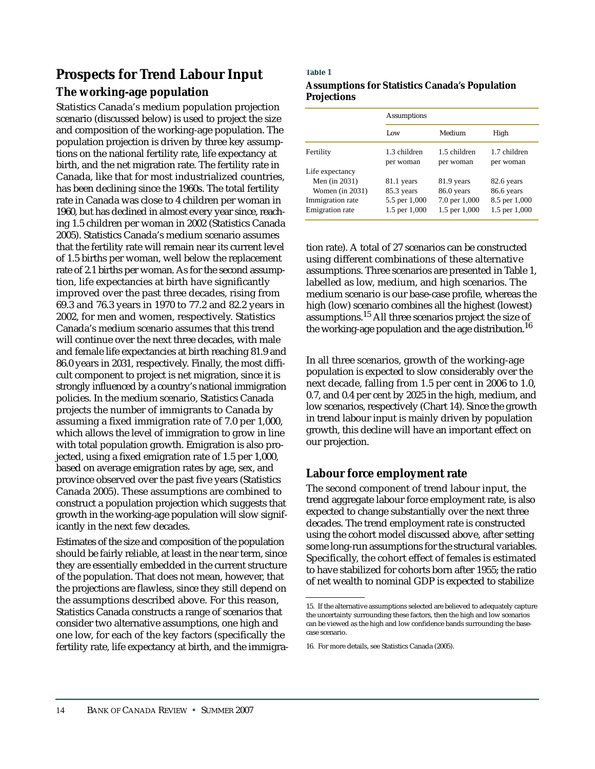## Prospects for Trend Labour Input

### The working-age population

Statistics Canada's medium population projection scenario (discussed below) is used to project the size and composition of the working-age population. The population projection is driven by three key assumptions on the national fertility rate, life expectancy at birth, and the net migration rate. The fertility rate in Canada, like that for most industrialized countries, has been declining since the 1960s. The total fertility rate in Canada was close to 4 children per woman in 1960, but has declined in almost every year since, reaching 1.5 children per woman in 2002 (Statistics Canada 2005). Statistics Canada's medium scenario assumes that the fertility rate will remain near its current level of 1.5 births per woman, well below the replacement rate of 2.1 births per woman. As for the second assumption, life expectancies at birth have significantly improved over the past three decades, rising from 69.3 and 76.3 years in 1970 to 77.2 and 82.2 years in 2002, for men and women, respectively. Statistics Canada's medium scenario assumes that this trend will continue over the next three decades, with male and female life expectancies at birth reaching 81.9 and 86.0 years in 2031, respectively. Finally, the most difficult component to project is net migration, since it is strongly influenced by a country's national immigration policies. In the medium scenario, Statistics Canada projects the number of immigrants to Canada by assuming a fixed immigration rate of 7.0 per 1,000, which allows the level of immigration to grow in line with total population growth. Emigration is also projected, using a fixed emigration rate of 1.5 per 1,000, based on average emigration rates by age, sex, and province observed over the past five years (Statistics Canada 2005). These assumptions are combined to construct a population projection which suggests that growth in the working-age population will slow significantly in the next few decades.

Estimates of the size and composition of the population should be fairly reliable, at least in the near term, since they are essentially embedded in the current structure of the population. That does not mean, however, that the projections are flawless, since they still depend on the assumptions described above. For this reason, Statistics Canada constructs a range of scenarios that consider two alternative assumptions, one high and one low, for each of the key factors (specifically the fertility rate, life expectancy at birth, and the immigration rate). A total of 27 scenarios can be constructed using different combinations of these alternative assumptions. Three scenarios are presented in Table 1, labelled as low, medium, and high scenarios. The medium scenario is our base-case profile, whereas the high (low) scenario combines all the highest (lowest) assumptions.[15] All three scenarios project the size of the working-age population and the age distribution.[16]

Table 1

**Assumptions for Statistics Canada's Population Projections**

| | Assumptions | | |
|---|---|---|---|
| | Low | Medium | High |
| Fertility | 1.3 children per woman | 1.5 children per woman | 1.7 children per woman |
| Life expectancy | | | |
| Men (in 2031) | 81.1 years | 81.9 years | 82.6 years |
| Women (in 2031) | 85.3 years | 86.0 years | 86.6 years |
| Immigration rate | 5.5 per 1,000 | 7.0 per 1,000 | 8.5 per 1,000 |
| Emigration rate | 1.5 per 1,000 | 1.5 per 1,000 | 1.5 per 1,000 |

In all three scenarios, growth of the working-age population is expected to slow considerably over the next decade, falling from 1.5 per cent in 2006 to 1.0, 0.7, and 0.4 per cent by 2025 in the high, medium, and low scenarios, respectively (Chart 14). Since the growth in trend labour input is mainly driven by population growth, this decline will have an important effect on our projection.

### Labour force employment rate

The second component of trend labour input, the trend aggregate labour force employment rate, is also expected to change substantially over the next three decades. The trend employment rate is constructed using the cohort model discussed above, after setting some long-run assumptions for the structural variables. Specifically, the cohort effect of females is estimated to have stabilized for cohorts born after 1955; the ratio of net wealth to nominal GDP is expected to stabilize

15. If the alternative assumptions selected are believed to adequately capture the uncertainty surrounding these factors, then the high and low scenarios can be viewed as the high and low confidence bands surrounding the base-case scenario.

16. For more details, see Statistics Canada (2005).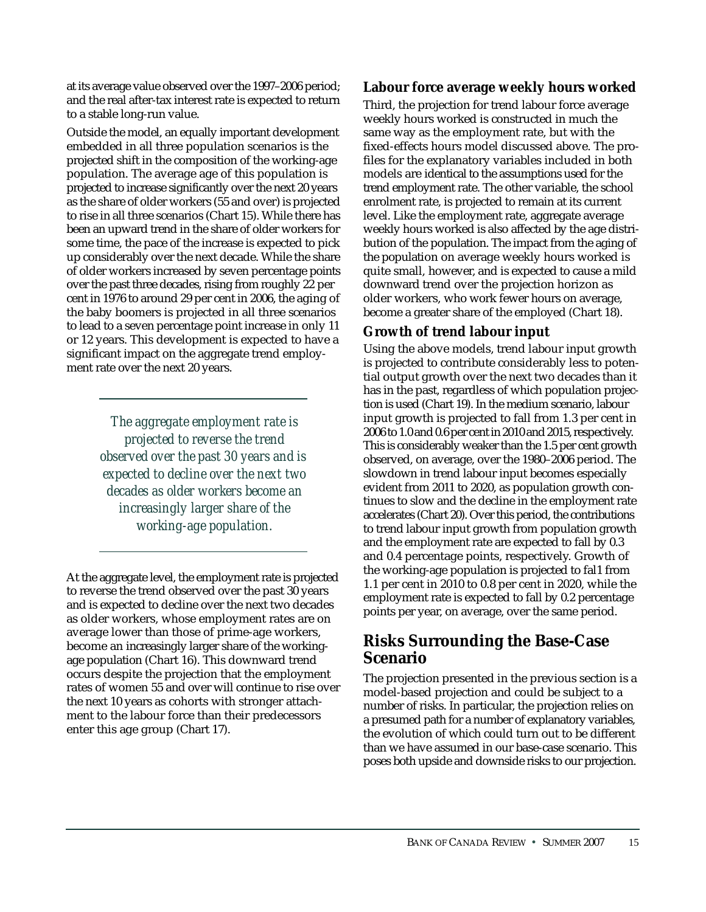at its average value observed over the 1997–2006 period; and the real after-tax interest rate is expected to return to a stable long-run value.

Outside the model, an equally important development embedded in all three population scenarios is the projected shift in the composition of the working-age population. The average age of this population is projected to increase significantly over the next 20 years as the share of older workers (55 and over) is projected to rise in all three scenarios (Chart 15). While there has been an upward trend in the share of older workers for some time, the pace of the increase is expected to pick up considerably over the next decade. While the share of older workers increased by seven percentage points over the past three decades, rising from roughly 22 per cent in 1976 to around 29 per cent in 2006, the aging of the baby boomers is projected in all three scenarios to lead to a seven percentage point increase in only 11 or 12 years. This development is expected to have a significant impact on the aggregate trend employment rate over the next 20 years.

> *The aggregate employment rate is projected to reverse the trend observed over the past 30 years and is expected to decline over the next two decades as older workers become an increasingly larger share of the working-age population.*

At the aggregate level, the employment rate is projected to reverse the trend observed over the past 30 years and is expected to decline over the next two decades as older workers, whose employment rates are on average lower than those of prime-age workers, become an increasingly larger share of the working-age population (Chart 16). This downward trend occurs despite the projection that the employment rates of women 55 and over will continue to rise over the next 10 years as cohorts with stronger attachment to the labour force than their predecessors enter this age group (Chart 17).

### Labour force average weekly hours worked

Third, the projection for trend labour force average weekly hours worked is constructed in much the same way as the employment rate, but with the fixed-effects hours model discussed above. The profiles for the explanatory variables included in both models are identical to the assumptions used for the trend employment rate. The other variable, the school enrolment rate, is projected to remain at its current level. Like the employment rate, aggregate average weekly hours worked is also affected by the age distribution of the population. The impact from the aging of the population on average weekly hours worked is quite small, however, and is expected to cause a mild downward trend over the projection horizon as older workers, who work fewer hours on average, become a greater share of the employed (Chart 18).

### Growth of trend labour input

Using the above models, trend labour input growth is projected to contribute considerably less to potential output growth over the next two decades than it has in the past, regardless of which population projection is used (Chart 19). In the medium scenario, labour input growth is projected to fall from 1.3 per cent in 2006 to 1.0 and 0.6 per cent in 2010 and 2015, respectively. This is considerably weaker than the 1.5 per cent growth observed, on average, over the 1980–2006 period. The slowdown in trend labour input becomes especially evident from 2011 to 2020, as population growth continues to slow and the decline in the employment rate accelerates (Chart 20). Over this period, the contributions to trend labour input growth from population growth and the employment rate are expected to fall by 0.3 and 0.4 percentage points, respectively. Growth of the working-age population is projected to fal1 from 1.1 per cent in 2010 to 0.8 per cent in 2020, while the employment rate is expected to fall by 0.2 percentage points per year, on average, over the same period.

## Risks Surrounding the Base-Case Scenario

The projection presented in the previous section is a model-based projection and could be subject to a number of risks. In particular, the projection relies on a presumed path for a number of explanatory variables, the evolution of which could turn out to be different than we have assumed in our base-case scenario. This poses both upside and downside risks to our projection.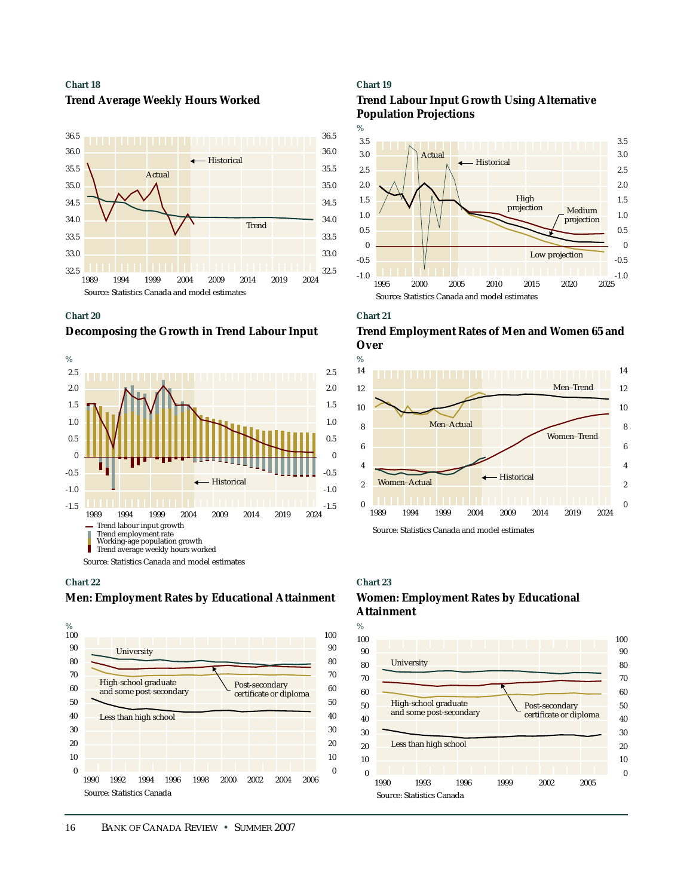**Chart 18**

### Trend Average Weekly Hours Worked

Actual

Historical

Trend

Source: Statistics Canada and model estimates

**Chart 19**

### Trend Labour Input Growth Using Alternative Population Projections

Actual

Historical

High projection

Medium projection

Low projection

Source: Statistics Canada and model estimates

**Chart 20**

### Decomposing the Growth in Trend Labour Input

Historical

- Trend labour input growth
- Trend employment rate
- Working-age population growth
- Trend average weekly hours worked

Source: Statistics Canada and model estimates

**Chart 21**

### Trend Employment Rates of Men and Women 65 and Over

Men–Trend

Men–Actual

Women–Trend

Women–Actual

Historical

Source: Statistics Canada and model estimates

**Chart 22**

### Men: Employment Rates by Educational Attainment

University

High-school graduate and some post-secondary

Post-secondary certificate or diploma

Less than high school

Source: Statistics Canada

**Chart 23**

### Women: Employment Rates by Educational Attainment

University

High-school graduate and some post-secondary

Post-secondary certificate or diploma

Less than high school

Source: Statistics Canada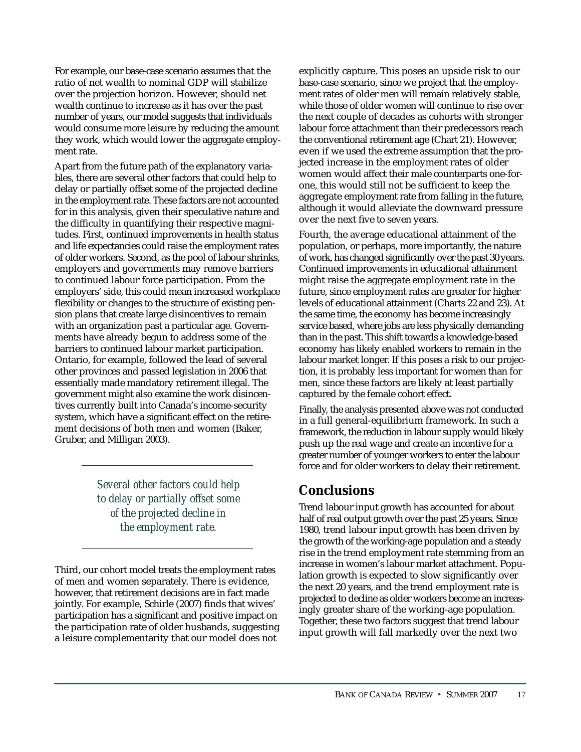For example, our base-case scenario assumes that the ratio of net wealth to nominal GDP will stabilize over the projection horizon. However, should net wealth continue to increase as it has over the past number of years, our model suggests that individuals would consume more leisure by reducing the amount they work, which would lower the aggregate employment rate.

Apart from the future path of the explanatory variables, there are several other factors that could help to delay or partially offset some of the projected decline in the employment rate. These factors are not accounted for in this analysis, given their speculative nature and the difficulty in quantifying their respective magnitudes. First, continued improvements in health status and life expectancies could raise the employment rates of older workers. Second, as the pool of labour shrinks, employers and governments may remove barriers to continued labour force participation. From the employers' side, this could mean increased workplace flexibility or changes to the structure of existing pension plans that create large disincentives to remain with an organization past a particular age. Governments have already begun to address some of the barriers to continued labour market participation. Ontario, for example, followed the lead of several other provinces and passed legislation in 2006 that essentially made mandatory retirement illegal. The government might also examine the work disincentives currently built into Canada's income-security system, which have a significant effect on the retirement decisions of both men and women (Baker, Gruber, and Milligan 2003).

*Several other factors could help to delay or partially offset some of the projected decline in the employment rate.*

Third, our cohort model treats the employment rates of men and women separately. There is evidence, however, that retirement decisions are in fact made jointly. For example, Schirle (2007) finds that wives' participation has a significant and positive impact on the participation rate of older husbands, suggesting a leisure complementarity that our model does not explicitly capture. This poses an upside risk to our base-case scenario, since we project that the employment rates of older men will remain relatively stable, while those of older women will continue to rise over the next couple of decades as cohorts with stronger labour force attachment than their predecessors reach the conventional retirement age (Chart 21). However, even if we used the extreme assumption that the projected increase in the employment rates of older women would affect their male counterparts one-for-one, this would still not be sufficient to keep the aggregate employment rate from falling in the future, although it would alleviate the downward pressure over the next five to seven years.

Fourth, the average educational attainment of the population, or perhaps, more importantly, the nature of work, has changed significantly over the past 30 years. Continued improvements in educational attainment might raise the aggregate employment rate in the future, since employment rates are greater for higher levels of educational attainment (Charts 22 and 23). At the same time, the economy has become increasingly service based, where jobs are less physically demanding than in the past. This shift towards a knowledge-based economy has likely enabled workers to remain in the labour market longer. If this poses a risk to our projection, it is probably less important for women than for men, since these factors are likely at least partially captured by the female cohort effect.

Finally, the analysis presented above was not conducted in a full general-equilibrium framework. In such a framework, the reduction in labour supply would likely push up the real wage and create an incentive for a greater number of younger workers to enter the labour force and for older workers to delay their retirement.

## Conclusions

Trend labour input growth has accounted for about half of real output growth over the past 25 years. Since 1980, trend labour input growth has been driven by the growth of the working-age population and a steady rise in the trend employment rate stemming from an increase in women's labour market attachment. Population growth is expected to slow significantly over the next 20 years, and the trend employment rate is projected to decline as older workers become an increasingly greater share of the working-age population. Together, these two factors suggest that trend labour input growth will fall markedly over the next two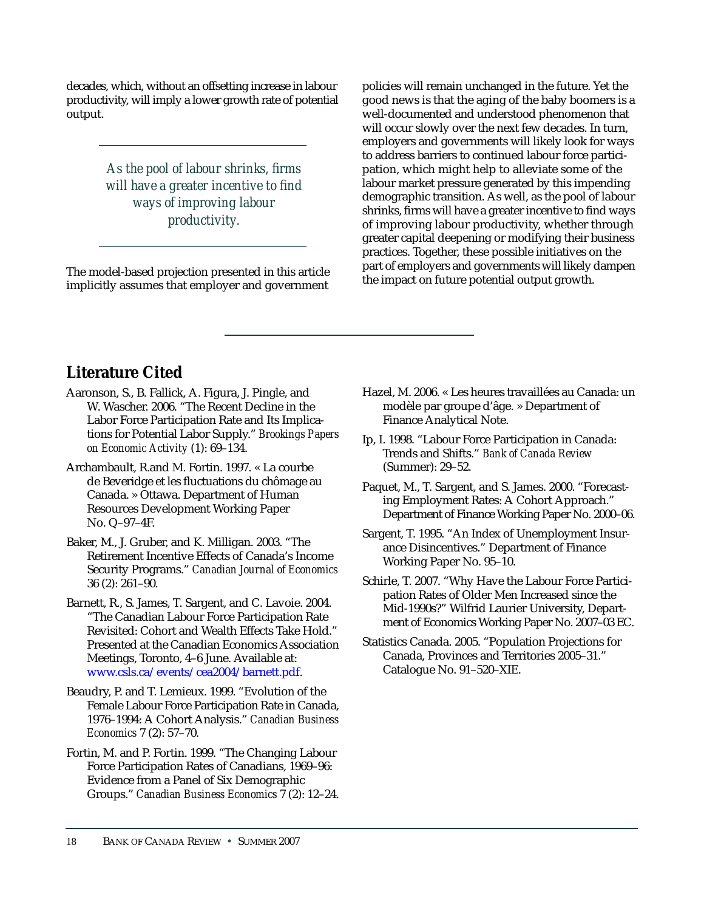decades, which, without an offsetting increase in labour productivity, will imply a lower growth rate of potential output.

*As the pool of labour shrinks, firms will have a greater incentive to find ways of improving labour productivity.*

The model-based projection presented in this article implicitly assumes that employer and government policies will remain unchanged in the future. Yet the good news is that the aging of the baby boomers is a well-documented and understood phenomenon that will occur slowly over the next few decades. In turn, employers and governments will likely look for ways to address barriers to continued labour force participation, which might help to alleviate some of the labour market pressure generated by this impending demographic transition. As well, as the pool of labour shrinks, firms will have a greater incentive to find ways of improving labour productivity, whether through greater capital deepening or modifying their business practices. Together, these possible initiatives on the part of employers and governments will likely dampen the impact on future potential output growth.

## Literature Cited

Aaronson, S., B. Fallick, A. Figura, J. Pingle, and W. Wascher. 2006. "The Recent Decline in the Labor Force Participation Rate and Its Implications for Potential Labor Supply." *Brookings Papers on Economic Activity* (1): 69–134.

Archambault, R.and M. Fortin. 1997. « La courbe de Beveridge et les fluctuations du chômage au Canada. » Ottawa. Department of Human Resources Development Working Paper No. Q–97–4F.

Baker, M., J. Gruber, and K. Milligan. 2003. "The Retirement Incentive Effects of Canada's Income Security Programs." *Canadian Journal of Economics* 36 (2): 261–90.

Barnett, R., S. James, T. Sargent, and C. Lavoie. 2004. "The Canadian Labour Force Participation Rate Revisited: Cohort and Wealth Effects Take Hold." Presented at the Canadian Economics Association Meetings, Toronto, 4–6 June. Available at: www.csls.ca/events/cea2004/barnett.pdf.

Beaudry, P. and T. Lemieux. 1999. "Evolution of the Female Labour Force Participation Rate in Canada, 1976–1994: A Cohort Analysis." *Canadian Business Economics* 7 (2): 57–70.

Fortin, M. and P. Fortin. 1999. "The Changing Labour Force Participation Rates of Canadians, 1969–96: Evidence from a Panel of Six Demographic Groups." *Canadian Business Economics* 7 (2): 12–24.

Hazel, M. 2006. « Les heures travaillées au Canada: un modèle par groupe d'âge. » Department of Finance Analytical Note.

Ip, I. 1998. "Labour Force Participation in Canada: Trends and Shifts." *Bank of Canada Review* (Summer): 29–52.

Paquet, M., T. Sargent, and S. James. 2000. "Forecasting Employment Rates: A Cohort Approach." Department of Finance Working Paper No. 2000–06.

Sargent, T. 1995. "An Index of Unemployment Insurance Disincentives." Department of Finance Working Paper No. 95–10.

Schirle, T. 2007. "Why Have the Labour Force Participation Rates of Older Men Increased since the Mid-1990s?" Wilfrid Laurier University, Department of Economics Working Paper No. 2007–03 EC.

Statistics Canada. 2005. "Population Projections for Canada, Provinces and Territories 2005–31." Catalogue No. 91–520–XIE.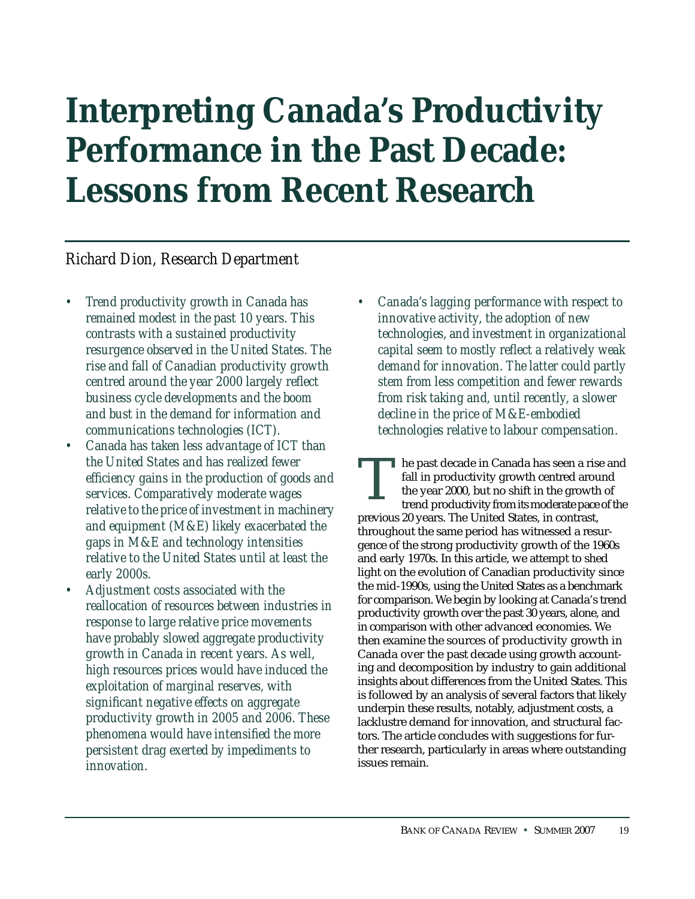# Interpreting Canada's Productivity Performance in the Past Decade: Lessons from Recent Research

*Richard Dion, Research Department*

- *Trend productivity growth in Canada has remained modest in the past 10 years. This contrasts with a sustained productivity resurgence observed in the United States. The rise and fall of Canadian productivity growth centred around the year 2000 largely reflect business cycle developments and the boom and bust in the demand for information and communications technologies (ICT).*
- *Canada has taken less advantage of ICT than the United States and has realized fewer efficiency gains in the production of goods and services. Comparatively moderate wages relative to the price of investment in machinery and equipment (M&E) likely exacerbated the gaps in M&E and technology intensities relative to the United States until at least the early 2000s.*
- *Adjustment costs associated with the reallocation of resources between industries in response to large relative price movements have probably slowed aggregate productivity growth in Canada in recent years. As well, high resources prices would have induced the exploitation of marginal reserves, with significant negative effects on aggregate productivity growth in 2005 and 2006. These phenomena would have intensified the more persistent drag exerted by impediments to innovation.*
- *Canada's lagging performance with respect to innovative activity, the adoption of new technologies, and investment in organizational capital seem to mostly reflect a relatively weak demand for innovation. The latter could partly stem from less competition and fewer rewards from risk taking and, until recently, a slower decline in the price of M&E-embodied technologies relative to labour compensation.*

The past decade in Canada has seen a rise and fall in productivity growth centred around the year 2000, but no shift in the growth of trend productivity from its moderate pace of the previous 20 years. The United States, in contrast, throughout the same period has witnessed a resurgence of the strong productivity growth of the 1960s and early 1970s. In this article, we attempt to shed light on the evolution of Canadian productivity since the mid-1990s, using the United States as a benchmark for comparison. We begin by looking at Canada's trend productivity growth over the past 30 years, alone, and in comparison with other advanced economies. We then examine the sources of productivity growth in Canada over the past decade using growth accounting and decomposition by industry to gain additional insights about differences from the United States. This is followed by an analysis of several factors that likely underpin these results, notably, adjustment costs, a lacklustre demand for innovation, and structural factors. The article concludes with suggestions for further research, particularly in areas where outstanding issues remain.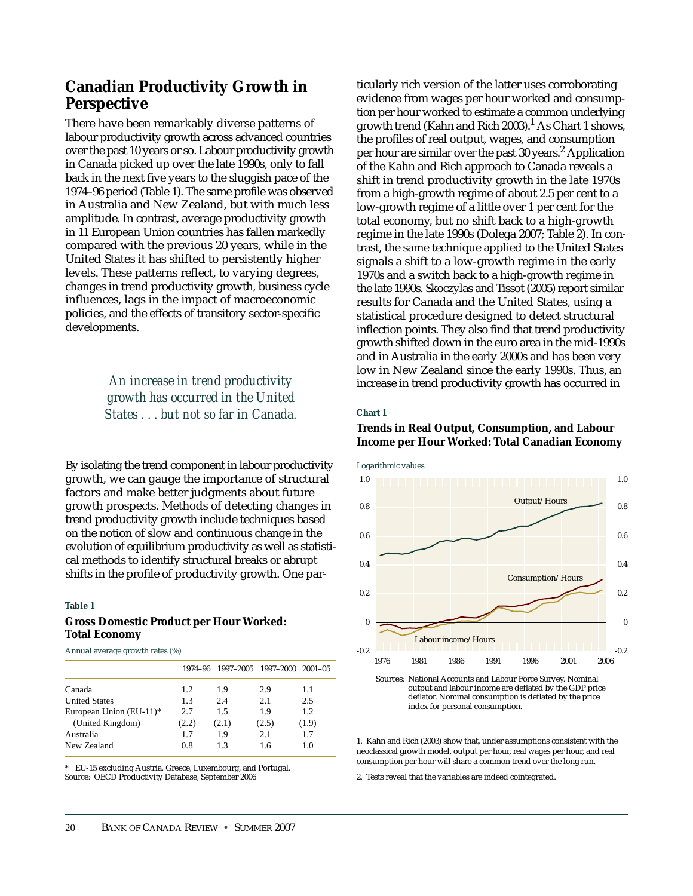## Canadian Productivity Growth in Perspective

There have been remarkably diverse patterns of labour productivity growth across advanced countries over the past 10 years or so. Labour productivity growth in Canada picked up over the late 1990s, only to fall back in the next five years to the sluggish pace of the 1974–96 period (Table 1). The same profile was observed in Australia and New Zealand, but with much less amplitude. In contrast, average productivity growth in 11 European Union countries has fallen markedly compared with the previous 20 years, while in the United States it has shifted to persistently higher levels. These patterns reflect, to varying degrees, changes in trend productivity growth, business cycle influences, lags in the impact of macroeconomic policies, and the effects of transitory sector-specific developments.

*An increase in trend productivity growth has occurred in the United States . . . but not so far in Canada.*

By isolating the trend component in labour productivity growth, we can gauge the importance of structural factors and make better judgments about future growth prospects. Methods of detecting changes in trend productivity growth include techniques based on the notion of slow and continuous change in the evolution of equilibrium productivity as well as statistical methods to identify structural breaks or abrupt shifts in the profile of productivity growth. One particularly rich version of the latter uses corroborating evidence from wages per hour worked and consumption per hour worked to estimate a common underlying growth trend (Kahn and Rich 2003).[1] As Chart 1 shows, the profiles of real output, wages, and consumption per hour are similar over the past 30 years.[2] Application of the Kahn and Rich approach to Canada reveals a shift in trend productivity growth in the late 1970s from a high-growth regime of about 2.5 per cent to a low-growth regime of a little over 1 per cent for the total economy, but no shift back to a high-growth regime in the late 1990s (Dolega 2007; Table 2). In contrast, the same technique applied to the United States signals a shift to a low-growth regime in the early 1970s and a switch back to a high-growth regime in the late 1990s. Skoczylas and Tissot (2005) report similar results for Canada and the United States, using a statistical procedure designed to detect structural inflection points. They also find that trend productivity growth shifted down in the euro area in the mid-1990s and in Australia in the early 2000s and has been very low in New Zealand since the early 1990s. Thus, an increase in trend productivity growth has occurred in

**Table 1**

**Gross Domestic Product per Hour Worked: Total Economy**

Annual average growth rates (%)

| | 1974–96 | 1997–2005 | 1997–2000 | 2001–05 |
|---|---|---|---|---|
| Canada | 1.2 | 1.9 | 2.9 | 1.1 |
| United States | 1.3 | 2.4 | 2.1 | 2.5 |
| European Union (EU-11)* | 2.7 | 1.5 | 1.9 | 1.2 |
| (United Kingdom) | (2.2) | (2.1) | (2.5) | (1.9) |
| Australia | 1.7 | 1.9 | 2.1 | 1.7 |
| New Zealand | 0.8 | 1.3 | 1.6 | 1.0 |

\* EU-15 excluding Austria, Greece, Luxembourg, and Portugal.
Source: OECD Productivity Database, September 2006

**Chart 1**

**Trends in Real Output, Consumption, and Labour Income per Hour Worked: Total Canadian Economy**

Sources: National Accounts and Labour Force Survey. Nominal output and labour income are deflated by the GDP price deflator. Nominal consumption is deflated by the price index for personal consumption.

1. Kahn and Rich (2003) show that, under assumptions consistent with the neoclassical growth model, output per hour, real wages per hour, and real consumption per hour will share a common trend over the long run.

2. Tests reveal that the variables are indeed cointegrated.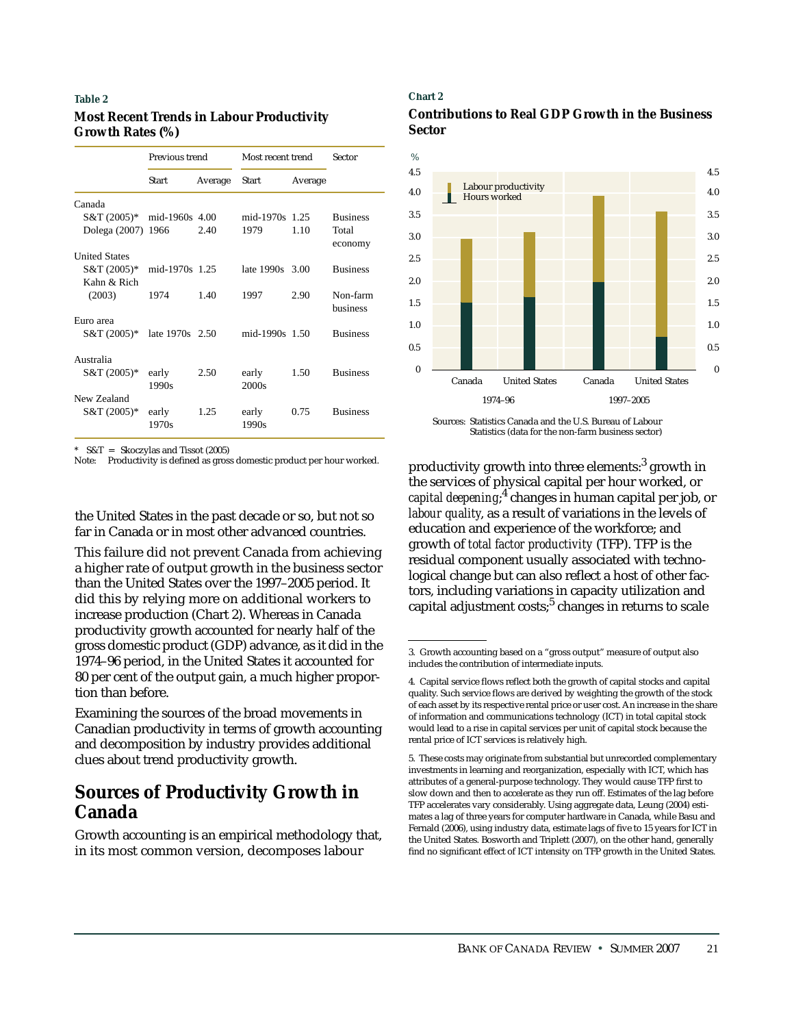**Table 2**

**Most Recent Trends in Labour Productivity Growth Rates (%)**

| | Previous trend | | Most recent trend | | Sector |
|---|---|---|---|---|---|
| | Start | Average | Start | Average | |
| Canada | | | | | |
| S&T (2005)* | mid-1960s | 4.00 | mid-1970s | 1.25 | Business |
| Dolega (2007) | 1966 | 2.40 | 1979 | 1.10 | Total economy |
| United States | | | | | |
| S&T (2005)* | mid-1970s | 1.25 | late 1990s | 3.00 | Business |
| Kahn & Rich (2003) | 1974 | 1.40 | 1997 | 2.90 | Non-farm business |
| Euro area | | | | | |
| S&T (2005)* | late 1970s | 2.50 | mid-1990s | 1.50 | Business |
| Australia | | | | | |
| S&T (2005)* | early 1990s | 2.50 | early 2000s | 1.50 | Business |
| New Zealand | | | | | |
| S&T (2005)* | early 1970s | 1.25 | early 1990s | 0.75 | Business |

\* S&T = Skoczylas and Tissot (2005)

Note: Productivity is defined as gross domestic product per hour worked.

the United States in the past decade or so, but not so far in Canada or in most other advanced countries.

This failure did not prevent Canada from achieving a higher rate of output growth in the business sector than the United States over the 1997–2005 period. It did this by relying more on additional workers to increase production (Chart 2). Whereas in Canada productivity growth accounted for nearly half of the gross domestic product (GDP) advance, as it did in the 1974–96 period, in the United States it accounted for 80 per cent of the output gain, a much higher proportion than before.

Examining the sources of the broad movements in Canadian productivity in terms of growth accounting and decomposition by industry provides additional clues about trend productivity growth.

**Chart 2**

**Contributions to Real GDP Growth in the Business Sector**

| % | Hours worked | Labour productivity | Total |
|---|---|---|---|
| Canada 1974–96 | 1.5 | 1.5 | 3.0 |
| United States 1974–96 | 1.6 | 1.5 | 3.1 |
| Canada 1997–2005 | 2.0 | 1.9 | 3.9 |
| United States 1997–2005 | 0.7 | 2.9 | 3.6 |

Sources: Statistics Canada and the U.S. Bureau of Labour Statistics (data for the non-farm business sector)

## Sources of Productivity Growth in Canada

Growth accounting is an empirical methodology that, in its most common version, decomposes labour productivity growth into three elements:[3] growth in the services of physical capital per hour worked, or *capital deepening*;[4] changes in human capital per job, or *labour quality*, as a result of variations in the levels of education and experience of the workforce; and growth of *total factor productivity* (TFP). TFP is the residual component usually associated with technological change but can also reflect a host of other factors, including variations in capacity utilization and capital adjustment costs;[5] changes in returns to scale

3. Growth accounting based on a "gross output" measure of output also includes the contribution of intermediate inputs.

4. Capital service flows reflect both the growth of capital stocks and capital quality. Such service flows are derived by weighting the growth of the stock of each asset by its respective rental price or user cost. An increase in the share of information and communications technology (ICT) in total capital stock would lead to a rise in capital services per unit of capital stock because the rental price of ICT services is relatively high.

5. These costs may originate from substantial but unrecorded complementary investments in learning and reorganization, especially with ICT, which has attributes of a general-purpose technology. They would cause TFP first to slow down and then to accelerate as they run off. Estimates of the lag before TFP accelerates vary considerably. Using aggregate data, Leung (2004) estimates a lag of three years for computer hardware in Canada, while Basu and Fernald (2006), using industry data, estimate lags of five to 15 years for ICT in the United States. Bosworth and Triplett (2007), on the other hand, generally find no significant effect of ICT intensity on TFP growth in the United States.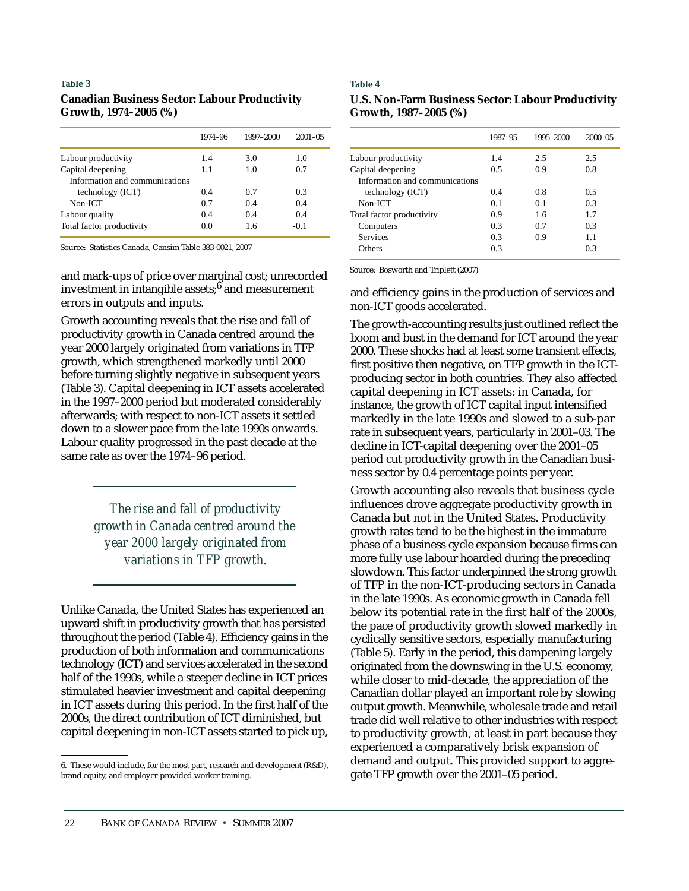**Table 3**

**Canadian Business Sector: Labour Productivity Growth, 1974–2005 (%)**

| | 1974–96 | 1997–2000 | 2001–05 |
|---|---|---|---|
| Labour productivity | 1.4 | 3.0 | 1.0 |
| Capital deepening | 1.1 | 1.0 | 0.7 |
| Information and communications technology (ICT) | 0.4 | 0.7 | 0.3 |
| Non-ICT | 0.7 | 0.4 | 0.4 |
| Labour quality | 0.4 | 0.4 | 0.4 |
| Total factor productivity | 0.0 | 1.6 | -0.1 |

Source: Statistics Canada, Cansim Table 383-0021, 2007

**Table 4**

**U.S. Non-Farm Business Sector: Labour Productivity Growth, 1987–2005 (%)**

| | 1987–95 | 1995–2000 | 2000–05 |
|---|---|---|---|
| Labour productivity | 1.4 | 2.5 | 2.5 |
| Capital deepening | 0.5 | 0.9 | 0.8 |
| Information and communications technology (ICT) | 0.4 | 0.8 | 0.5 |
| Non-ICT | 0.1 | 0.1 | 0.3 |
| Total factor productivity | 0.9 | 1.6 | 1.7 |
| Computers | 0.3 | 0.7 | 0.3 |
| Services | 0.3 | 0.9 | 1.1 |
| Others | 0.3 | – | 0.3 |

Source: Bosworth and Triplett (2007)

and mark-ups of price over marginal cost; unrecorded investment in intangible assets;[6] and measurement errors in outputs and inputs.

Growth accounting reveals that the rise and fall of productivity growth in Canada centred around the year 2000 largely originated from variations in TFP growth, which strengthened markedly until 2000 before turning slightly negative in subsequent years (Table 3). Capital deepening in ICT assets accelerated in the 1997–2000 period but moderated considerably afterwards; with respect to non-ICT assets it settled down to a slower pace from the late 1990s onwards. Labour quality progressed in the past decade at the same rate as over the 1974–96 period.

*The rise and fall of productivity growth in Canada centred around the year 2000 largely originated from variations in TFP growth.*

Unlike Canada, the United States has experienced an upward shift in productivity growth that has persisted throughout the period (Table 4). Efficiency gains in the production of both information and communications technology (ICT) and services accelerated in the second half of the 1990s, while a steeper decline in ICT prices stimulated heavier investment and capital deepening in ICT assets during this period. In the first half of the 2000s, the direct contribution of ICT diminished, but capital deepening in non-ICT assets started to pick up, and efficiency gains in the production of services and non-ICT goods accelerated.

The growth-accounting results just outlined reflect the boom and bust in the demand for ICT around the year 2000. These shocks had at least some transient effects, first positive then negative, on TFP growth in the ICT-producing sector in both countries. They also affected capital deepening in ICT assets: in Canada, for instance, the growth of ICT capital input intensified markedly in the late 1990s and slowed to a sub-par rate in subsequent years, particularly in 2001–03. The decline in ICT-capital deepening over the 2001–05 period cut productivity growth in the Canadian business sector by 0.4 percentage points per year.

Growth accounting also reveals that business cycle influences drove aggregate productivity growth in Canada but not in the United States. Productivity growth rates tend to be the highest in the immature phase of a business cycle expansion because firms can more fully use labour hoarded during the preceding slowdown. This factor underpinned the strong growth of TFP in the non-ICT-producing sectors in Canada in the late 1990s. As economic growth in Canada fell below its potential rate in the first half of the 2000s, the pace of productivity growth slowed markedly in cyclically sensitive sectors, especially manufacturing (Table 5). Early in the period, this dampening largely originated from the downswing in the U.S. economy, while closer to mid-decade, the appreciation of the Canadian dollar played an important role by slowing output growth. Meanwhile, wholesale trade and retail trade did well relative to other industries with respect to productivity growth, at least in part because they experienced a comparatively brisk expansion of demand and output. This provided support to aggregate TFP growth over the 2001–05 period.

6. These would include, for the most part, research and development (R&D), brand equity, and employer-provided worker training.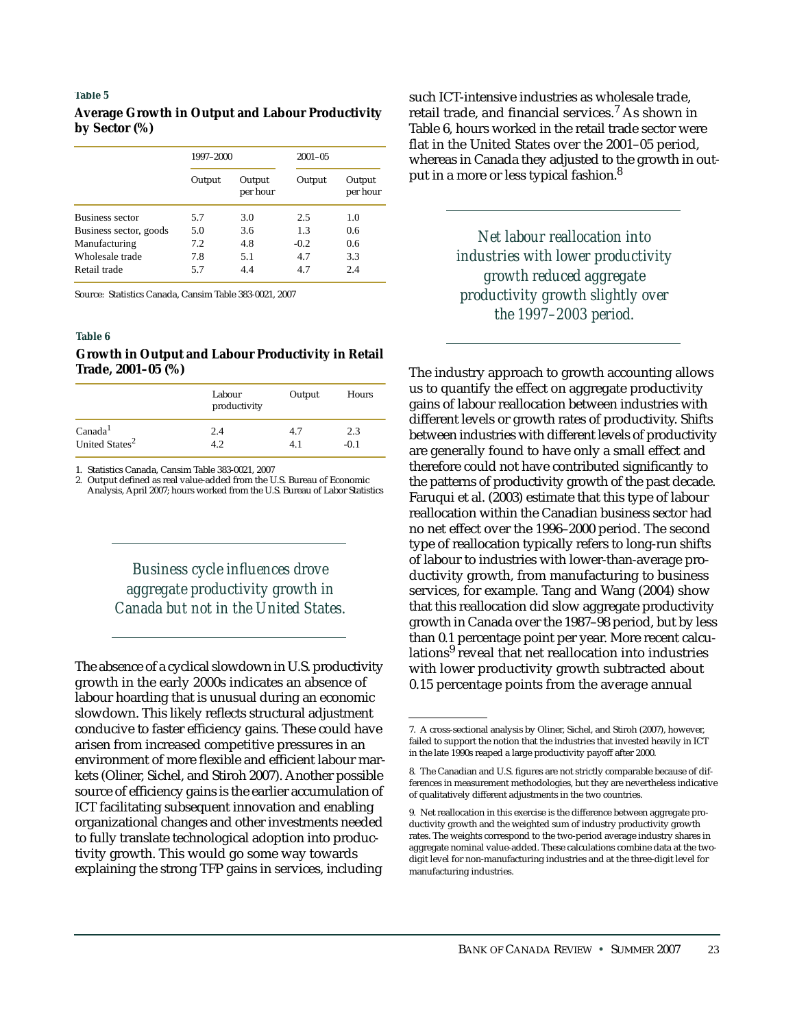**Table 5**

**Average Growth in Output and Labour Productivity by Sector (%)**

| | 1997–2000 | | 2001–05 | |
|---|---|---|---|---|
| | Output | Output per hour | Output | Output per hour |
| Business sector | 5.7 | 3.0 | 2.5 | 1.0 |
| Business sector, goods | 5.0 | 3.6 | 1.3 | 0.6 |
| Manufacturing | 7.2 | 4.8 | -0.2 | 0.6 |
| Wholesale trade | 7.8 | 5.1 | 4.7 | 3.3 |
| Retail trade | 5.7 | 4.4 | 4.7 | 2.4 |

Source: Statistics Canada, Cansim Table 383-0021, 2007

**Table 6**

**Growth in Output and Labour Productivity in Retail Trade, 2001–05 (%)**

| | Labour productivity | Output | Hours |
|---|---|---|---|
| Canada[1] | 2.4 | 4.7 | 2.3 |
| United States[2] | 4.2 | 4.1 | -0.1 |

1. Statistics Canada, Cansim Table 383-0021, 2007
2. Output defined as real value-added from the U.S. Bureau of Economic Analysis, April 2007; hours worked from the U.S. Bureau of Labor Statistics

*Business cycle influences drove aggregate productivity growth in Canada but not in the United States.*

The absence of a cyclical slowdown in U.S. productivity growth in the early 2000s indicates an absence of labour hoarding that is unusual during an economic slowdown. This likely reflects structural adjustment conducive to faster efficiency gains. These could have arisen from increased competitive pressures in an environment of more flexible and efficient labour markets (Oliner, Sichel, and Stiroh 2007). Another possible source of efficiency gains is the earlier accumulation of ICT facilitating subsequent innovation and enabling organizational changes and other investments needed to fully translate technological adoption into productivity growth. This would go some way towards explaining the strong TFP gains in services, including such ICT-intensive industries as wholesale trade, retail trade, and financial services.[7] As shown in Table 6, hours worked in the retail trade sector were flat in the United States over the 2001–05 period, whereas in Canada they adjusted to the growth in output in a more or less typical fashion.[8]

*Net labour reallocation into industries with lower productivity growth reduced aggregate productivity growth slightly over the 1997–2003 period.*

The industry approach to growth accounting allows us to quantify the effect on aggregate productivity gains of labour reallocation between industries with different levels or growth rates of productivity. Shifts between industries with different levels of productivity are generally found to have only a small effect and therefore could not have contributed significantly to the patterns of productivity growth of the past decade. Faruqui et al. (2003) estimate that this type of labour reallocation within the Canadian business sector had no net effect over the 1996–2000 period. The second type of reallocation typically refers to long-run shifts of labour to industries with lower-than-average productivity growth, from manufacturing to business services, for example. Tang and Wang (2004) show that this reallocation did slow aggregate productivity growth in Canada over the 1987–98 period, but by less than 0.1 percentage point per year. More recent calculations[9] reveal that net reallocation into industries with lower productivity growth subtracted about 0.15 percentage points from the average annual

7. A cross-sectional analysis by Oliner, Sichel, and Stiroh (2007), however, failed to support the notion that the industries that invested heavily in ICT in the late 1990s reaped a large productivity payoff after 2000.

8. The Canadian and U.S. figures are not strictly comparable because of differences in measurement methodologies, but they are nevertheless indicative of qualitatively different adjustments in the two countries.

9. Net reallocation in this exercise is the difference between aggregate productivity growth and the weighted sum of industry productivity growth rates. The weights correspond to the two-period average industry shares in aggregate nominal value-added. These calculations combine data at the two-digit level for non-manufacturing industries and at the three-digit level for manufacturing industries.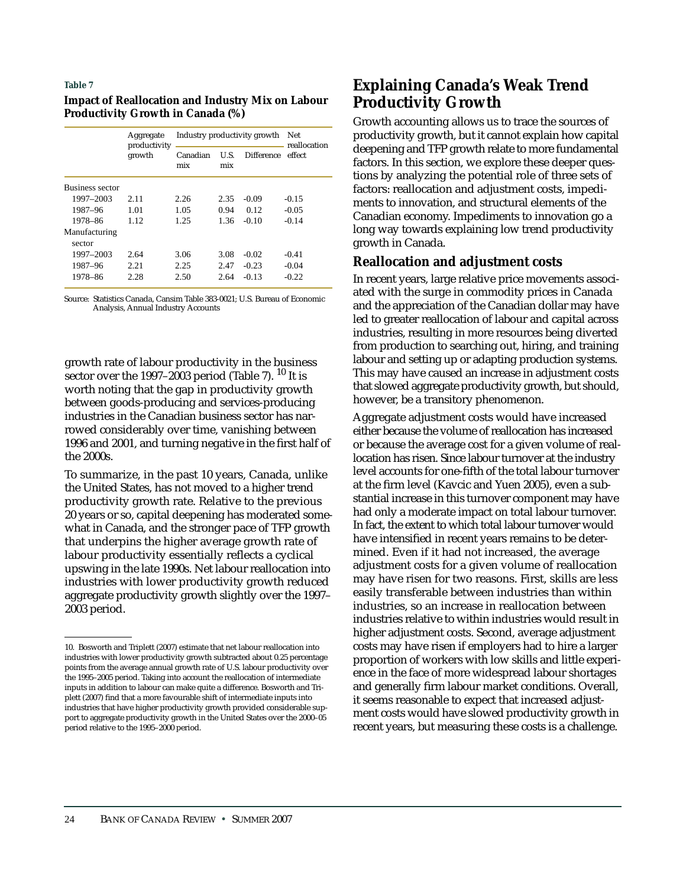**Table 7**

**Impact of Reallocation and Industry Mix on Labour Productivity Growth in Canada (%)**

| | Aggregate productivity growth | Industry productivity growth | | | Net reallocation effect |
|---|---|---|---|---|---|
| | | Canadian mix | U.S. mix | Difference | |
| Business sector | | | | | |
| 1997–2003 | 2.11 | 2.26 | 2.35 | -0.09 | -0.15 |
| 1987–96 | 1.01 | 1.05 | 0.94 | 0.12 | -0.05 |
| 1978–86 | 1.12 | 1.25 | 1.36 | -0.10 | -0.14 |
| Manufacturing sector | | | | | |
| 1997–2003 | 2.64 | 3.06 | 3.08 | -0.02 | -0.41 |
| 1987–96 | 2.21 | 2.25 | 2.47 | -0.23 | -0.04 |
| 1978–86 | 2.28 | 2.50 | 2.64 | -0.13 | -0.22 |

Source: Statistics Canada, Cansim Table 383-0021; U.S. Bureau of Economic Analysis, Annual Industry Accounts

growth rate of labour productivity in the business sector over the 1997–2003 period (Table 7).[10] It is worth noting that the gap in productivity growth between goods-producing and services-producing industries in the Canadian business sector has narrowed considerably over time, vanishing between 1996 and 2001, and turning negative in the first half of the 2000s.

To summarize, in the past 10 years, Canada, unlike the United States, has not moved to a higher trend productivity growth rate. Relative to the previous 20 years or so, capital deepening has moderated somewhat in Canada, and the stronger pace of TFP growth that underpins the higher average growth rate of labour productivity essentially reflects a cyclical upswing in the late 1990s. Net labour reallocation into industries with lower productivity growth reduced aggregate productivity growth slightly over the 1997–2003 period.

10. Bosworth and Triplett (2007) estimate that net labour reallocation into industries with lower productivity growth subtracted about 0.25 percentage points from the average annual growth rate of U.S. labour productivity over the 1995–2005 period. Taking into account the reallocation of intermediate inputs in addition to labour can make quite a difference. Bosworth and Triplett (2007) find that a more favourable shift of intermediate inputs into industries that have higher productivity growth provided considerable support to aggregate productivity growth in the United States over the 2000–05 period relative to the 1995–2000 period.

## Explaining Canada's Weak Trend Productivity Growth

Growth accounting allows us to trace the sources of productivity growth, but it cannot explain how capital deepening and TFP growth relate to more fundamental factors. In this section, we explore these deeper questions by analyzing the potential role of three sets of factors: reallocation and adjustment costs, impediments to innovation, and structural elements of the Canadian economy. Impediments to innovation go a long way towards explaining low trend productivity growth in Canada.

### Reallocation and adjustment costs

In recent years, large relative price movements associated with the surge in commodity prices in Canada and the appreciation of the Canadian dollar may have led to greater reallocation of labour and capital across industries, resulting in more resources being diverted from production to searching out, hiring, and training labour and setting up or adapting production systems. This may have caused an increase in adjustment costs that slowed aggregate productivity growth, but should, however, be a transitory phenomenon.

Aggregate adjustment costs would have increased either because the volume of reallocation has increased or because the average cost for a given volume of reallocation has risen. Since labour turnover at the industry level accounts for one-fifth of the total labour turnover at the firm level (Kavcic and Yuen 2005), even a substantial increase in this turnover component may have had only a moderate impact on total labour turnover. In fact, the extent to which total labour turnover would have intensified in recent years remains to be determined. Even if it had not increased, the average adjustment costs for a given volume of reallocation may have risen for two reasons. First, skills are less easily transferable between industries than within industries, so an increase in reallocation between industries relative to within industries would result in higher adjustment costs. Second, average adjustment costs may have risen if employers had to hire a larger proportion of workers with low skills and little experience in the face of more widespread labour shortages and generally firm labour market conditions. Overall, it seems reasonable to expect that increased adjustment costs would have slowed productivity growth in recent years, but measuring these costs is a challenge.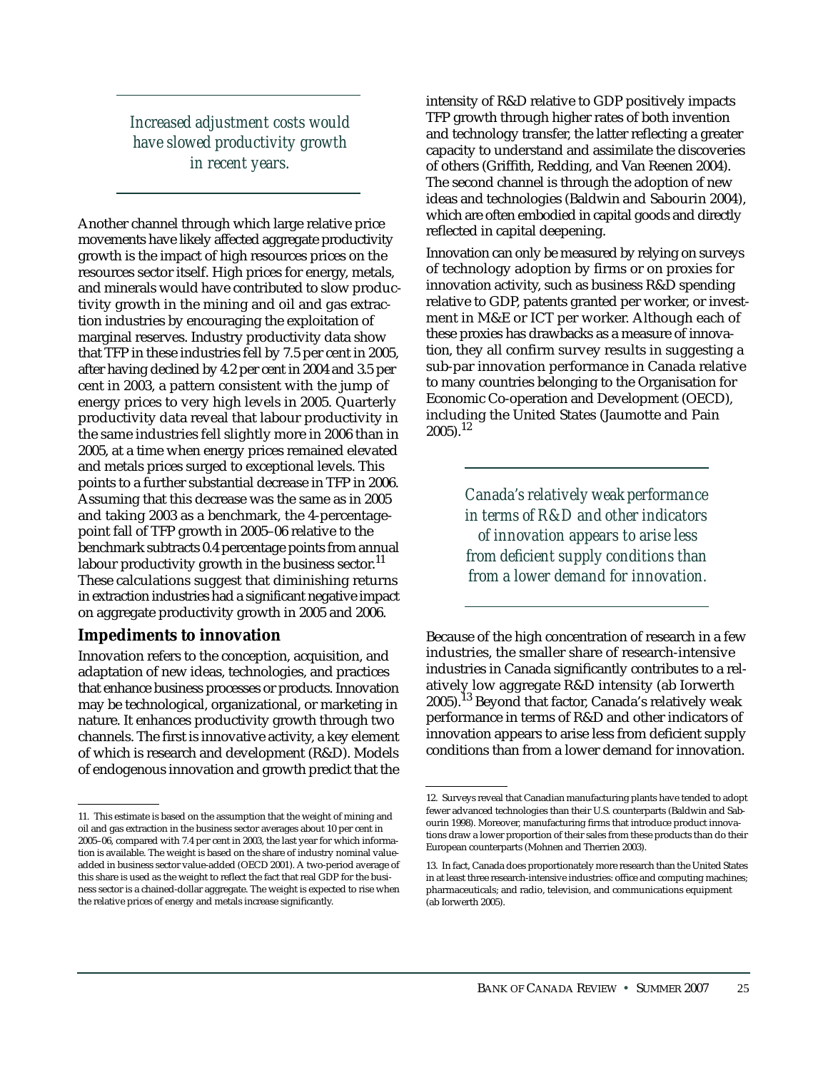*Increased adjustment costs would have slowed productivity growth in recent years.*

Another channel through which large relative price movements have likely affected aggregate productivity growth is the impact of high resources prices on the resources sector itself. High prices for energy, metals, and minerals would have contributed to slow productivity growth in the mining and oil and gas extraction industries by encouraging the exploitation of marginal reserves. Industry productivity data show that TFP in these industries fell by 7.5 per cent in 2005, after having declined by 4.2 per cent in 2004 and 3.5 per cent in 2003, a pattern consistent with the jump of energy prices to very high levels in 2005. Quarterly productivity data reveal that labour productivity in the same industries fell slightly more in 2006 than in 2005, at a time when energy prices remained elevated and metals prices surged to exceptional levels. This points to a further substantial decrease in TFP in 2006. Assuming that this decrease was the same as in 2005 and taking 2003 as a benchmark, the 4-percentage-point fall of TFP growth in 2005–06 relative to the benchmark subtracts 0.4 percentage points from annual labour productivity growth in the business sector.[11] These calculations suggest that diminishing returns in extraction industries had a significant negative impact on aggregate productivity growth in 2005 and 2006.

## Impediments to innovation

Innovation refers to the conception, acquisition, and adaptation of new ideas, technologies, and practices that enhance business processes or products. Innovation may be technological, organizational, or marketing in nature. It enhances productivity growth through two channels. The first is innovative activity, a key element of which is research and development (R&D). Models of endogenous innovation and growth predict that the intensity of R&D relative to GDP positively impacts TFP growth through higher rates of both invention and technology transfer, the latter reflecting a greater capacity to understand and assimilate the discoveries of others (Griffith, Redding, and Van Reenen 2004). The second channel is through the adoption of new ideas and technologies (Baldwin and Sabourin 2004), which are often embodied in capital goods and directly reflected in capital deepening.

Innovation can only be measured by relying on surveys of technology adoption by firms or on proxies for innovation activity, such as business R&D spending relative to GDP, patents granted per worker, or investment in M&E or ICT per worker. Although each of these proxies has drawbacks as a measure of innovation, they all confirm survey results in suggesting a sub-par innovation performance in Canada relative to many countries belonging to the Organisation for Economic Co-operation and Development (OECD), including the United States (Jaumotte and Pain 2005).[12]

*Canada's relatively weak performance in terms of R&D and other indicators of innovation appears to arise less from deficient supply conditions than from a lower demand for innovation.*

Because of the high concentration of research in a few industries, the smaller share of research-intensive industries in Canada significantly contributes to a relatively low aggregate R&D intensity (ab Iorwerth 2005).[13] Beyond that factor, Canada's relatively weak performance in terms of R&D and other indicators of innovation appears to arise less from deficient supply conditions than from a lower demand for innovation.

---

11. This estimate is based on the assumption that the weight of mining and oil and gas extraction in the business sector averages about 10 per cent in 2005–06, compared with 7.4 per cent in 2003, the last year for which information is available. The weight is based on the share of industry nominal value-added in business sector value-added (OECD 2001). A two-period average of this share is used as the weight to reflect the fact that real GDP for the business sector is a chained-dollar aggregate. The weight is expected to rise when the relative prices of energy and metals increase significantly.

12. Surveys reveal that Canadian manufacturing plants have tended to adopt fewer advanced technologies than their U.S. counterparts (Baldwin and Sabourin 1998). Moreover, manufacturing firms that introduce product innovations draw a lower proportion of their sales from these products than do their European counterparts (Mohnen and Therrien 2003).

13. In fact, Canada does proportionately more research than the United States in at least three research-intensive industries: office and computing machines; pharmaceuticals; and radio, television, and communications equipment (ab Iorwerth 2005).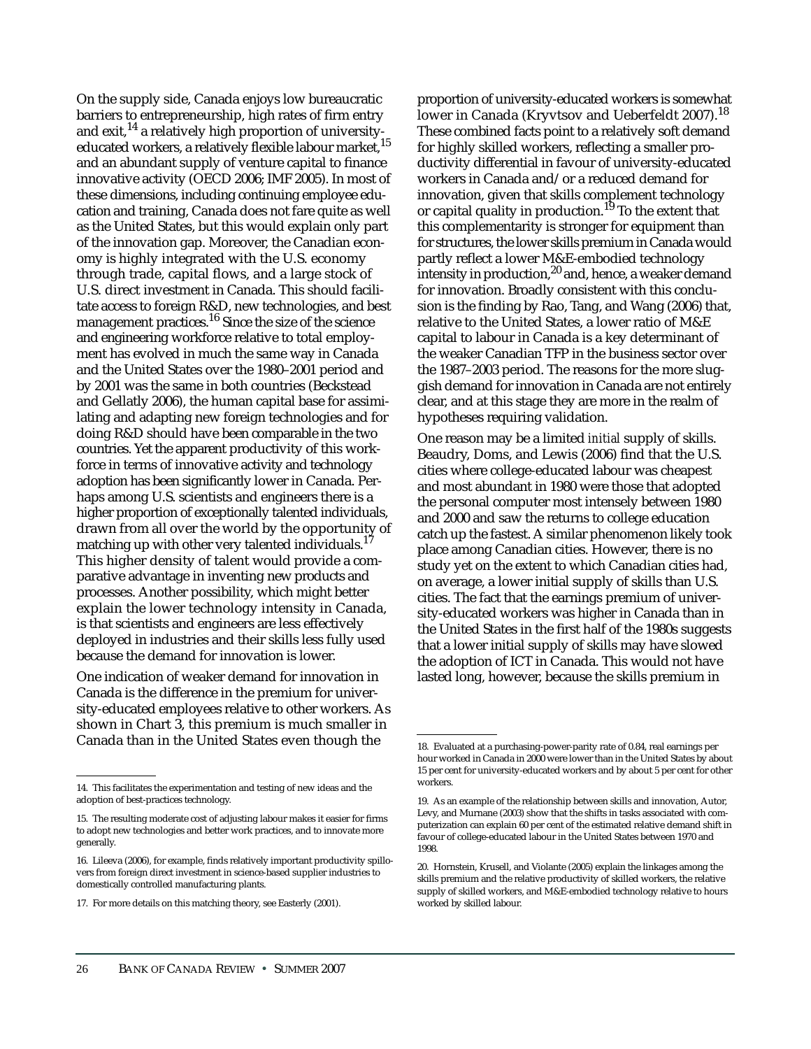On the supply side, Canada enjoys low bureaucratic barriers to entrepreneurship, high rates of firm entry and exit,[14] a relatively high proportion of university-educated workers, a relatively flexible labour market,[15] and an abundant supply of venture capital to finance innovative activity (OECD 2006; IMF 2005). In most of these dimensions, including continuing employee education and training, Canada does not fare quite as well as the United States, but this would explain only part of the innovation gap. Moreover, the Canadian economy is highly integrated with the U.S. economy through trade, capital flows, and a large stock of U.S. direct investment in Canada. This should facilitate access to foreign R&D, new technologies, and best management practices.[16] Since the size of the science and engineering workforce relative to total employment has evolved in much the same way in Canada and the United States over the 1980–2001 period and by 2001 was the same in both countries (Beckstead and Gellatly 2006), the human capital base for assimilating and adapting new foreign technologies and for doing R&D should have been comparable in the two countries. Yet the apparent productivity of this workforce in terms of innovative activity and technology adoption has been significantly lower in Canada. Perhaps among U.S. scientists and engineers there is a higher proportion of exceptionally talented individuals, drawn from all over the world by the opportunity of matching up with other very talented individuals.[17] This higher density of talent would provide a comparative advantage in inventing new products and processes. Another possibility, which might better explain the lower technology intensity in Canada, is that scientists and engineers are less effectively deployed in industries and their skills less fully used because the demand for innovation is lower.

One indication of weaker demand for innovation in Canada is the difference in the premium for university-educated employees relative to other workers. As shown in Chart 3, this premium is much smaller in Canada than in the United States even though the proportion of university-educated workers is somewhat lower in Canada (Kryvtsov and Ueberfeldt 2007).[18] These combined facts point to a relatively soft demand for highly skilled workers, reflecting a smaller productivity differential in favour of university-educated workers in Canada and/or a reduced demand for innovation, given that skills complement technology or capital quality in production.[19] To the extent that this complementarity is stronger for equipment than for structures, the lower skills premium in Canada would partly reflect a lower M&E-embodied technology intensity in production,[20] and, hence, a weaker demand for innovation. Broadly consistent with this conclusion is the finding by Rao, Tang, and Wang (2006) that, relative to the United States, a lower ratio of M&E capital to labour in Canada is a key determinant of the weaker Canadian TFP in the business sector over the 1987–2003 period. The reasons for the more sluggish demand for innovation in Canada are not entirely clear, and at this stage they are more in the realm of hypotheses requiring validation.

One reason may be a limited *initial* supply of skills. Beaudry, Doms, and Lewis (2006) find that the U.S. cities where college-educated labour was cheapest and most abundant in 1980 were those that adopted the personal computer most intensely between 1980 and 2000 and saw the returns to college education catch up the fastest. A similar phenomenon likely took place among Canadian cities. However, there is no study yet on the extent to which Canadian cities had, on average, a lower initial supply of skills than U.S. cities. The fact that the earnings premium of university-educated workers was higher in Canada than in the United States in the first half of the 1980s suggests that a lower initial supply of skills may have slowed the adoption of ICT in Canada. This would not have lasted long, however, because the skills premium in

14. This facilitates the experimentation and testing of new ideas and the adoption of best-practices technology.

15. The resulting moderate cost of adjusting labour makes it easier for firms to adopt new technologies and better work practices, and to innovate more generally.

16. Lileeva (2006), for example, finds relatively important productivity spillovers from foreign direct investment in science-based supplier industries to domestically controlled manufacturing plants.

17. For more details on this matching theory, see Easterly (2001).

18. Evaluated at a purchasing-power-parity rate of 0.84, real earnings per hour worked in Canada in 2000 were lower than in the United States by about 15 per cent for university-educated workers and by about 5 per cent for other workers.

19. As an example of the relationship between skills and innovation, Autor, Levy, and Murnane (2003) show that the shifts in tasks associated with computerization can explain 60 per cent of the estimated relative demand shift in favour of college-educated labour in the United States between 1970 and 1998.

20. Hornstein, Krusell, and Violante (2005) explain the linkages among the skills premium and the relative productivity of skilled workers, the relative supply of skilled workers, and M&E-embodied technology relative to hours worked by skilled labour.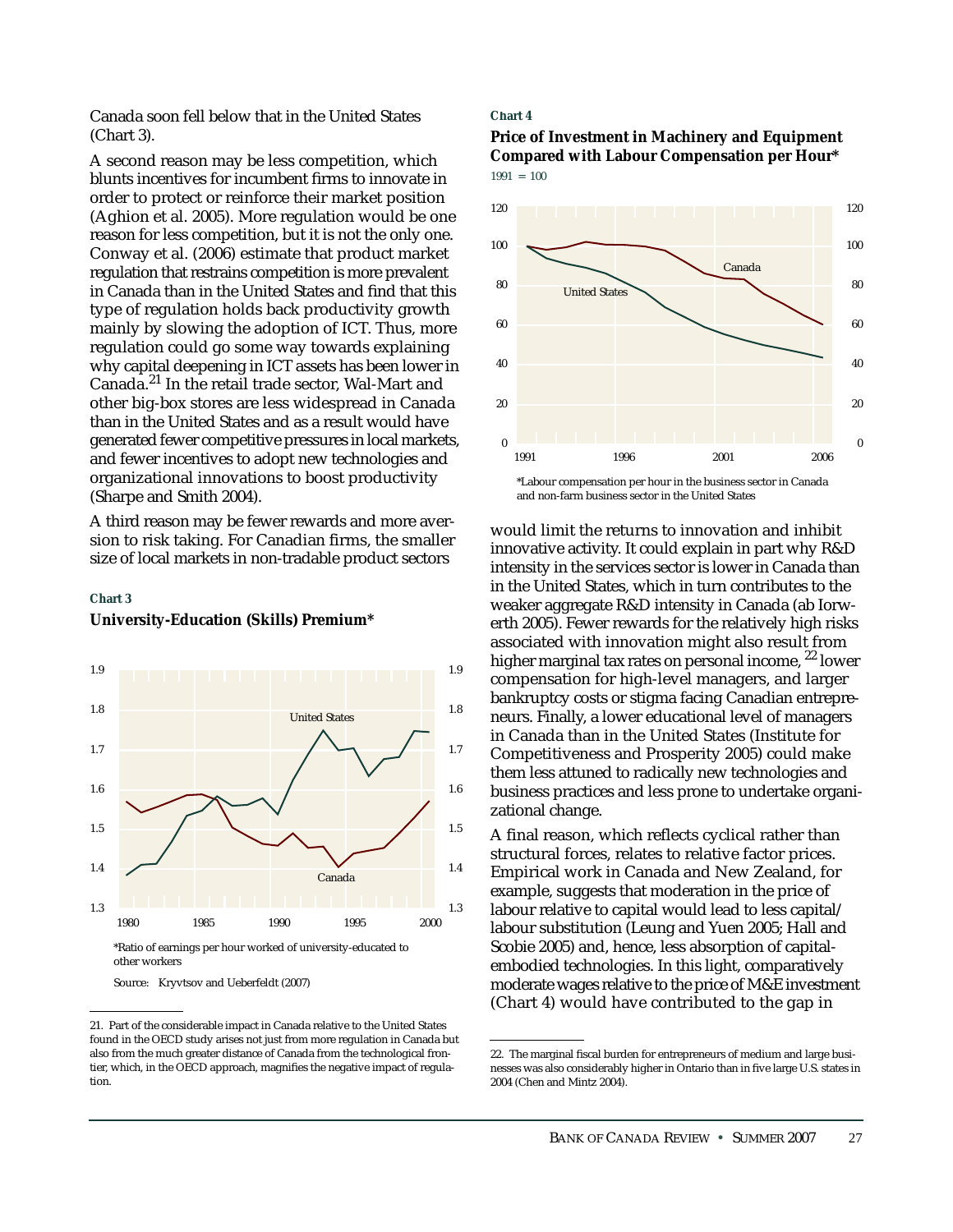Canada soon fell below that in the United States (Chart 3).

A second reason may be less competition, which blunts incentives for incumbent firms to innovate in order to protect or reinforce their market position (Aghion et al. 2005). More regulation would be one reason for less competition, but it is not the only one. Conway et al. (2006) estimate that product market regulation that restrains competition is more prevalent in Canada than in the United States and find that this type of regulation holds back productivity growth mainly by slowing the adoption of ICT. Thus, more regulation could go some way towards explaining why capital deepening in ICT assets has been lower in Canada.[21] In the retail trade sector, Wal-Mart and other big-box stores are less widespread in Canada than in the United States and as a result would have generated fewer competitive pressures in local markets, and fewer incentives to adopt new technologies and organizational innovations to boost productivity (Sharpe and Smith 2004).

A third reason may be fewer rewards and more aversion to risk taking. For Canadian firms, the smaller size of local markets in non-tradable product sectors

**Chart 3**

**University-Education (Skills) Premium***

*Ratio of earnings per hour worked of university-educated to other workers

Source: Kryvtsov and Ueberfeldt (2007)

**Chart 4**

**Price of Investment in Machinery and Equipment Compared with Labour Compensation per Hour***

1991 = 100

*Labour compensation per hour in the business sector in Canada and non-farm business sector in the United States

would limit the returns to innovation and inhibit innovative activity. It could explain in part why R&D intensity in the services sector is lower in Canada than in the United States, which in turn contributes to the weaker aggregate R&D intensity in Canada (ab Iorwerth 2005). Fewer rewards for the relatively high risks associated with innovation might also result from higher marginal tax rates on personal income,[22] lower compensation for high-level managers, and larger bankruptcy costs or stigma facing Canadian entrepreneurs. Finally, a lower educational level of managers in Canada than in the United States (Institute for Competitiveness and Prosperity 2005) could make them less attuned to radically new technologies and business practices and less prone to undertake organizational change.

A final reason, which reflects cyclical rather than structural forces, relates to relative factor prices. Empirical work in Canada and New Zealand, for example, suggests that moderation in the price of labour relative to capital would lead to less capital/labour substitution (Leung and Yuen 2005; Hall and Scobie 2005) and, hence, less absorption of capital-embodied technologies. In this light, comparatively moderate wages relative to the price of M&E investment (Chart 4) would have contributed to the gap in

---

21. Part of the considerable impact in Canada relative to the United States found in the OECD study arises not just from more regulation in Canada but also from the much greater distance of Canada from the technological frontier, which, in the OECD approach, magnifies the negative impact of regulation.

22. The marginal fiscal burden for entrepreneurs of medium and large businesses was also considerably higher in Ontario than in five large U.S. states in 2004 (Chen and Mintz 2004).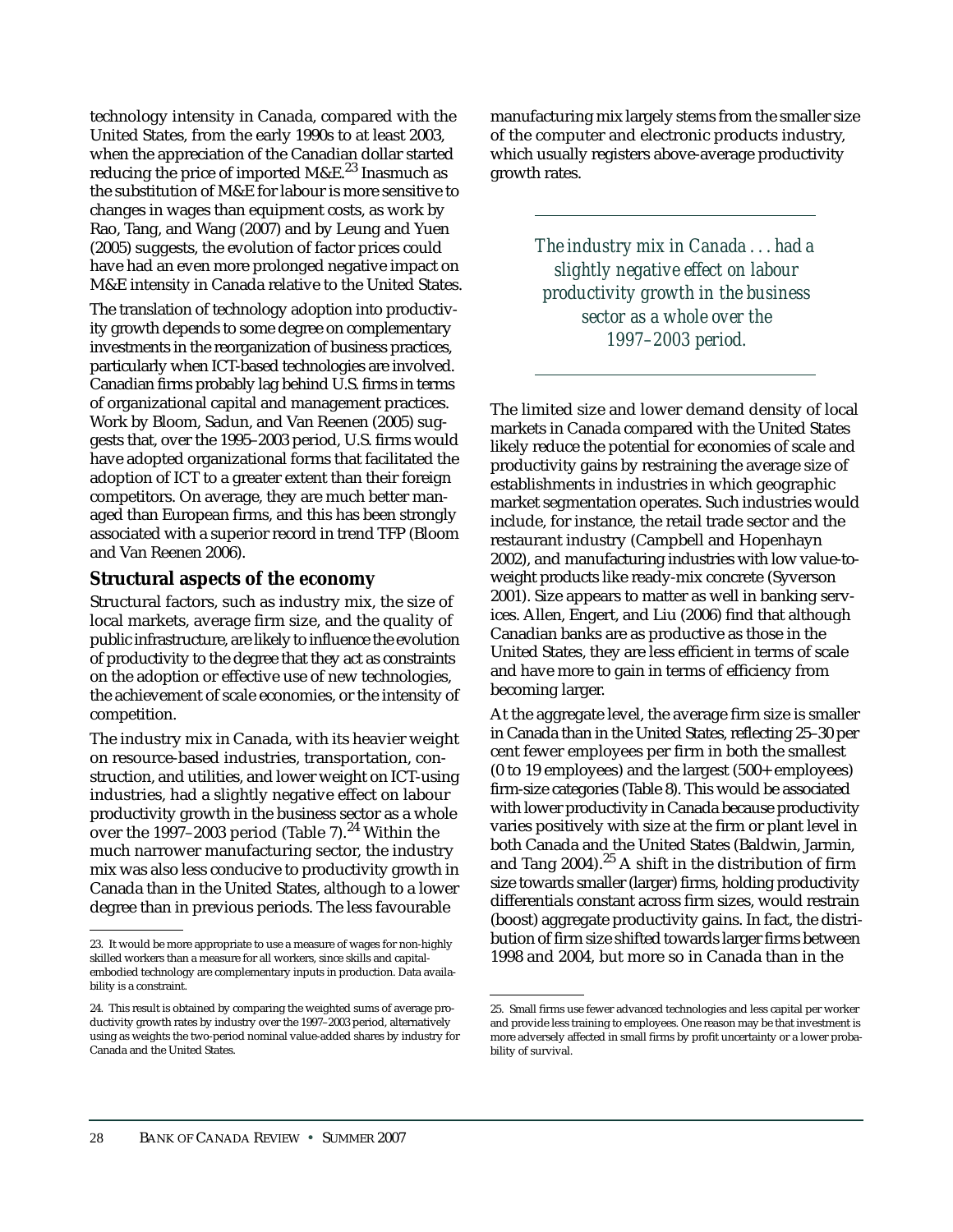technology intensity in Canada, compared with the United States, from the early 1990s to at least 2003, when the appreciation of the Canadian dollar started reducing the price of imported M&E.[23] Inasmuch as the substitution of M&E for labour is more sensitive to changes in wages than equipment costs, as work by Rao, Tang, and Wang (2007) and by Leung and Yuen (2005) suggests, the evolution of factor prices could have had an even more prolonged negative impact on M&E intensity in Canada relative to the United States.

The translation of technology adoption into productivity growth depends to some degree on complementary investments in the reorganization of business practices, particularly when ICT-based technologies are involved. Canadian firms probably lag behind U.S. firms in terms of organizational capital and management practices. Work by Bloom, Sadun, and Van Reenen (2005) suggests that, over the 1995–2003 period, U.S. firms would have adopted organizational forms that facilitated the adoption of ICT to a greater extent than their foreign competitors. On average, they are much better managed than European firms, and this has been strongly associated with a superior record in trend TFP (Bloom and Van Reenen 2006).

## Structural aspects of the economy

Structural factors, such as industry mix, the size of local markets, average firm size, and the quality of public infrastructure, are likely to influence the evolution of productivity to the degree that they act as constraints on the adoption or effective use of new technologies, the achievement of scale economies, or the intensity of competition.

The industry mix in Canada, with its heavier weight on resource-based industries, transportation, construction, and utilities, and lower weight on ICT-using industries, had a slightly negative effect on labour productivity growth in the business sector as a whole over the 1997–2003 period (Table 7).[24] Within the much narrower manufacturing sector, the industry mix was also less conducive to productivity growth in Canada than in the United States, although to a lower degree than in previous periods. The less favourable manufacturing mix largely stems from the smaller size of the computer and electronic products industry, which usually registers above-average productivity growth rates.

*The industry mix in Canada . . . had a slightly negative effect on labour productivity growth in the business sector as a whole over the 1997–2003 period.*

The limited size and lower demand density of local markets in Canada compared with the United States likely reduce the potential for economies of scale and productivity gains by restraining the average size of establishments in industries in which geographic market segmentation operates. Such industries would include, for instance, the retail trade sector and the restaurant industry (Campbell and Hopenhayn 2002), and manufacturing industries with low value-to-weight products like ready-mix concrete (Syverson 2001). Size appears to matter as well in banking services. Allen, Engert, and Liu (2006) find that although Canadian banks are as productive as those in the United States, they are less efficient in terms of scale and have more to gain in terms of efficiency from becoming larger.

At the aggregate level, the average firm size is smaller in Canada than in the United States, reflecting 25–30 per cent fewer employees per firm in both the smallest (0 to 19 employees) and the largest (500+ employees) firm-size categories (Table 8). This would be associated with lower productivity in Canada because productivity varies positively with size at the firm or plant level in both Canada and the United States (Baldwin, Jarmin, and Tang 2004).[25] A shift in the distribution of firm size towards smaller (larger) firms, holding productivity differentials constant across firm sizes, would restrain (boost) aggregate productivity gains. In fact, the distribution of firm size shifted towards larger firms between 1998 and 2004, but more so in Canada than in the

---

23. It would be more appropriate to use a measure of wages for non-highly skilled workers than a measure for all workers, since skills and capital-embodied technology are complementary inputs in production. Data availability is a constraint.

24. This result is obtained by comparing the weighted sums of average productivity growth rates by industry over the 1997–2003 period, alternatively using as weights the two-period nominal value-added shares by industry for Canada and the United States.

25. Small firms use fewer advanced technologies and less capital per worker and provide less training to employees. One reason may be that investment is more adversely affected in small firms by profit uncertainty or a lower probability of survival.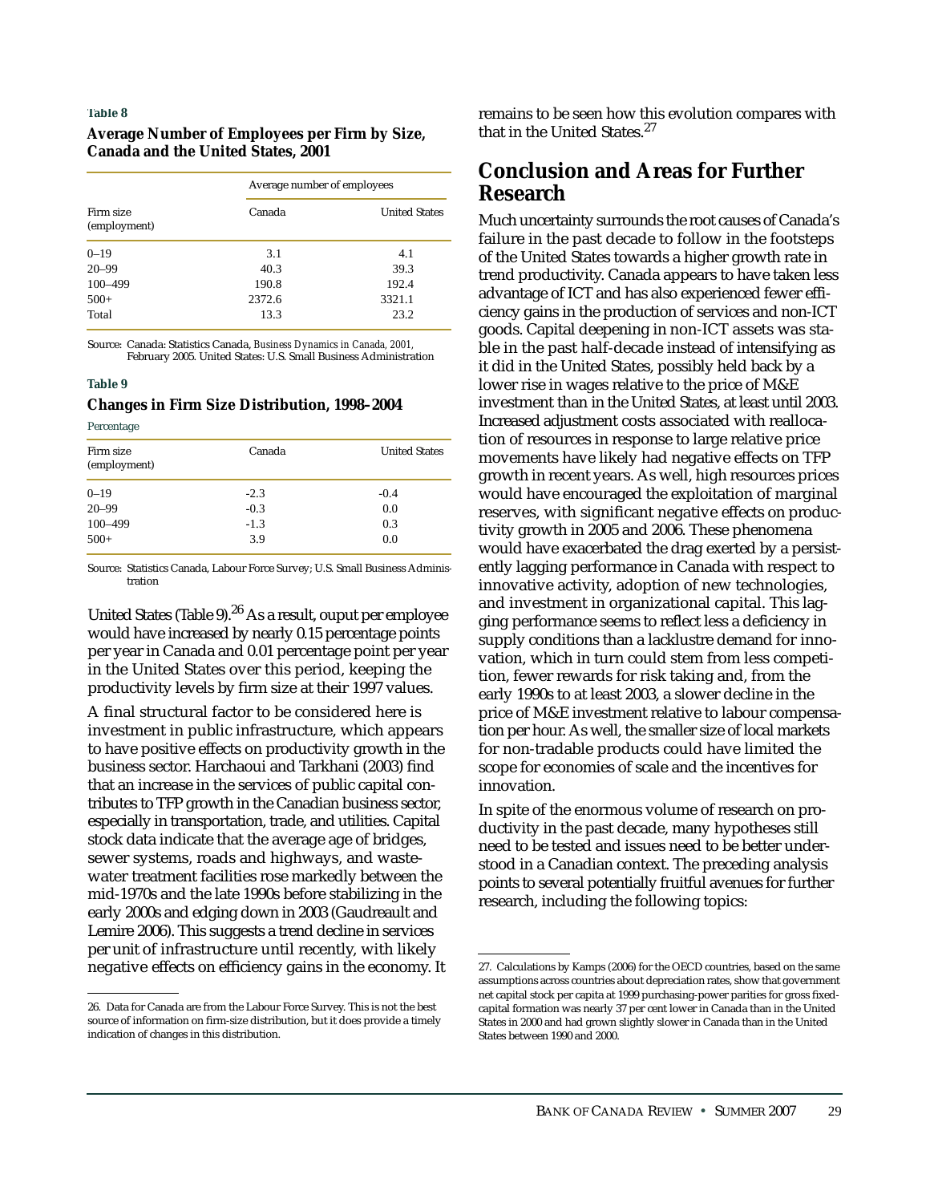**Table 8**

**Average Number of Employees per Firm by Size, Canada and the United States, 2001**

| Firm size (employment) | Average number of employees | |
|---|---|---|
| | Canada | United States |
| 0–19 | 3.1 | 4.1 |
| 20–99 | 40.3 | 39.3 |
| 100–499 | 190.8 | 192.4 |
| 500+ | 2372.6 | 3321.1 |
| Total | 13.3 | 23.2 |

Source: Canada: Statistics Canada, *Business Dynamics in Canada, 2001*, February 2005. United States: U.S. Small Business Administration

**Table 9**

**Changes in Firm Size Distribution, 1998–2004**

Percentage

| Firm size (employment) | Canada | United States |
|---|---|---|
| 0–19 | -2.3 | -0.4 |
| 20–99 | -0.3 | 0.0 |
| 100–499 | -1.3 | 0.3 |
| 500+ | 3.9 | 0.0 |

Source: Statistics Canada, Labour Force Survey; U.S. Small Business Administration

United States (Table 9).[26] As a result, ouput per employee would have increased by nearly 0.15 percentage points per year in Canada and 0.01 percentage point per year in the United States over this period, keeping the productivity levels by firm size at their 1997 values.

A final structural factor to be considered here is investment in public infrastructure, which appears to have positive effects on productivity growth in the business sector. Harchaoui and Tarkhani (2003) find that an increase in the services of public capital contributes to TFP growth in the Canadian business sector, especially in transportation, trade, and utilities. Capital stock data indicate that the average age of bridges, sewer systems, roads and highways, and wastewater treatment facilities rose markedly between the mid-1970s and the late 1990s before stabilizing in the early 2000s and edging down in 2003 (Gaudreault and Lemire 2006). This suggests a trend decline in services per unit of infrastructure until recently, with likely negative effects on efficiency gains in the economy. It remains to be seen how this evolution compares with that in the United States.[27]

## Conclusion and Areas for Further Research

Much uncertainty surrounds the root causes of Canada's failure in the past decade to follow in the footsteps of the United States towards a higher growth rate in trend productivity. Canada appears to have taken less advantage of ICT and has also experienced fewer efficiency gains in the production of services and non-ICT goods. Capital deepening in non-ICT assets was stable in the past half-decade instead of intensifying as it did in the United States, possibly held back by a lower rise in wages relative to the price of M&E investment than in the United States, at least until 2003. Increased adjustment costs associated with reallocation of resources in response to large relative price movements have likely had negative effects on TFP growth in recent years. As well, high resources prices would have encouraged the exploitation of marginal reserves, with significant negative effects on productivity growth in 2005 and 2006. These phenomena would have exacerbated the drag exerted by a persistently lagging performance in Canada with respect to innovative activity, adoption of new technologies, and investment in organizational capital. This lagging performance seems to reflect less a deficiency in supply conditions than a lacklustre demand for innovation, which in turn could stem from less competition, fewer rewards for risk taking and, from the early 1990s to at least 2003, a slower decline in the price of M&E investment relative to labour compensation per hour. As well, the smaller size of local markets for non-tradable products could have limited the scope for economies of scale and the incentives for innovation.

In spite of the enormous volume of research on productivity in the past decade, many hypotheses still need to be tested and issues need to be better understood in a Canadian context. The preceding analysis points to several potentially fruitful avenues for further research, including the following topics:

---

26. Data for Canada are from the Labour Force Survey. This is not the best source of information on firm-size distribution, but it does provide a timely indication of changes in this distribution.

27. Calculations by Kamps (2006) for the OECD countries, based on the same assumptions across countries about depreciation rates, show that government net capital stock per capita at 1999 purchasing-power parities for gross fixed-capital formation was nearly 37 per cent lower in Canada than in the United States in 2000 and had grown slightly slower in Canada than in the United States between 1990 and 2000.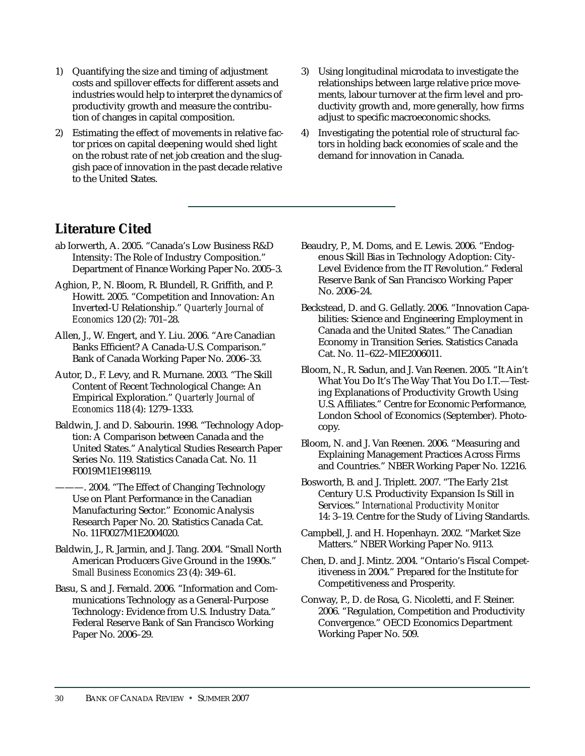1) Quantifying the size and timing of adjustment costs and spillover effects for different assets and industries would help to interpret the dynamics of productivity growth and measure the contribution of changes in capital composition.

2) Estimating the effect of movements in relative factor prices on capital deepening would shed light on the robust rate of net job creation and the sluggish pace of innovation in the past decade relative to the United States.

3) Using longitudinal microdata to investigate the relationships between large relative price movements, labour turnover at the firm level and productivity growth and, more generally, how firms adjust to specific macroeconomic shocks.

4) Investigating the potential role of structural factors in holding back economies of scale and the demand for innovation in Canada.

## Literature Cited

ab Iorwerth, A. 2005. "Canada's Low Business R&D Intensity: The Role of Industry Composition." Department of Finance Working Paper No. 2005–3.

Aghion, P., N. Bloom, R. Blundell, R. Griffith, and P. Howitt. 2005. "Competition and Innovation: An Inverted-U Relationship." *Quarterly Journal of Economics* 120 (2): 701–28.

Allen, J., W. Engert, and Y. Liu. 2006. "Are Canadian Banks Efficient? A Canada-U.S. Comparison." Bank of Canada Working Paper No. 2006–33.

Autor, D., F. Levy, and R. Murnane. 2003. "The Skill Content of Recent Technological Change: An Empirical Exploration." *Quarterly Journal of Economics* 118 (4): 1279–1333.

Baldwin, J. and D. Sabourin. 1998. "Technology Adoption: A Comparison between Canada and the United States." Analytical Studies Research Paper Series No. 119. Statistics Canada Cat. No. 11 F0019M1E1998119.

———. 2004. "The Effect of Changing Technology Use on Plant Performance in the Canadian Manufacturing Sector." Economic Analysis Research Paper No. 20. Statistics Canada Cat. No. 11F0027M1E2004020.

Baldwin, J., R. Jarmin, and J. Tang. 2004. "Small North American Producers Give Ground in the 1990s." *Small Business Economics* 23 (4): 349–61.

Basu, S. and J. Fernald. 2006. "Information and Communications Technology as a General-Purpose Technology: Evidence from U.S. Industry Data." Federal Reserve Bank of San Francisco Working Paper No. 2006–29.

Beaudry, P., M. Doms, and E. Lewis. 2006. "Endogenous Skill Bias in Technology Adoption: City-Level Evidence from the IT Revolution." Federal Reserve Bank of San Francisco Working Paper No. 2006–24.

Beckstead, D. and G. Gellatly. 2006. "Innovation Capabilities: Science and Engineering Employment in Canada and the United States." The Canadian Economy in Transition Series. Statistics Canada Cat. No. 11–622–MIE2006011.

Bloom, N., R. Sadun, and J. Van Reenen. 2005. "It Ain't What You Do It's The Way That You Do I.T.—Testing Explanations of Productivity Growth Using U.S. Affiliates." Centre for Economic Performance, London School of Economics (September). Photocopy.

Bloom, N. and J. Van Reenen. 2006. "Measuring and Explaining Management Practices Across Firms and Countries." NBER Working Paper No. 12216.

Bosworth, B. and J. Triplett. 2007. "The Early 21st Century U.S. Productivity Expansion Is Still in Services." *International Productivity Monitor* 14: 3–19. Centre for the Study of Living Standards.

Campbell, J. and H. Hopenhayn. 2002. "Market Size Matters." NBER Working Paper No. 9113.

Chen, D. and J. Mintz. 2004. "Ontario's Fiscal Competitiveness in 2004." Prepared for the Institute for Competitiveness and Prosperity.

Conway, P., D. de Rosa, G. Nicoletti, and F. Steiner. 2006. "Regulation, Competition and Productivity Convergence." OECD Economics Department Working Paper No. 509.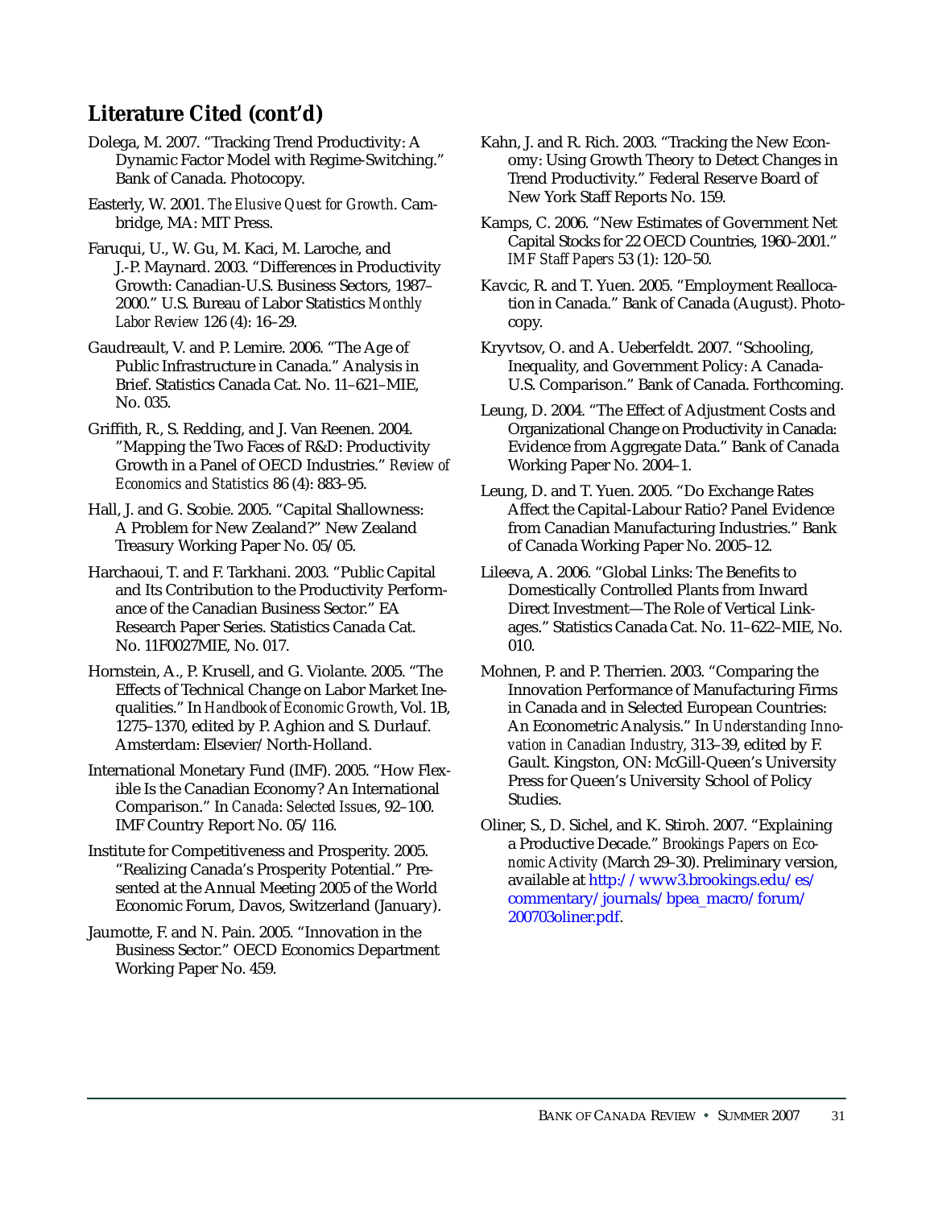## Literature Cited (cont'd)

Dolega, M. 2007. "Tracking Trend Productivity: A Dynamic Factor Model with Regime-Switching." Bank of Canada. Photocopy.

Easterly, W. 2001. *The Elusive Quest for Growth*. Cambridge, MA: MIT Press.

Faruqui, U., W. Gu, M. Kaci, M. Laroche, and J.-P. Maynard. 2003. "Differences in Productivity Growth: Canadian-U.S. Business Sectors, 1987–2000." U.S. Bureau of Labor Statistics *Monthly Labor Review* 126 (4): 16–29.

Gaudreault, V. and P. Lemire. 2006. "The Age of Public Infrastructure in Canada." Analysis in Brief. Statistics Canada Cat. No. 11–621–MIE, No. 035.

Griffith, R., S. Redding, and J. Van Reenen. 2004. "Mapping the Two Faces of R&D: Productivity Growth in a Panel of OECD Industries." *Review of Economics and Statistics* 86 (4): 883–95.

Hall, J. and G. Scobie. 2005. "Capital Shallowness: A Problem for New Zealand?" New Zealand Treasury Working Paper No. 05/05.

Harchaoui, T. and F. Tarkhani. 2003. "Public Capital and Its Contribution to the Productivity Performance of the Canadian Business Sector." EA Research Paper Series. Statistics Canada Cat. No. 11F0027MIE, No. 017.

Hornstein, A., P. Krusell, and G. Violante. 2005. "The Effects of Technical Change on Labor Market Inequalities." In *Handbook of Economic Growth*, Vol. 1B, 1275–1370, edited by P. Aghion and S. Durlauf. Amsterdam: Elsevier/North-Holland.

International Monetary Fund (IMF). 2005. "How Flexible Is the Canadian Economy? An International Comparison." In *Canada: Selected Issues*, 92–100. IMF Country Report No. 05/116.

Institute for Competitiveness and Prosperity. 2005. "Realizing Canada's Prosperity Potential." Presented at the Annual Meeting 2005 of the World Economic Forum, Davos, Switzerland (January).

Jaumotte, F. and N. Pain. 2005. "Innovation in the Business Sector." OECD Economics Department Working Paper No. 459.

Kahn, J. and R. Rich. 2003. "Tracking the New Economy: Using Growth Theory to Detect Changes in Trend Productivity." Federal Reserve Board of New York Staff Reports No. 159.

Kamps, C. 2006. "New Estimates of Government Net Capital Stocks for 22 OECD Countries, 1960–2001." *IMF Staff Papers* 53 (1): 120–50.

Kavcic, R. and T. Yuen. 2005. "Employment Reallocation in Canada." Bank of Canada (August). Photocopy.

Kryvtsov, O. and A. Ueberfeldt. 2007. "Schooling, Inequality, and Government Policy: A Canada-U.S. Comparison." Bank of Canada. Forthcoming.

Leung, D. 2004. "The Effect of Adjustment Costs and Organizational Change on Productivity in Canada: Evidence from Aggregate Data." Bank of Canada Working Paper No. 2004–1.

Leung, D. and T. Yuen. 2005. "Do Exchange Rates Affect the Capital-Labour Ratio? Panel Evidence from Canadian Manufacturing Industries." Bank of Canada Working Paper No. 2005–12.

Lileeva, A. 2006. "Global Links: The Benefits to Domestically Controlled Plants from Inward Direct Investment—The Role of Vertical Linkages." Statistics Canada Cat. No. 11–622–MIE, No. 010.

Mohnen, P. and P. Therrien. 2003. "Comparing the Innovation Performance of Manufacturing Firms in Canada and in Selected European Countries: An Econometric Analysis." In *Understanding Innovation in Canadian Industry*, 313–39, edited by F. Gault. Kingston, ON: McGill-Queen's University Press for Queen's University School of Policy Studies.

Oliner, S., D. Sichel, and K. Stiroh. 2007. "Explaining a Productive Decade." *Brookings Papers on Economic Activity* (March 29–30). Preliminary version, available at http://www3.brookings.edu/es/commentary/journals/bpea_macro/forum/200703oliner.pdf.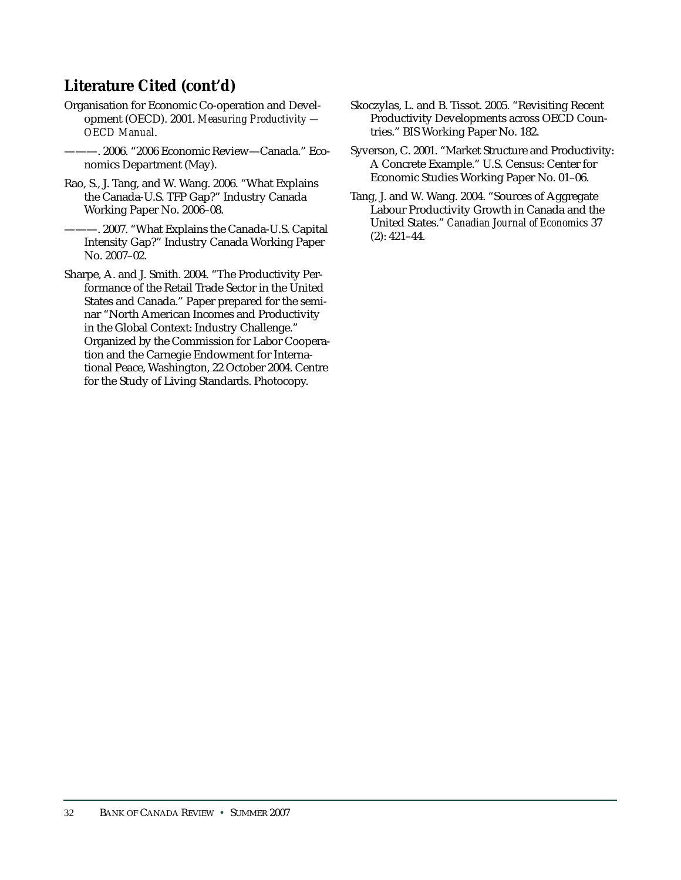## Literature Cited (cont'd)

Organisation for Economic Co-operation and Development (OECD). 2001. *Measuring Productivity — OECD Manual*.

———. 2006. "2006 Economic Review—Canada." Economics Department (May).

Rao, S., J. Tang, and W. Wang. 2006. "What Explains the Canada-U.S. TFP Gap?" Industry Canada Working Paper No. 2006–08.

———. 2007. "What Explains the Canada-U.S. Capital Intensity Gap?" Industry Canada Working Paper No. 2007–02.

Sharpe, A. and J. Smith. 2004. "The Productivity Performance of the Retail Trade Sector in the United States and Canada." Paper prepared for the seminar "North American Incomes and Productivity in the Global Context: Industry Challenge." Organized by the Commission for Labor Cooperation and the Carnegie Endowment for International Peace, Washington, 22 October 2004. Centre for the Study of Living Standards. Photocopy.

Skoczylas, L. and B. Tissot. 2005. "Revisiting Recent Productivity Developments across OECD Countries." BIS Working Paper No. 182.

Syverson, C. 2001. "Market Structure and Productivity: A Concrete Example." U.S. Census: Center for Economic Studies Working Paper No. 01–06.

Tang, J. and W. Wang. 2004. "Sources of Aggregate Labour Productivity Growth in Canada and the United States." *Canadian Journal of Economics* 37 (2): 421–44.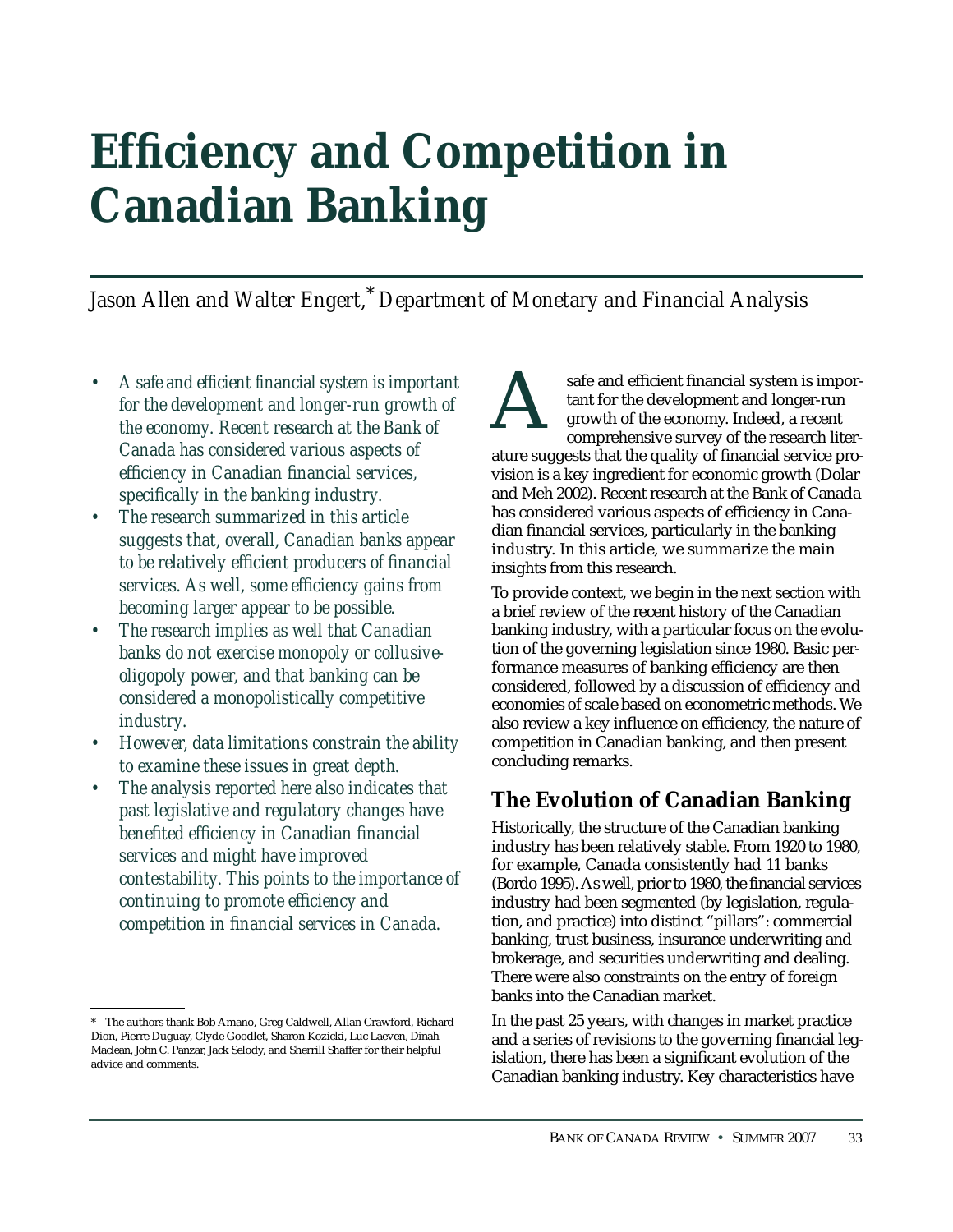# Efficiency and Competition in Canadian Banking

*Jason Allen and Walter Engert,[*] Department of Monetary and Financial Analysis*

- *A safe and efficient financial system is important for the development and longer-run growth of the economy. Recent research at the Bank of Canada has considered various aspects of efficiency in Canadian financial services, specifically in the banking industry.*
- *The research summarized in this article suggests that, overall, Canadian banks appear to be relatively efficient producers of financial services. As well, some efficiency gains from becoming larger appear to be possible.*
- *The research implies as well that Canadian banks do not exercise monopoly or collusive-oligopoly power, and that banking can be considered a monopolistically competitive industry.*
- *However, data limitations constrain the ability to examine these issues in great depth.*
- *The analysis reported here also indicates that past legislative and regulatory changes have benefited efficiency in Canadian financial services and might have improved contestability. This points to the importance of continuing to promote efficiency and competition in financial services in Canada.*

A safe and efficient financial system is important for the development and longer-run growth of the economy. Indeed, a recent comprehensive survey of the research literature suggests that the quality of financial service provision is a key ingredient for economic growth (Dolar and Meh 2002). Recent research at the Bank of Canada has considered various aspects of efficiency in Canadian financial services, particularly in the banking industry. In this article, we summarize the main insights from this research.

To provide context, we begin in the next section with a brief review of the recent history of the Canadian banking industry, with a particular focus on the evolution of the governing legislation since 1980. Basic performance measures of banking efficiency are then considered, followed by a discussion of efficiency and economies of scale based on econometric methods. We also review a key influence on efficiency, the nature of competition in Canadian banking, and then present concluding remarks.

## The Evolution of Canadian Banking

Historically, the structure of the Canadian banking industry has been relatively stable. From 1920 to 1980, for example, Canada consistently had 11 banks (Bordo 1995). As well, prior to 1980, the financial services industry had been segmented (by legislation, regulation, and practice) into distinct "pillars": commercial banking, trust business, insurance underwriting and brokerage, and securities underwriting and dealing. There were also constraints on the entry of foreign banks into the Canadian market.

In the past 25 years, with changes in market practice and a series of revisions to the governing financial legislation, there has been a significant evolution of the Canadian banking industry. Key characteristics have

---

[*] The authors thank Bob Amano, Greg Caldwell, Allan Crawford, Richard Dion, Pierre Duguay, Clyde Goodlet, Sharon Kozicki, Luc Laeven, Dinah Maclean, John C. Panzar, Jack Selody, and Sherrill Shaffer for their helpful advice and comments.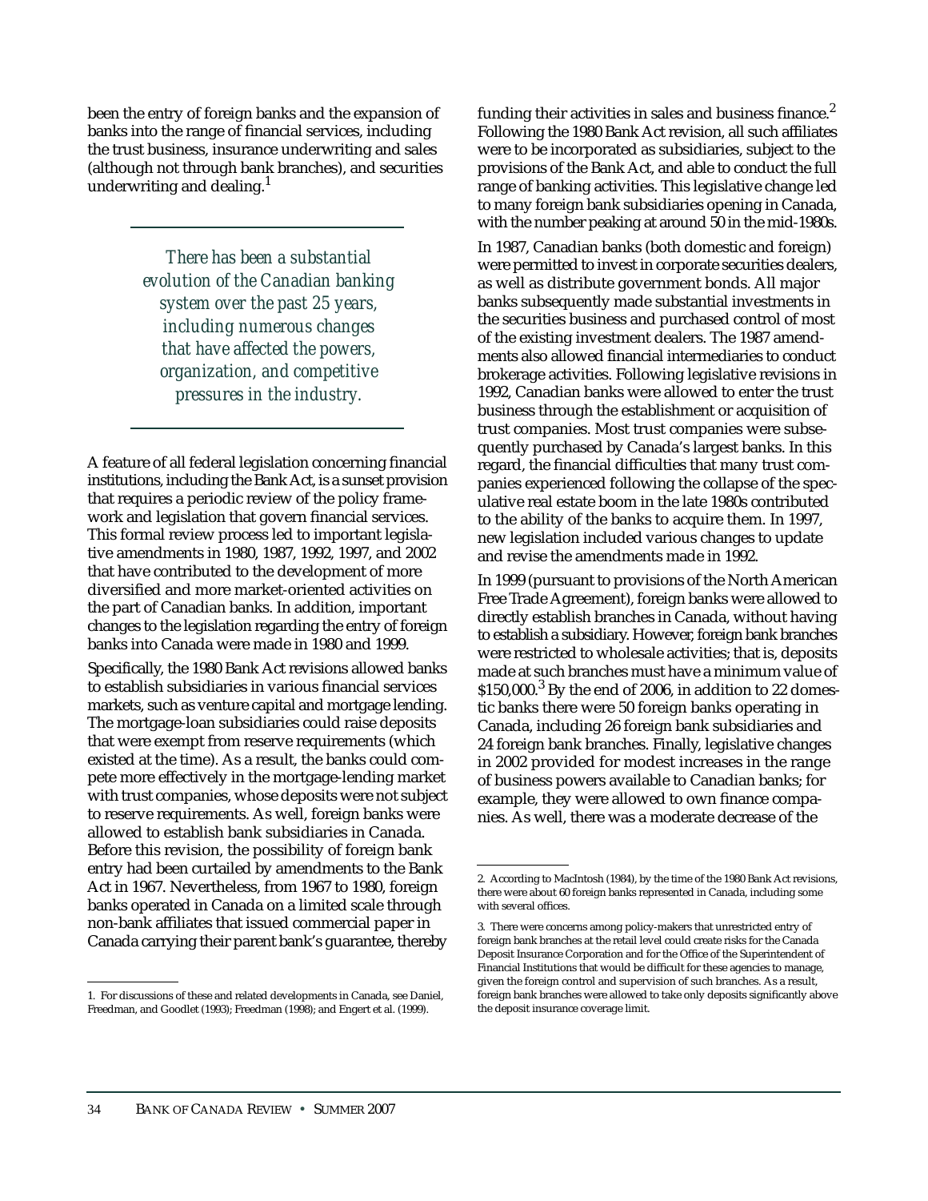been the entry of foreign banks and the expansion of banks into the range of financial services, including the trust business, insurance underwriting and sales (although not through bank branches), and securities underwriting and dealing.[1]

> *There has been a substantial evolution of the Canadian banking system over the past 25 years, including numerous changes that have affected the powers, organization, and competitive pressures in the industry.*

A feature of all federal legislation concerning financial institutions, including the Bank Act, is a sunset provision that requires a periodic review of the policy framework and legislation that govern financial services. This formal review process led to important legislative amendments in 1980, 1987, 1992, 1997, and 2002 that have contributed to the development of more diversified and more market-oriented activities on the part of Canadian banks. In addition, important changes to the legislation regarding the entry of foreign banks into Canada were made in 1980 and 1999.

Specifically, the 1980 Bank Act revisions allowed banks to establish subsidiaries in various financial services markets, such as venture capital and mortgage lending. The mortgage-loan subsidiaries could raise deposits that were exempt from reserve requirements (which existed at the time). As a result, the banks could compete more effectively in the mortgage-lending market with trust companies, whose deposits were not subject to reserve requirements. As well, foreign banks were allowed to establish bank subsidiaries in Canada. Before this revision, the possibility of foreign bank entry had been curtailed by amendments to the Bank Act in 1967. Nevertheless, from 1967 to 1980, foreign banks operated in Canada on a limited scale through non-bank affiliates that issued commercial paper in Canada carrying their parent bank's guarantee, thereby funding their activities in sales and business finance.[2] Following the 1980 Bank Act revision, all such affiliates were to be incorporated as subsidiaries, subject to the provisions of the Bank Act, and able to conduct the full range of banking activities. This legislative change led to many foreign bank subsidiaries opening in Canada, with the number peaking at around 50 in the mid-1980s.

In 1987, Canadian banks (both domestic and foreign) were permitted to invest in corporate securities dealers, as well as distribute government bonds. All major banks subsequently made substantial investments in the securities business and purchased control of most of the existing investment dealers. The 1987 amendments also allowed financial intermediaries to conduct brokerage activities. Following legislative revisions in 1992, Canadian banks were allowed to enter the trust business through the establishment or acquisition of trust companies. Most trust companies were subsequently purchased by Canada's largest banks. In this regard, the financial difficulties that many trust companies experienced following the collapse of the speculative real estate boom in the late 1980s contributed to the ability of the banks to acquire them. In 1997, new legislation included various changes to update and revise the amendments made in 1992.

In 1999 (pursuant to provisions of the North American Free Trade Agreement), foreign banks were allowed to directly establish branches in Canada, without having to establish a subsidiary. However, foreign bank branches were restricted to wholesale activities; that is, deposits made at such branches must have a minimum value of $150,000.[3] By the end of 2006, in addition to 22 domestic banks there were 50 foreign banks operating in Canada, including 26 foreign bank subsidiaries and 24 foreign bank branches. Finally, legislative changes in 2002 provided for modest increases in the range of business powers available to Canadian banks; for example, they were allowed to own finance companies. As well, there was a moderate decrease of the

---

1. For discussions of these and related developments in Canada, see Daniel, Freedman, and Goodlet (1993); Freedman (1998); and Engert et al. (1999).

2. According to MacIntosh (1984), by the time of the 1980 Bank Act revisions, there were about 60 foreign banks represented in Canada, including some with several offices.

3. There were concerns among policy-makers that unrestricted entry of foreign bank branches at the retail level could create risks for the Canada Deposit Insurance Corporation and for the Office of the Superintendent of Financial Institutions that would be difficult for these agencies to manage, given the foreign control and supervision of such branches. As a result, foreign bank branches were allowed to take only deposits significantly above the deposit insurance coverage limit.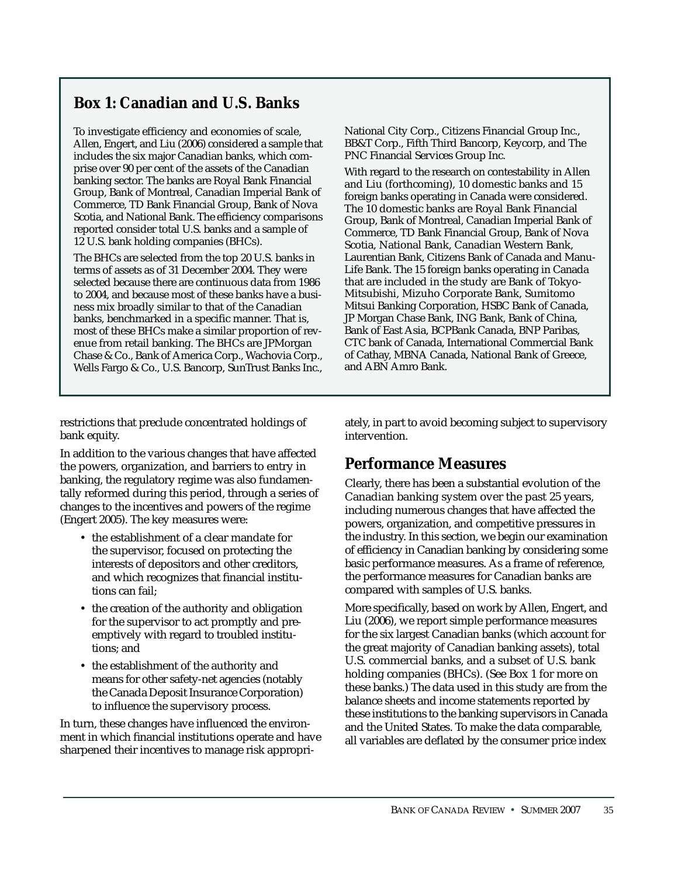## Box 1: Canadian and U.S. Banks

To investigate efficiency and economies of scale, Allen, Engert, and Liu (2006) considered a sample that includes the six major Canadian banks, which comprise over 90 per cent of the assets of the Canadian banking sector. The banks are Royal Bank Financial Group, Bank of Montreal, Canadian Imperial Bank of Commerce, TD Bank Financial Group, Bank of Nova Scotia, and National Bank. The efficiency comparisons reported consider total U.S. banks and a sample of 12 U.S. bank holding companies (BHCs).

The BHCs are selected from the top 20 U.S. banks in terms of assets as of 31 December 2004. They were selected because there are continuous data from 1986 to 2004, and because most of these banks have a business mix broadly similar to that of the Canadian banks, benchmarked in a specific manner. That is, most of these BHCs make a similar proportion of revenue from retail banking. The BHCs are JPMorgan Chase & Co., Bank of America Corp., Wachovia Corp., Wells Fargo & Co., U.S. Bancorp, SunTrust Banks Inc., National City Corp., Citizens Financial Group Inc., BB&T Corp., Fifth Third Bancorp, Keycorp, and The PNC Financial Services Group Inc.

With regard to the research on contestability in Allen and Liu (forthcoming), 10 domestic banks and 15 foreign banks operating in Canada were considered. The 10 domestic banks are Royal Bank Financial Group, Bank of Montreal, Canadian Imperial Bank of Commerce, TD Bank Financial Group, Bank of Nova Scotia, National Bank, Canadian Western Bank, Laurentian Bank, Citizens Bank of Canada and Manu-Life Bank. The 15 foreign banks operating in Canada that are included in the study are Bank of Tokyo-Mitsubishi, Mizuho Corporate Bank, Sumitomo Mitsui Banking Corporation, HSBC Bank of Canada, JP Morgan Chase Bank, ING Bank, Bank of China, Bank of East Asia, BCPBank Canada, BNP Paribas, CTC bank of Canada, International Commercial Bank of Cathay, MBNA Canada, National Bank of Greece, and ABN Amro Bank.

restrictions that preclude concentrated holdings of bank equity.

In addition to the various changes that have affected the powers, organization, and barriers to entry in banking, the regulatory regime was also fundamentally reformed during this period, through a series of changes to the incentives and powers of the regime (Engert 2005). The key measures were:

- the establishment of a clear mandate for the supervisor, focused on protecting the interests of depositors and other creditors, and which recognizes that financial institutions can fail;
- the creation of the authority and obligation for the supervisor to act promptly and preemptively with regard to troubled institutions; and
- the establishment of the authority and means for other safety-net agencies (notably the Canada Deposit Insurance Corporation) to influence the supervisory process.

In turn, these changes have influenced the environment in which financial institutions operate and have sharpened their incentives to manage risk appropriately, in part to avoid becoming subject to supervisory intervention.

## Performance Measures

Clearly, there has been a substantial evolution of the Canadian banking system over the past 25 years, including numerous changes that have affected the powers, organization, and competitive pressures in the industry. In this section, we begin our examination of efficiency in Canadian banking by considering some basic performance measures. As a frame of reference, the performance measures for Canadian banks are compared with samples of U.S. banks.

More specifically, based on work by Allen, Engert, and Liu (2006), we report simple performance measures for the six largest Canadian banks (which account for the great majority of Canadian banking assets), total U.S. commercial banks, and a subset of U.S. bank holding companies (BHCs). (See Box 1 for more on these banks.) The data used in this study are from the balance sheets and income statements reported by these institutions to the banking supervisors in Canada and the United States. To make the data comparable, all variables are deflated by the consumer price index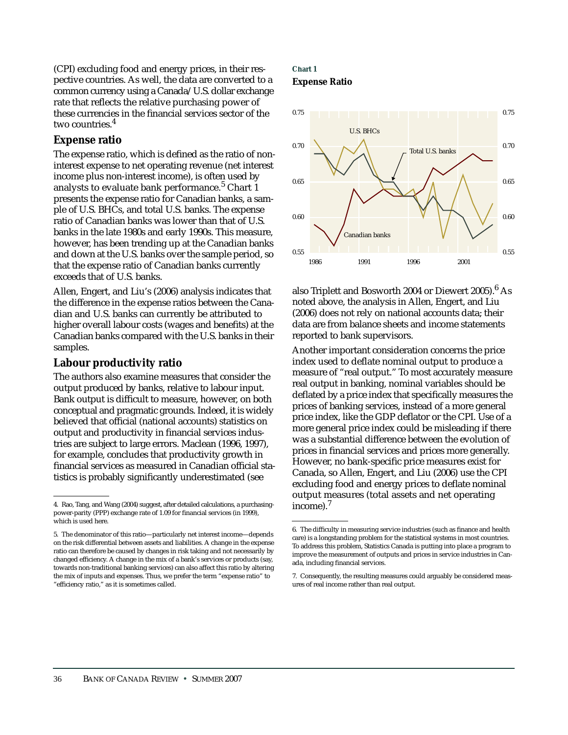(CPI) excluding food and energy prices, in their respective countries. As well, the data are converted to a common currency using a Canada/U.S. dollar exchange rate that reflects the relative purchasing power of these currencies in the financial services sector of the two countries.[4]

## Expense ratio

The expense ratio, which is defined as the ratio of non-interest expense to net operating revenue (net interest income plus non-interest income), is often used by analysts to evaluate bank performance.[5] Chart 1 presents the expense ratio for Canadian banks, a sample of U.S. BHCs, and total U.S. banks. The expense ratio of Canadian banks was lower than that of U.S. banks in the late 1980s and early 1990s. This measure, however, has been trending up at the Canadian banks and down at the U.S. banks over the sample period, so that the expense ratio of Canadian banks currently exceeds that of U.S. banks.

Allen, Engert, and Liu's (2006) analysis indicates that the difference in the expense ratios between the Canadian and U.S. banks can currently be attributed to higher overall labour costs (wages and benefits) at the Canadian banks compared with the U.S. banks in their samples.

## Labour productivity ratio

The authors also examine measures that consider the output produced by banks, relative to labour input. Bank output is difficult to measure, however, on both conceptual and pragmatic grounds. Indeed, it is widely believed that official (national accounts) statistics on output and productivity in financial services industries are subject to large errors. Maclean (1996, 1997), for example, concludes that productivity growth in financial services as measured in Canadian official statistics is probably significantly underestimated (see also Triplett and Bosworth 2004 or Diewert 2005).[6] As noted above, the analysis in Allen, Engert, and Liu (2006) does not rely on national accounts data; their data are from balance sheets and income statements reported to bank supervisors.

**Chart 1**

**Expense Ratio**

Another important consideration concerns the price index used to deflate nominal output to produce a measure of "real output." To most accurately measure real output in banking, nominal variables should be deflated by a price index that specifically measures the prices of banking services, instead of a more general price index, like the GDP deflator or the CPI. Use of a more general price index could be misleading if there was a substantial difference between the evolution of prices in financial services and prices more generally. However, no bank-specific price measures exist for Canada, so Allen, Engert, and Liu (2006) use the CPI excluding food and energy prices to deflate nominal output measures (total assets and net operating income).[7]

---

4. Rao, Tang, and Wang (2004) suggest, after detailed calculations, a purchasing-power-parity (PPP) exchange rate of 1.09 for financial services (in 1999), which is used here.

5. The denominator of this ratio—particularly net interest income—depends on the risk differential between assets and liabilities. A change in the expense ratio can therefore be caused by changes in risk taking and not necessarily by changed efficiency. A change in the mix of a bank's services or products (say, towards non-traditional banking services) can also affect this ratio by altering the mix of inputs and expenses. Thus, we prefer the term "expense ratio" to "efficiency ratio," as it is sometimes called.

6. The difficulty in measuring service industries (such as finance and health care) is a longstanding problem for the statistical systems in most countries. To address this problem, Statistics Canada is putting into place a program to improve the measurement of outputs and prices in service industries in Canada, including financial services.

7. Consequently, the resulting measures could arguably be considered measures of real income rather than real output.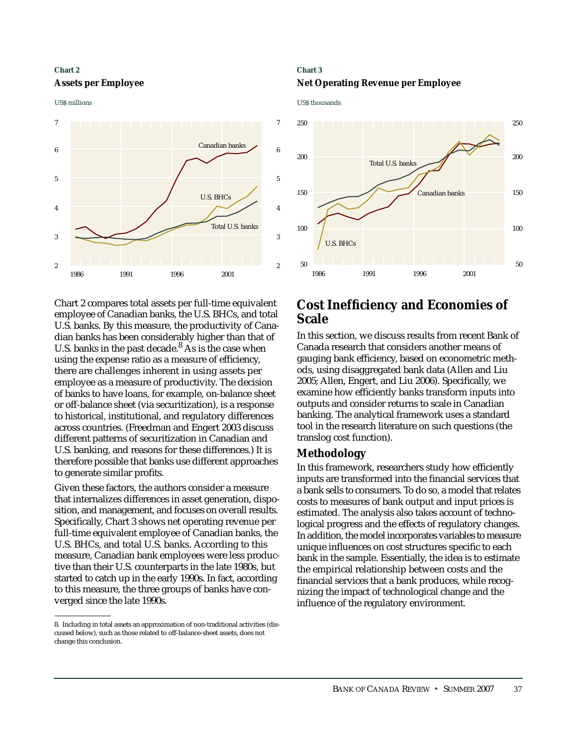**Chart 2**

**Assets per Employee**

US$ millions

**Chart 3**

**Net Operating Revenue per Employee**

US$ thousands

Chart 2 compares total assets per full-time equivalent employee of Canadian banks, the U.S. BHCs, and total U.S. banks. By this measure, the productivity of Canadian banks has been considerably higher than that of U.S. banks in the past decade.[8] As is the case when using the expense ratio as a measure of efficiency, there are challenges inherent in using assets per employee as a measure of productivity. The decision of banks to have loans, for example, on-balance sheet or off-balance sheet (via securitization), is a response to historical, institutional, and regulatory differences across countries. (Freedman and Engert 2003 discuss different patterns of securitization in Canadian and U.S. banking, and reasons for these differences.) It is therefore possible that banks use different approaches to generate similar profits.

Given these factors, the authors consider a measure that internalizes differences in asset generation, disposition, and management, and focuses on overall results. Specifically, Chart 3 shows net operating revenue per full-time equivalent employee of Canadian banks, the U.S. BHCs, and total U.S. banks. According to this measure, Canadian bank employees were less productive than their U.S. counterparts in the late 1980s, but started to catch up in the early 1990s. In fact, according to this measure, the three groups of banks have converged since the late 1990s.

8. Including in total assets an approximation of non-traditional activities (discussed below), such as those related to off-balance-sheet assets, does not change this conclusion.

## Cost Inefficiency and Economies of Scale

In this section, we discuss results from recent Bank of Canada research that considers another means of gauging bank efficiency, based on econometric methods, using disaggregated bank data (Allen and Liu 2005; Allen, Engert, and Liu 2006). Specifically, we examine how efficiently banks transform inputs into outputs and consider returns to scale in Canadian banking. The analytical framework uses a standard tool in the research literature on such questions (the translog cost function).

### Methodology

In this framework, researchers study how efficiently inputs are transformed into the financial services that a bank sells to consumers. To do so, a model that relates costs to measures of bank output and input prices is estimated. The analysis also takes account of technological progress and the effects of regulatory changes. In addition, the model incorporates variables to measure unique influences on cost structures specific to each bank in the sample. Essentially, the idea is to estimate the empirical relationship between costs and the financial services that a bank produces, while recognizing the impact of technological change and the influence of the regulatory environment.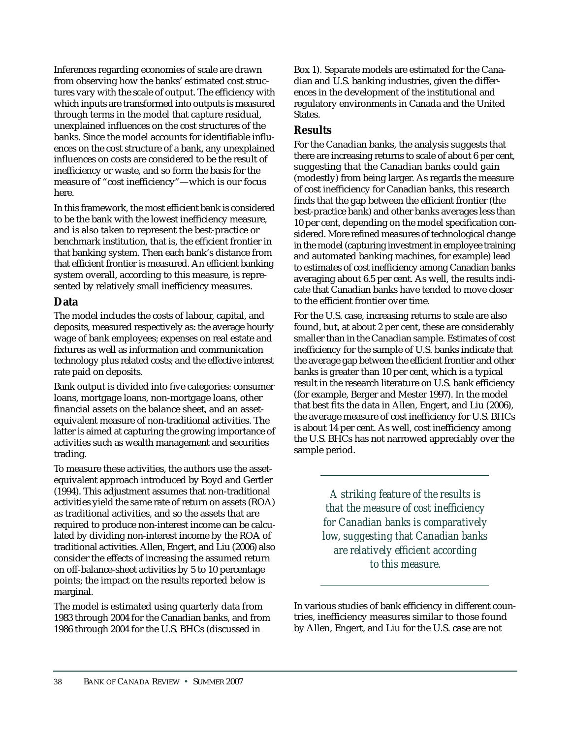Inferences regarding economies of scale are drawn from observing how the banks' estimated cost structures vary with the scale of output. The efficiency with which inputs are transformed into outputs is measured through terms in the model that capture residual, unexplained influences on the cost structures of the banks. Since the model accounts for identifiable influences on the cost structure of a bank, any unexplained influences on costs are considered to be the result of inefficiency or waste, and so form the basis for the measure of "cost inefficiency"—which is our focus here.

In this framework, the most efficient bank is considered to be the bank with the lowest inefficiency measure, and is also taken to represent the best-practice or benchmark institution, that is, the efficient frontier in that banking system. Then each bank's distance from that efficient frontier is measured. An efficient banking system overall, according to this measure, is represented by relatively small inefficiency measures.

## Data

The model includes the costs of labour, capital, and deposits, measured respectively as: the average hourly wage of bank employees; expenses on real estate and fixtures as well as information and communication technology plus related costs; and the effective interest rate paid on deposits.

Bank output is divided into five categories: consumer loans, mortgage loans, non-mortgage loans, other financial assets on the balance sheet, and an asset-equivalent measure of non-traditional activities. The latter is aimed at capturing the growing importance of activities such as wealth management and securities trading.

To measure these activities, the authors use the asset-equivalent approach introduced by Boyd and Gertler (1994). This adjustment assumes that non-traditional activities yield the same rate of return on assets (ROA) as traditional activities, and so the assets that are required to produce non-interest income can be calculated by dividing non-interest income by the ROA of traditional activities. Allen, Engert, and Liu (2006) also consider the effects of increasing the assumed return on off-balance-sheet activities by 5 to 10 percentage points; the impact on the results reported below is marginal.

The model is estimated using quarterly data from 1983 through 2004 for the Canadian banks, and from 1986 through 2004 for the U.S. BHCs (discussed in Box 1). Separate models are estimated for the Canadian and U.S. banking industries, given the differences in the development of the institutional and regulatory environments in Canada and the United States.

## Results

For the Canadian banks, the analysis suggests that there are increasing returns to scale of about 6 per cent, suggesting that the Canadian banks could gain (modestly) from being larger. As regards the measure of cost inefficiency for Canadian banks, this research finds that the gap between the efficient frontier (the best-practice bank) and other banks averages less than 10 per cent, depending on the model specification considered. More refined measures of technological change in the model (capturing investment in employee training and automated banking machines, for example) lead to estimates of cost inefficiency among Canadian banks averaging about 6.5 per cent. As well, the results indicate that Canadian banks have tended to move closer to the efficient frontier over time.

For the U.S. case, increasing returns to scale are also found, but, at about 2 per cent, these are considerably smaller than in the Canadian sample. Estimates of cost inefficiency for the sample of U.S. banks indicate that the average gap between the efficient frontier and other banks is greater than 10 per cent, which is a typical result in the research literature on U.S. bank efficiency (for example, Berger and Mester 1997). In the model that best fits the data in Allen, Engert, and Liu (2006), the average measure of cost inefficiency for U.S. BHCs is about 14 per cent. As well, cost inefficiency among the U.S. BHCs has not narrowed appreciably over the sample period.

*A striking feature of the results is that the measure of cost inefficiency for Canadian banks is comparatively low, suggesting that Canadian banks are relatively efficient according to this measure.*

In various studies of bank efficiency in different countries, inefficiency measures similar to those found by Allen, Engert, and Liu for the U.S. case are not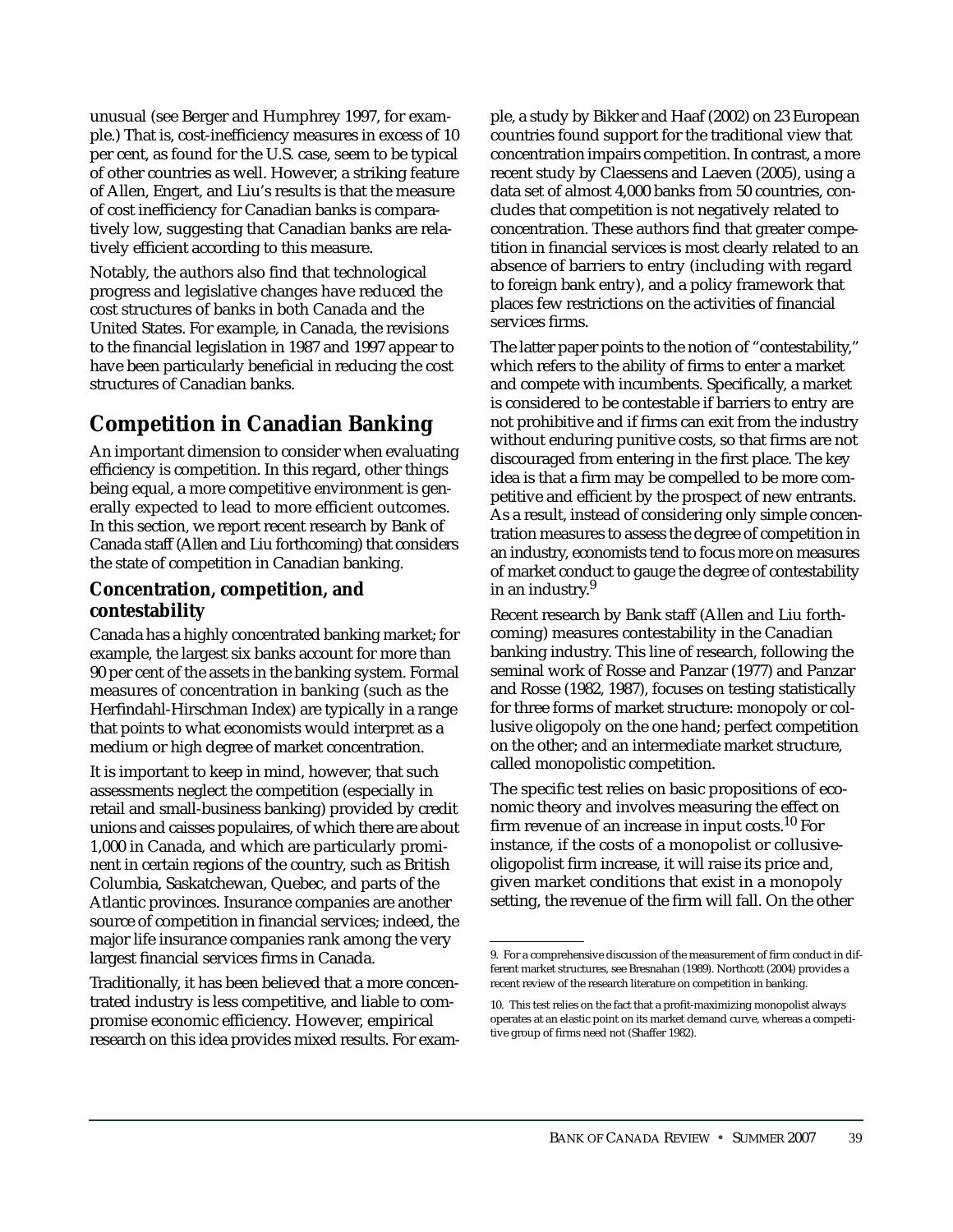unusual (see Berger and Humphrey 1997, for example.) That is, cost-inefficiency measures in excess of 10 per cent, as found for the U.S. case, seem to be typical of other countries as well. However, a striking feature of Allen, Engert, and Liu's results is that the measure of cost inefficiency for Canadian banks is comparatively low, suggesting that Canadian banks are relatively efficient according to this measure.

Notably, the authors also find that technological progress and legislative changes have reduced the cost structures of banks in both Canada and the United States. For example, in Canada, the revisions to the financial legislation in 1987 and 1997 appear to have been particularly beneficial in reducing the cost structures of Canadian banks.

## Competition in Canadian Banking

An important dimension to consider when evaluating efficiency is competition. In this regard, other things being equal, a more competitive environment is generally expected to lead to more efficient outcomes. In this section, we report recent research by Bank of Canada staff (Allen and Liu forthcoming) that considers the state of competition in Canadian banking.

### Concentration, competition, and contestability

Canada has a highly concentrated banking market; for example, the largest six banks account for more than 90 per cent of the assets in the banking system. Formal measures of concentration in banking (such as the Herfindahl-Hirschman Index) are typically in a range that points to what economists would interpret as a medium or high degree of market concentration.

It is important to keep in mind, however, that such assessments neglect the competition (especially in retail and small-business banking) provided by credit unions and caisses populaires, of which there are about 1,000 in Canada, and which are particularly prominent in certain regions of the country, such as British Columbia, Saskatchewan, Quebec, and parts of the Atlantic provinces. Insurance companies are another source of competition in financial services; indeed, the major life insurance companies rank among the very largest financial services firms in Canada.

Traditionally, it has been believed that a more concentrated industry is less competitive, and liable to compromise economic efficiency. However, empirical research on this idea provides mixed results. For example, a study by Bikker and Haaf (2002) on 23 European countries found support for the traditional view that concentration impairs competition. In contrast, a more recent study by Claessens and Laeven (2005), using a data set of almost 4,000 banks from 50 countries, concludes that competition is not negatively related to concentration. These authors find that greater competition in financial services is most clearly related to an absence of barriers to entry (including with regard to foreign bank entry), and a policy framework that places few restrictions on the activities of financial services firms.

The latter paper points to the notion of "contestability," which refers to the ability of firms to enter a market and compete with incumbents. Specifically, a market is considered to be contestable if barriers to entry are not prohibitive and if firms can exit from the industry without enduring punitive costs, so that firms are not discouraged from entering in the first place. The key idea is that a firm may be compelled to be more competitive and efficient by the prospect of new entrants. As a result, instead of considering only simple concentration measures to assess the degree of competition in an industry, economists tend to focus more on measures of market conduct to gauge the degree of contestability in an industry.[9]

Recent research by Bank staff (Allen and Liu forthcoming) measures contestability in the Canadian banking industry. This line of research, following the seminal work of Rosse and Panzar (1977) and Panzar and Rosse (1982, 1987), focuses on testing statistically for three forms of market structure: monopoly or collusive oligopoly on the one hand; perfect competition on the other; and an intermediate market structure, called monopolistic competition.

The specific test relies on basic propositions of economic theory and involves measuring the effect on firm revenue of an increase in input costs.[10] For instance, if the costs of a monopolist or collusive-oligopolist firm increase, it will raise its price and, given market conditions that exist in a monopoly setting, the revenue of the firm will fall. On the other

9. For a comprehensive discussion of the measurement of firm conduct in different market structures, see Bresnahan (1989). Northcott (2004) provides a recent review of the research literature on competition in banking.

10. This test relies on the fact that a profit-maximizing monopolist always operates at an elastic point on its market demand curve, whereas a competitive group of firms need not (Shaffer 1982).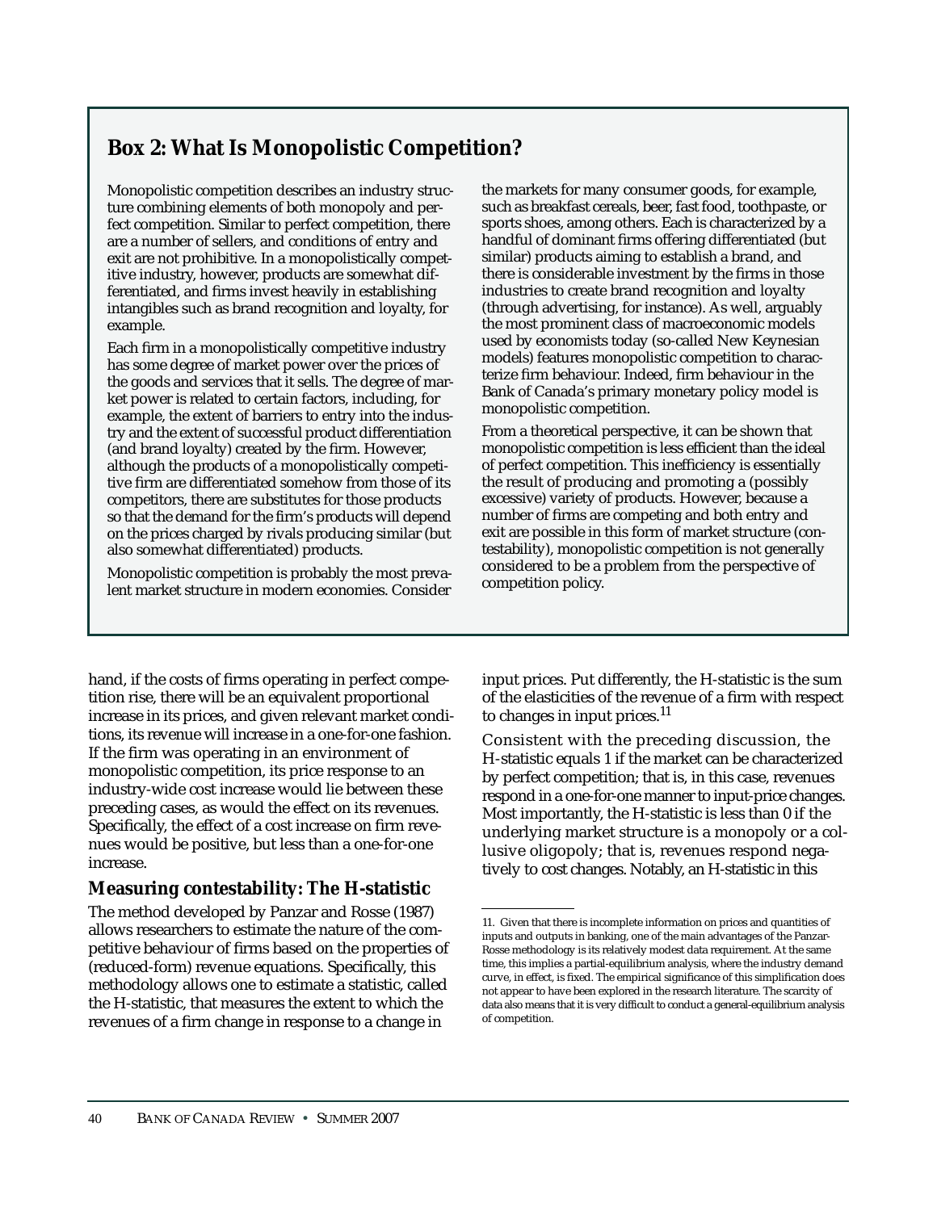## Box 2: What Is Monopolistic Competition?

Monopolistic competition describes an industry structure combining elements of both monopoly and perfect competition. Similar to perfect competition, there are a number of sellers, and conditions of entry and exit are not prohibitive. In a monopolistically competitive industry, however, products are somewhat differentiated, and firms invest heavily in establishing intangibles such as brand recognition and loyalty, for example.

Each firm in a monopolistically competitive industry has some degree of market power over the prices of the goods and services that it sells. The degree of market power is related to certain factors, including, for example, the extent of barriers to entry into the industry and the extent of successful product differentiation (and brand loyalty) created by the firm. However, although the products of a monopolistically competitive firm are differentiated somehow from those of its competitors, there are substitutes for those products so that the demand for the firm's products will depend on the prices charged by rivals producing similar (but also somewhat differentiated) products.

Monopolistic competition is probably the most prevalent market structure in modern economies. Consider the markets for many consumer goods, for example, such as breakfast cereals, beer, fast food, toothpaste, or sports shoes, among others. Each is characterized by a handful of dominant firms offering differentiated (but similar) products aiming to establish a brand, and there is considerable investment by the firms in those industries to create brand recognition and loyalty (through advertising, for instance). As well, arguably the most prominent class of macroeconomic models used by economists today (so-called New Keynesian models) features monopolistic competition to characterize firm behaviour. Indeed, firm behaviour in the Bank of Canada's primary monetary policy model is monopolistic competition.

From a theoretical perspective, it can be shown that monopolistic competition is less efficient than the ideal of perfect competition. This inefficiency is essentially the result of producing and promoting a (possibly excessive) variety of products. However, because a number of firms are competing and both entry and exit are possible in this form of market structure (contestability), monopolistic competition is not generally considered to be a problem from the perspective of competition policy.

hand, if the costs of firms operating in perfect competition rise, there will be an equivalent proportional increase in its prices, and given relevant market conditions, its revenue will increase in a one-for-one fashion. If the firm was operating in an environment of monopolistic competition, its price response to an industry-wide cost increase would lie between these preceding cases, as would the effect on its revenues. Specifically, the effect of a cost increase on firm revenues would be positive, but less than a one-for-one increase.

### Measuring contestability: The H-statistic

The method developed by Panzar and Rosse (1987) allows researchers to estimate the nature of the competitive behaviour of firms based on the properties of (reduced-form) revenue equations. Specifically, this methodology allows one to estimate a statistic, called the H-statistic, that measures the extent to which the revenues of a firm change in response to a change in input prices. Put differently, the H-statistic is the sum of the elasticities of the revenue of a firm with respect to changes in input prices.[11]

Consistent with the preceding discussion, the H-statistic equals 1 if the market can be characterized by perfect competition; that is, in this case, revenues respond in a one-for-one manner to input-price changes. Most importantly, the H-statistic is less than 0 if the underlying market structure is a monopoly or a collusive oligopoly; that is, revenues respond negatively to cost changes. Notably, an H-statistic in this

11. Given that there is incomplete information on prices and quantities of inputs and outputs in banking, one of the main advantages of the Panzar-Rosse methodology is its relatively modest data requirement. At the same time, this implies a partial-equilibrium analysis, where the industry demand curve, in effect, is fixed. The empirical significance of this simplification does not appear to have been explored in the research literature. The scarcity of data also means that it is very difficult to conduct a general-equilibrium analysis of competition.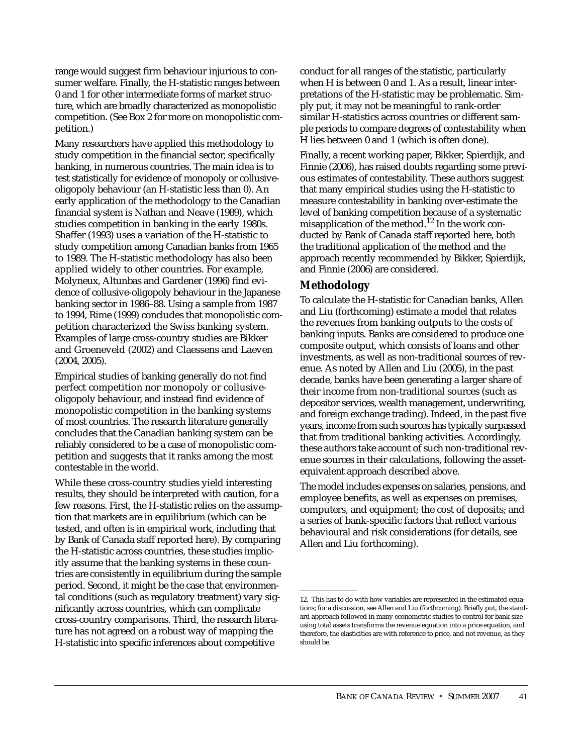range would suggest firm behaviour injurious to consumer welfare. Finally, the H-statistic ranges between 0 and 1 for other intermediate forms of market structure, which are broadly characterized as monopolistic competition. (See Box 2 for more on monopolistic competition.)

Many researchers have applied this methodology to study competition in the financial sector, specifically banking, in numerous countries. The main idea is to test statistically for evidence of monopoly or collusive-oligopoly behaviour (an H-statistic less than 0). An early application of the methodology to the Canadian financial system is Nathan and Neave (1989), which studies competition in banking in the early 1980s. Shaffer (1993) uses a variation of the H-statistic to study competition among Canadian banks from 1965 to 1989. The H-statistic methodology has also been applied widely to other countries. For example, Molyneux, Altunbas and Gardener (1996) find evidence of collusive-oligopoly behaviour in the Japanese banking sector in 1986–88. Using a sample from 1987 to 1994, Rime (1999) concludes that monopolistic competition characterized the Swiss banking system. Examples of large cross-country studies are Bikker and Groeneveld (2002) and Claessens and Laeven (2004, 2005).

Empirical studies of banking generally do not find perfect competition nor monopoly or collusive-oligopoly behaviour, and instead find evidence of monopolistic competition in the banking systems of most countries. The research literature generally concludes that the Canadian banking system can be reliably considered to be a case of monopolistic competition and suggests that it ranks among the most contestable in the world.

While these cross-country studies yield interesting results, they should be interpreted with caution, for a few reasons. First, the H-statistic relies on the assumption that markets are in equilibrium (which can be tested, and often is in empirical work, including that by Bank of Canada staff reported here). By comparing the H-statistic across countries, these studies implicitly assume that the banking systems in these countries are consistently in equilibrium during the sample period. Second, it might be the case that environmental conditions (such as regulatory treatment) vary significantly across countries, which can complicate cross-country comparisons. Third, the research literature has not agreed on a robust way of mapping the H-statistic into specific inferences about competitive conduct for all ranges of the statistic, particularly when H is between 0 and 1. As a result, linear interpretations of the H-statistic may be problematic. Simply put, it may not be meaningful to rank-order similar H-statistics across countries or different sample periods to compare degrees of contestability when H lies between 0 and 1 (which is often done).

Finally, a recent working paper, Bikker, Spierdijk, and Finnie (2006), has raised doubts regarding some previous estimates of contestability. These authors suggest that many empirical studies using the H-statistic to measure contestability in banking over-estimate the level of banking competition because of a systematic misapplication of the method.[12] In the work conducted by Bank of Canada staff reported here, both the traditional application of the method and the approach recently recommended by Bikker, Spierdijk, and Finnie (2006) are considered.

## Methodology

To calculate the H-statistic for Canadian banks, Allen and Liu (forthcoming) estimate a model that relates the revenues from banking outputs to the costs of banking inputs. Banks are considered to produce one composite output, which consists of loans and other investments, as well as non-traditional sources of revenue. As noted by Allen and Liu (2005), in the past decade, banks have been generating a larger share of their income from non-traditional sources (such as depositor services, wealth management, underwriting, and foreign exchange trading). Indeed, in the past five years, income from such sources has typically surpassed that from traditional banking activities. Accordingly, these authors take account of such non-traditional revenue sources in their calculations, following the asset-equivalent approach described above.

The model includes expenses on salaries, pensions, and employee benefits, as well as expenses on premises, computers, and equipment; the cost of deposits; and a series of bank-specific factors that reflect various behavioural and risk considerations (for details, see Allen and Liu forthcoming).

---

12. This has to do with how variables are represented in the estimated equations; for a discussion, see Allen and Liu (forthcoming). Briefly put, the standard approach followed in many econometric studies to control for bank size using total assets transforms the revenue equation into a price equation, and therefore, the elasticities are with reference to price, and not revenue, as they should be.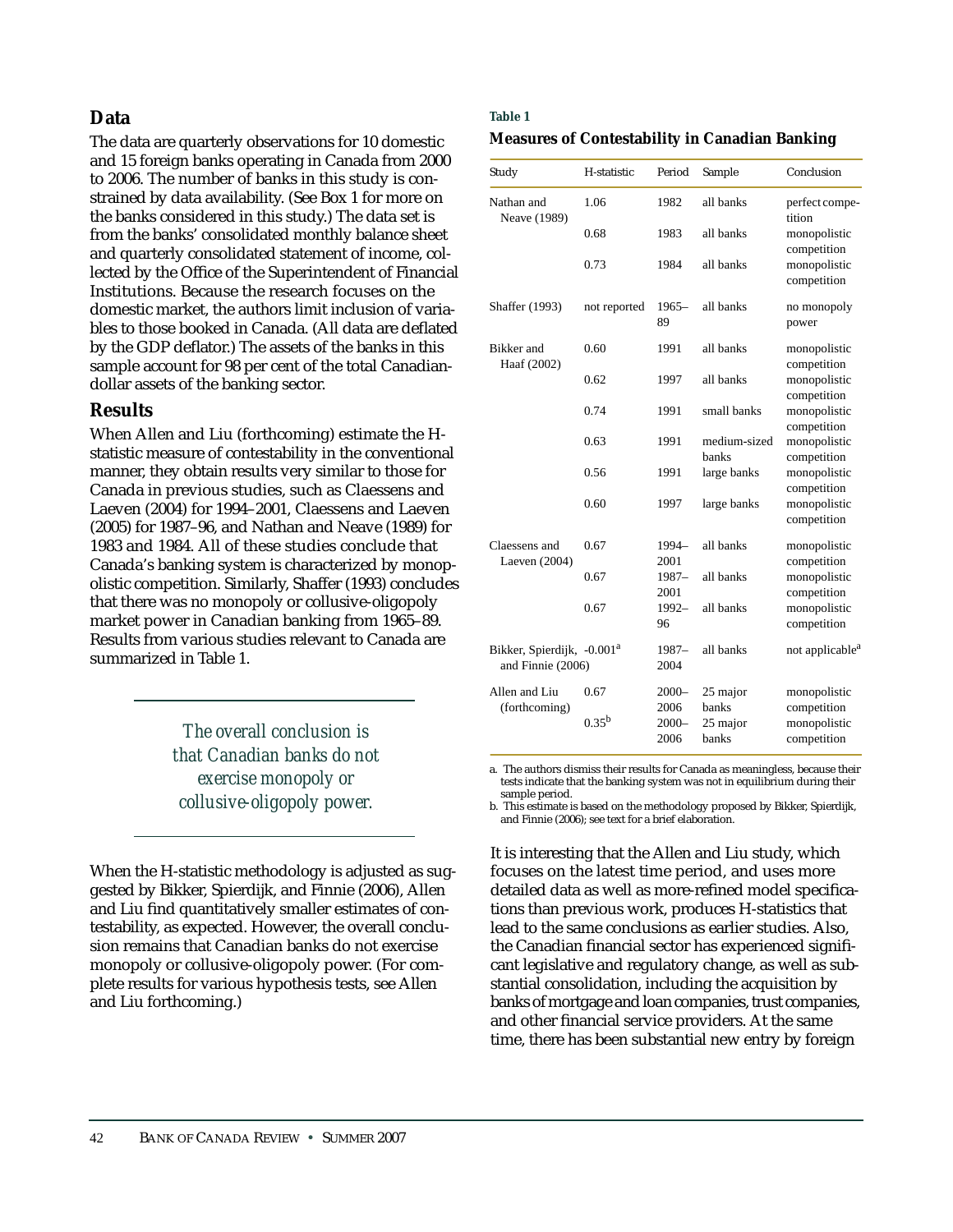## Data

The data are quarterly observations for 10 domestic and 15 foreign banks operating in Canada from 2000 to 2006. The number of banks in this study is constrained by data availability. (See Box 1 for more on the banks considered in this study.) The data set is from the banks' consolidated monthly balance sheet and quarterly consolidated statement of income, collected by the Office of the Superintendent of Financial Institutions. Because the research focuses on the domestic market, the authors limit inclusion of variables to those booked in Canada. (All data are deflated by the GDP deflator.) The assets of the banks in this sample account for 98 per cent of the total Canadian-dollar assets of the banking sector.

## Results

When Allen and Liu (forthcoming) estimate the H-statistic measure of contestability in the conventional manner, they obtain results very similar to those for Canada in previous studies, such as Claessens and Laeven (2004) for 1994–2001, Claessens and Laeven (2005) for 1987–96, and Nathan and Neave (1989) for 1983 and 1984. All of these studies conclude that Canada's banking system is characterized by monopolistic competition. Similarly, Shaffer (1993) concludes that there was no monopoly or collusive-oligopoly market power in Canadian banking from 1965–89. Results from various studies relevant to Canada are summarized in Table 1.

*The overall conclusion is that Canadian banks do not exercise monopoly or collusive-oligopoly power.*

When the H-statistic methodology is adjusted as suggested by Bikker, Spierdijk, and Finnie (2006), Allen and Liu find quantitatively smaller estimates of contestability, as expected. However, the overall conclusion remains that Canadian banks do not exercise monopoly or collusive-oligopoly power. (For complete results for various hypothesis tests, see Allen and Liu forthcoming.)

**Table 1**

**Measures of Contestability in Canadian Banking**

| Study | H-statistic | Period | Sample | Conclusion |
|---|---|---|---|---|
| Nathan and Neave (1989) | 1.06 | 1982 | all banks | perfect competition |
| | 0.68 | 1983 | all banks | monopolistic competition |
| | 0.73 | 1984 | all banks | monopolistic competition |
| Shaffer (1993) | not reported | 1965–89 | all banks | no monopoly power |
| Bikker and Haaf (2002) | 0.60 | 1991 | all banks | monopolistic competition |
| | 0.62 | 1997 | all banks | monopolistic competition |
| | 0.74 | 1991 | small banks | monopolistic competition |
| | 0.63 | 1991 | medium-sized banks | monopolistic competition |
| | 0.56 | 1991 | large banks | monopolistic competition |
| | 0.60 | 1997 | large banks | monopolistic competition |
| Claessens and Laeven (2004) | 0.67 | 1994–2001 | all banks | monopolistic competition |
| | 0.67 | 1987–2001 | all banks | monopolistic competition |
| | 0.67 | 1992–96 | all banks | monopolistic competition |
| Bikker, Spierdijk, and Finnie (2006) | -0.001[a] | 1987–2004 | all banks | not applicable[a] |
| Allen and Liu (forthcoming) | 0.67 | 2000–2006 | 25 major banks | monopolistic competition |
| | 0.35[b] | 2000–2006 | 25 major banks | monopolistic competition |

a. The authors dismiss their results for Canada as meaningless, because their tests indicate that the banking system was not in equilibrium during their sample period.

b. This estimate is based on the methodology proposed by Bikker, Spierdijk, and Finnie (2006); see text for a brief elaboration.

It is interesting that the Allen and Liu study, which focuses on the latest time period, and uses more detailed data as well as more-refined model specifications than previous work, produces H-statistics that lead to the same conclusions as earlier studies. Also, the Canadian financial sector has experienced significant legislative and regulatory change, as well as substantial consolidation, including the acquisition by banks of mortgage and loan companies, trust companies, and other financial service providers. At the same time, there has been substantial new entry by foreign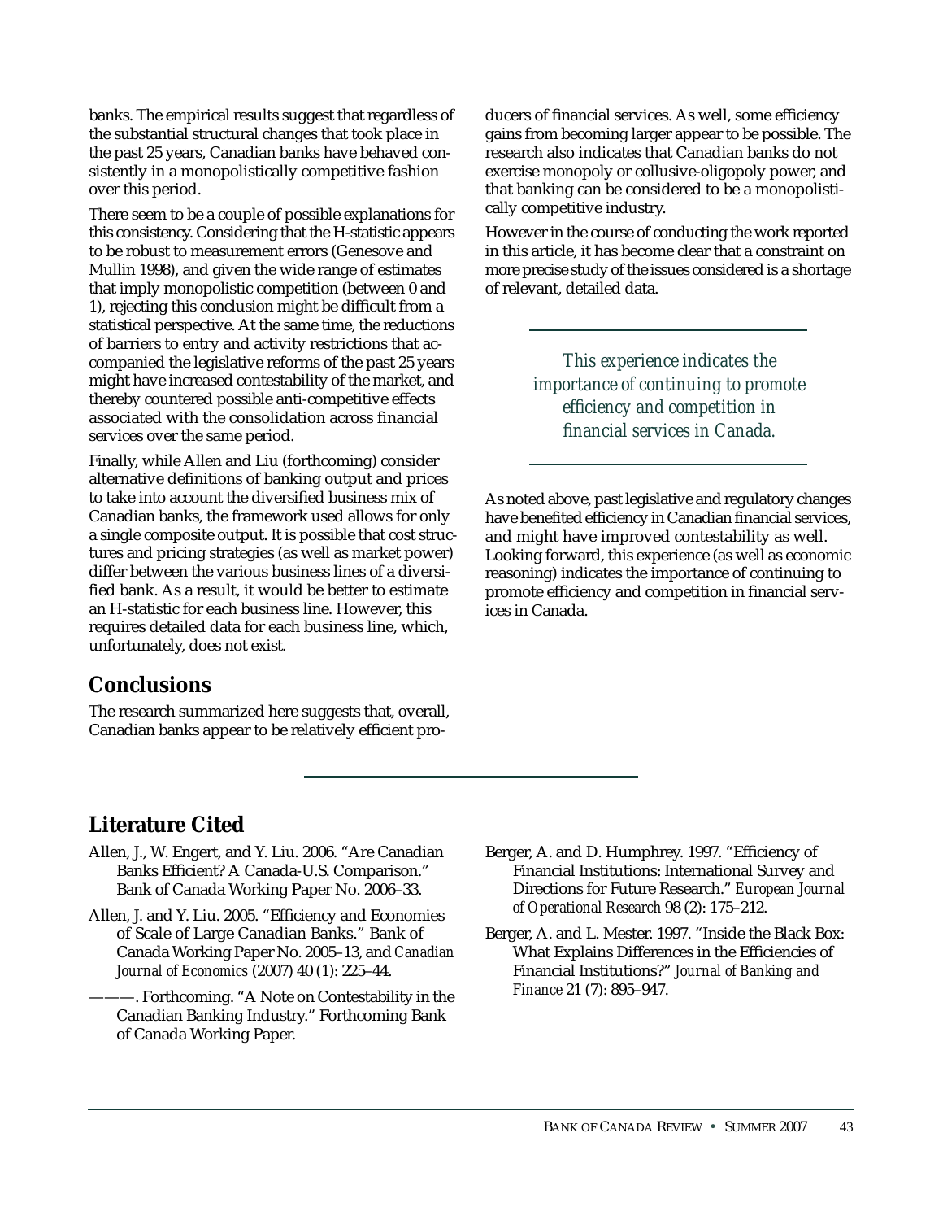banks. The empirical results suggest that regardless of the substantial structural changes that took place in the past 25 years, Canadian banks have behaved consistently in a monopolistically competitive fashion over this period.

There seem to be a couple of possible explanations for this consistency. Considering that the H-statistic appears to be robust to measurement errors (Genesove and Mullin 1998), and given the wide range of estimates that imply monopolistic competition (between 0 and 1), rejecting this conclusion might be difficult from a statistical perspective. At the same time, the reductions of barriers to entry and activity restrictions that accompanied the legislative reforms of the past 25 years might have increased contestability of the market, and thereby countered possible anti-competitive effects associated with the consolidation across financial services over the same period.

Finally, while Allen and Liu (forthcoming) consider alternative definitions of banking output and prices to take into account the diversified business mix of Canadian banks, the framework used allows for only a single composite output. It is possible that cost structures and pricing strategies (as well as market power) differ between the various business lines of a diversified bank. As a result, it would be better to estimate an H-statistic for each business line. However, this requires detailed data for each business line, which, unfortunately, does not exist.

## Conclusions

The research summarized here suggests that, overall, Canadian banks appear to be relatively efficient producers of financial services. As well, some efficiency gains from becoming larger appear to be possible. The research also indicates that Canadian banks do not exercise monopoly or collusive-oligopoly power, and that banking can be considered to be a monopolistically competitive industry.

However in the course of conducting the work reported in this article, it has become clear that a constraint on more precise study of the issues considered is a shortage of relevant, detailed data.

*This experience indicates the importance of continuing to promote efficiency and competition in financial services in Canada.*

As noted above, past legislative and regulatory changes have benefited efficiency in Canadian financial services, and might have improved contestability as well. Looking forward, this experience (as well as economic reasoning) indicates the importance of continuing to promote efficiency and competition in financial services in Canada.

## Literature Cited

Allen, J., W. Engert, and Y. Liu. 2006. "Are Canadian Banks Efficient? A Canada-U.S. Comparison." Bank of Canada Working Paper No. 2006–33.

Allen, J. and Y. Liu. 2005. "Efficiency and Economies of Scale of Large Canadian Banks." Bank of Canada Working Paper No. 2005–13, and *Canadian Journal of Economics* (2007) 40 (1): 225–44.

———. Forthcoming. "A Note on Contestability in the Canadian Banking Industry." Forthcoming Bank of Canada Working Paper.

Berger, A. and D. Humphrey. 1997. "Efficiency of Financial Institutions: International Survey and Directions for Future Research." *European Journal of Operational Research* 98 (2): 175–212.

Berger, A. and L. Mester. 1997. "Inside the Black Box: What Explains Differences in the Efficiencies of Financial Institutions?" *Journal of Banking and Finance* 21 (7): 895–947.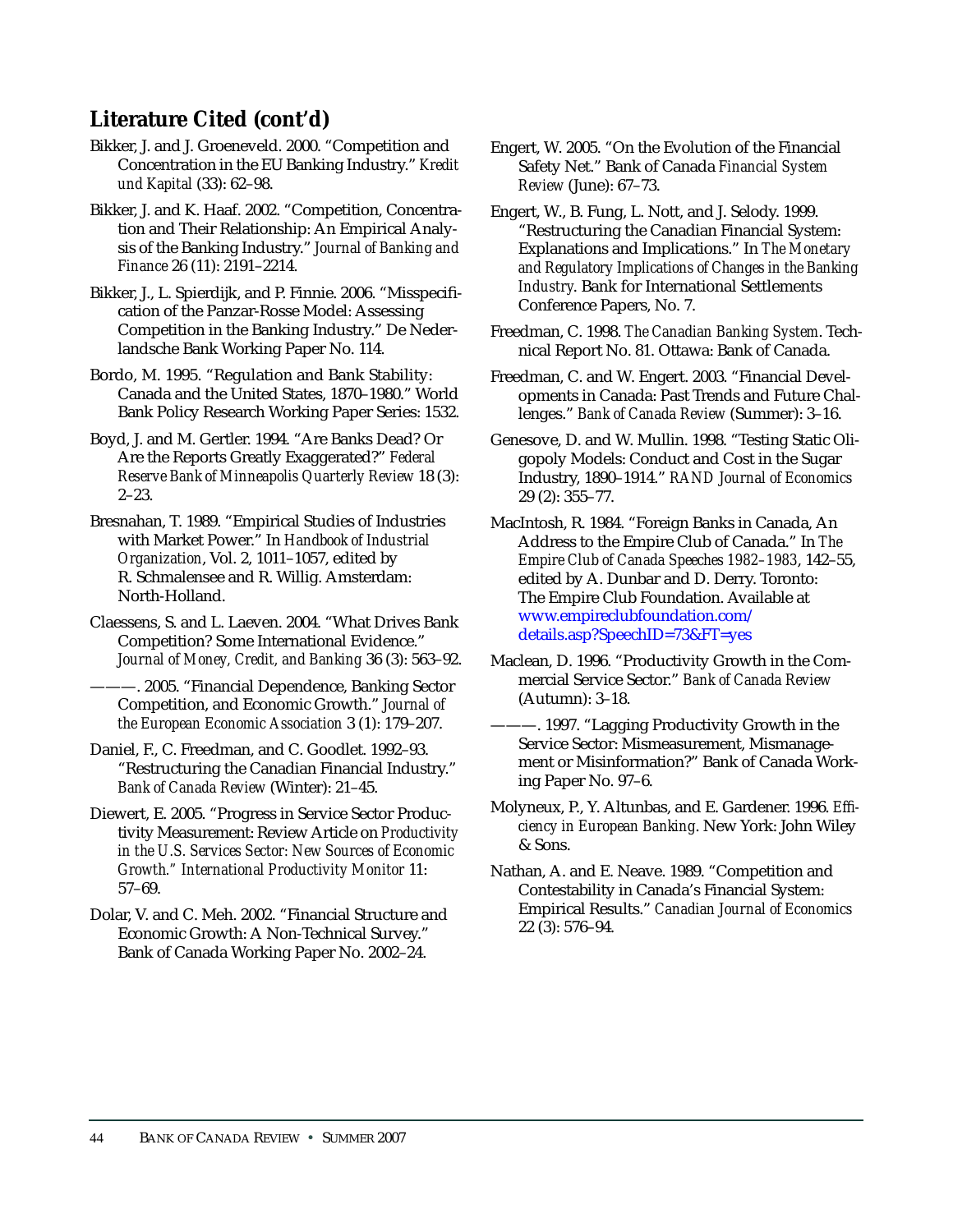## Literature Cited (cont'd)

Bikker, J. and J. Groeneveld. 2000. "Competition and Concentration in the EU Banking Industry." *Kredit und Kapital* (33): 62–98.

Bikker, J. and K. Haaf. 2002. "Competition, Concentration and Their Relationship: An Empirical Analysis of the Banking Industry." *Journal of Banking and Finance* 26 (11): 2191–2214.

Bikker, J., L. Spierdijk, and P. Finnie. 2006. "Misspecification of the Panzar-Rosse Model: Assessing Competition in the Banking Industry." De Nederlandsche Bank Working Paper No. 114.

Bordo, M. 1995. "Regulation and Bank Stability: Canada and the United States, 1870–1980." World Bank Policy Research Working Paper Series: 1532.

Boyd, J. and M. Gertler. 1994. "Are Banks Dead? Or Are the Reports Greatly Exaggerated?" *Federal Reserve Bank of Minneapolis Quarterly Review* 18 (3): 2–23.

Bresnahan, T. 1989. "Empirical Studies of Industries with Market Power." In *Handbook of Industrial Organization*, Vol. 2, 1011–1057, edited by R. Schmalensee and R. Willig. Amsterdam: North-Holland.

Claessens, S. and L. Laeven. 2004. "What Drives Bank Competition? Some International Evidence." *Journal of Money, Credit, and Banking* 36 (3): 563–92.

———. 2005. "Financial Dependence, Banking Sector Competition, and Economic Growth." *Journal of the European Economic Association* 3 (1): 179–207.

Daniel, F., C. Freedman, and C. Goodlet. 1992–93. "Restructuring the Canadian Financial Industry." *Bank of Canada Review* (Winter): 21–45.

Diewert, E. 2005. "Progress in Service Sector Productivity Measurement: Review Article on *Productivity in the U.S. Services Sector: New Sources of Economic Growth." International Productivity Monitor* 11: 57–69.

Dolar, V. and C. Meh. 2002. "Financial Structure and Economic Growth: A Non-Technical Survey." Bank of Canada Working Paper No. 2002–24.

Engert, W. 2005. "On the Evolution of the Financial Safety Net." Bank of Canada *Financial System Review* (June): 67–73.

Engert, W., B. Fung, L. Nott, and J. Selody. 1999. "Restructuring the Canadian Financial System: Explanations and Implications." In *The Monetary and Regulatory Implications of Changes in the Banking Industry*. Bank for International Settlements Conference Papers, No. 7.

Freedman, C. 1998. *The Canadian Banking System*. Technical Report No. 81. Ottawa: Bank of Canada.

Freedman, C. and W. Engert. 2003. "Financial Developments in Canada: Past Trends and Future Challenges." *Bank of Canada Review* (Summer): 3–16.

Genesove, D. and W. Mullin. 1998. "Testing Static Oligopoly Models: Conduct and Cost in the Sugar Industry, 1890–1914." *RAND Journal of Economics* 29 (2): 355–77.

MacIntosh, R. 1984. "Foreign Banks in Canada, An Address to the Empire Club of Canada." In *The Empire Club of Canada Speeches 1982–1983*, 142–55, edited by A. Dunbar and D. Derry. Toronto: The Empire Club Foundation. Available at www.empireclubfoundation.com/details.asp?SpeechID=73&FT=yes

Maclean, D. 1996. "Productivity Growth in the Commercial Service Sector." *Bank of Canada Review* (Autumn): 3–18.

———. 1997. "Lagging Productivity Growth in the Service Sector: Mismeasurement, Mismanagement or Misinformation?" Bank of Canada Working Paper No. 97–6.

Molyneux, P., Y. Altunbas, and E. Gardener. 1996. *Efficiency in European Banking*. New York: John Wiley & Sons.

Nathan, A. and E. Neave. 1989. "Competition and Contestability in Canada's Financial System: Empirical Results." *Canadian Journal of Economics* 22 (3): 576–94.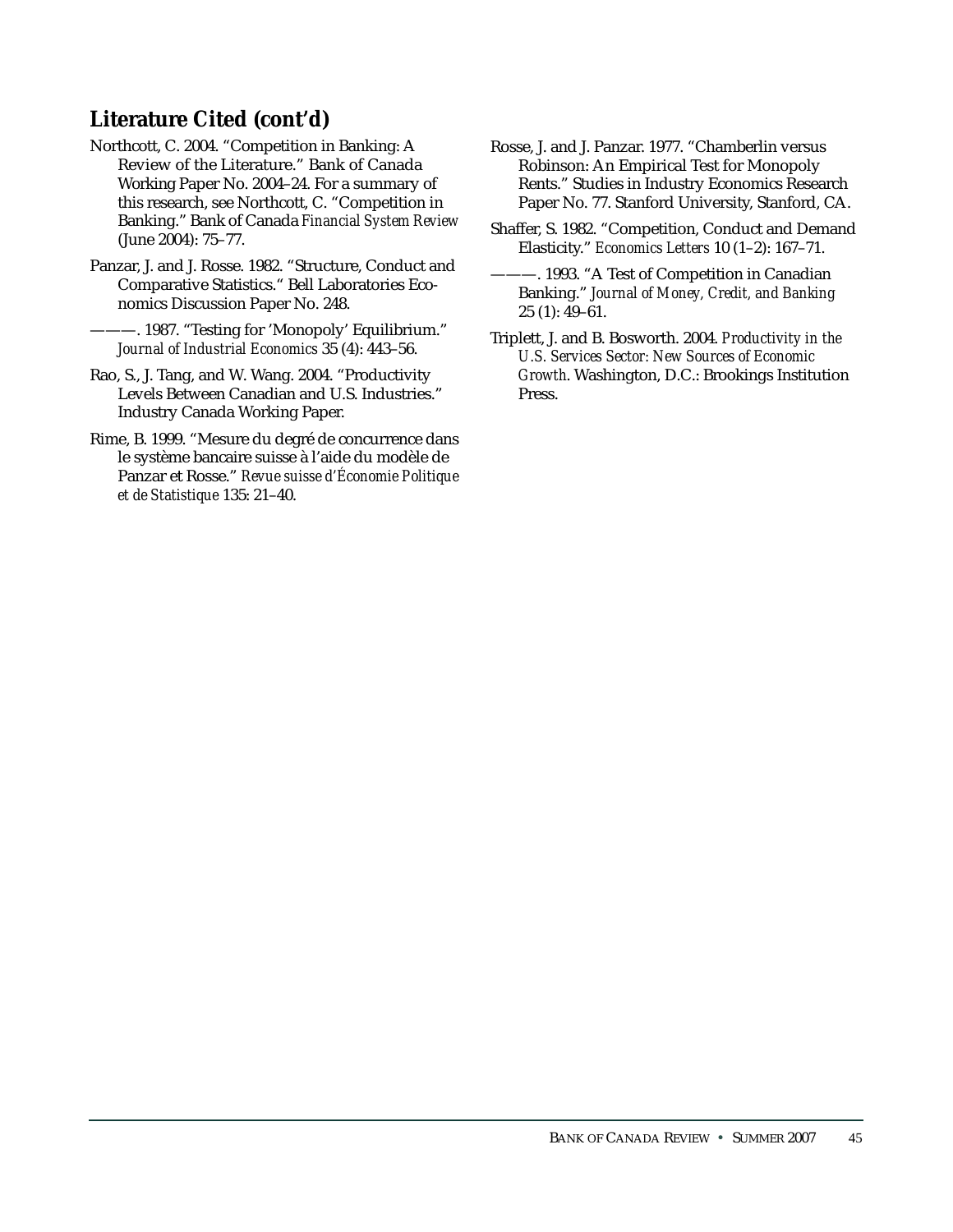## Literature Cited (cont'd)

Northcott, C. 2004. "Competition in Banking: A Review of the Literature." Bank of Canada Working Paper No. 2004–24. For a summary of this research, see Northcott, C. "Competition in Banking." Bank of Canada *Financial System Review* (June 2004): 75–77.

Panzar, J. and J. Rosse. 1982. "Structure, Conduct and Comparative Statistics." Bell Laboratories Economics Discussion Paper No. 248.

———. 1987. "Testing for 'Monopoly' Equilibrium." *Journal of Industrial Economics* 35 (4): 443–56.

Rao, S., J. Tang, and W. Wang. 2004. "Productivity Levels Between Canadian and U.S. Industries." Industry Canada Working Paper.

Rime, B. 1999. "Mesure du degré de concurrence dans le système bancaire suisse à l'aide du modèle de Panzar et Rosse." *Revue suisse d'Économie Politique et de Statistique* 135: 21–40.

Rosse, J. and J. Panzar. 1977. "Chamberlin versus Robinson: An Empirical Test for Monopoly Rents." Studies in Industry Economics Research Paper No. 77. Stanford University, Stanford, CA.

Shaffer, S. 1982. "Competition, Conduct and Demand Elasticity." *Economics Letters* 10 (1–2): 167–71.

———. 1993. "A Test of Competition in Canadian Banking." *Journal of Money, Credit, and Banking* 25 (1): 49–61.

Triplett, J. and B. Bosworth. 2004. *Productivity in the U.S. Services Sector: New Sources of Economic Growth*. Washington, D.C.: Brookings Institution Press.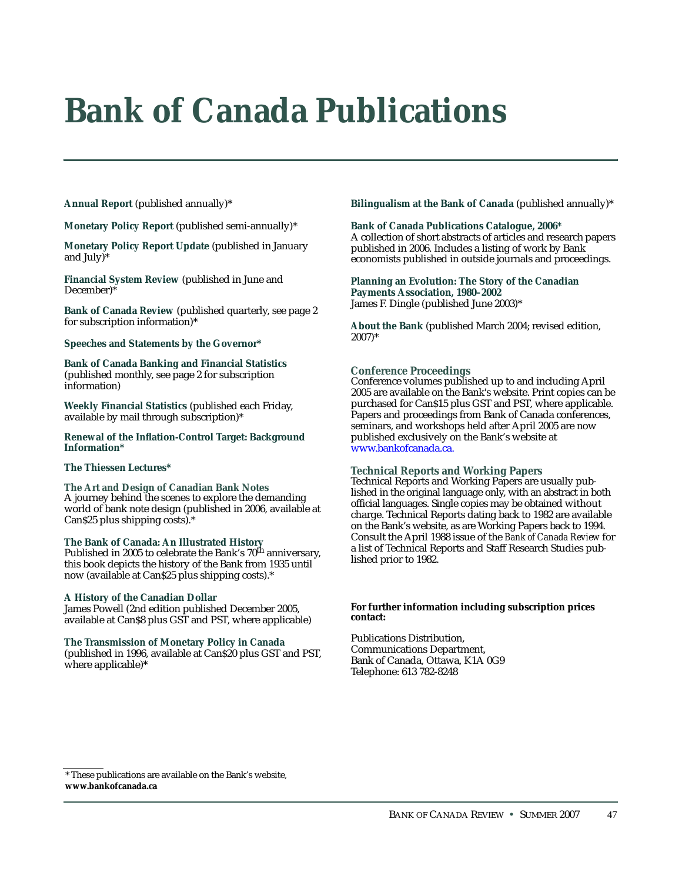# Bank of Canada Publications

**Annual Report** (published annually)*

**Monetary Policy Report** (published semi-annually)*

**Monetary Policy Report Update** (published in January and July)*

**Financial System Review** (published in June and December)*

**Bank of Canada Review** (published quarterly, see page 2 for subscription information)*

**Speeches and Statements by the Governor***

**Bank of Canada Banking and Financial Statistics** (published monthly, see page 2 for subscription information)

**Weekly Financial Statistics** (published each Friday, available by mail through subscription)*

**Renewal of the Inflation-Control Target: Background Information***

**The Thiessen Lectures***

**The Art and Design of Canadian Bank Notes**
A journey behind the scenes to explore the demanding world of bank note design (published in 2006, available at Can$25 plus shipping costs).*

**The Bank of Canada: An Illustrated History**
Published in 2005 to celebrate the Bank's 70th anniversary, this book depicts the history of the Bank from 1935 until now (available at Can$25 plus shipping costs).*

**A History of the Canadian Dollar**
James Powell (2nd edition published December 2005, available at Can$8 plus GST and PST, where applicable)

**The Transmission of Monetary Policy in Canada**
(published in 1996, available at Can$20 plus GST and PST, where applicable)*

**Bilingualism at the Bank of Canada** (published annually)*

**Bank of Canada Publications Catalogue, 2006***
A collection of short abstracts of articles and research papers published in 2006. Includes a listing of work by Bank economists published in outside journals and proceedings.

**Planning an Evolution: The Story of the Canadian Payments Association, 1980–2002**
James F. Dingle (published June 2003)*

**About the Bank** (published March 2004; revised edition, 2007)*

**Conference Proceedings**
Conference volumes published up to and including April 2005 are available on the Bank's website. Print copies can be purchased for Can$15 plus GST and PST, where applicable. Papers and proceedings from Bank of Canada conferences, seminars, and workshops held after April 2005 are now published exclusively on the Bank's website at www.bankofcanada.ca.

**Technical Reports and Working Papers**
Technical Reports and Working Papers are usually published in the original language only, with an abstract in both official languages. Single copies may be obtained without charge. Technical Reports dating back to 1982 are available on the Bank's website, as are Working Papers back to 1994. Consult the April 1988 issue of the *Bank of Canada Review* for a list of Technical Reports and Staff Research Studies published prior to 1982.

**For further information including subscription prices contact:**

Publications Distribution,
Communications Department,
Bank of Canada, Ottawa, K1A 0G9
Telephone: 613 782-8248

---

\* These publications are available on the Bank's website, **www.bankofcanada.ca**